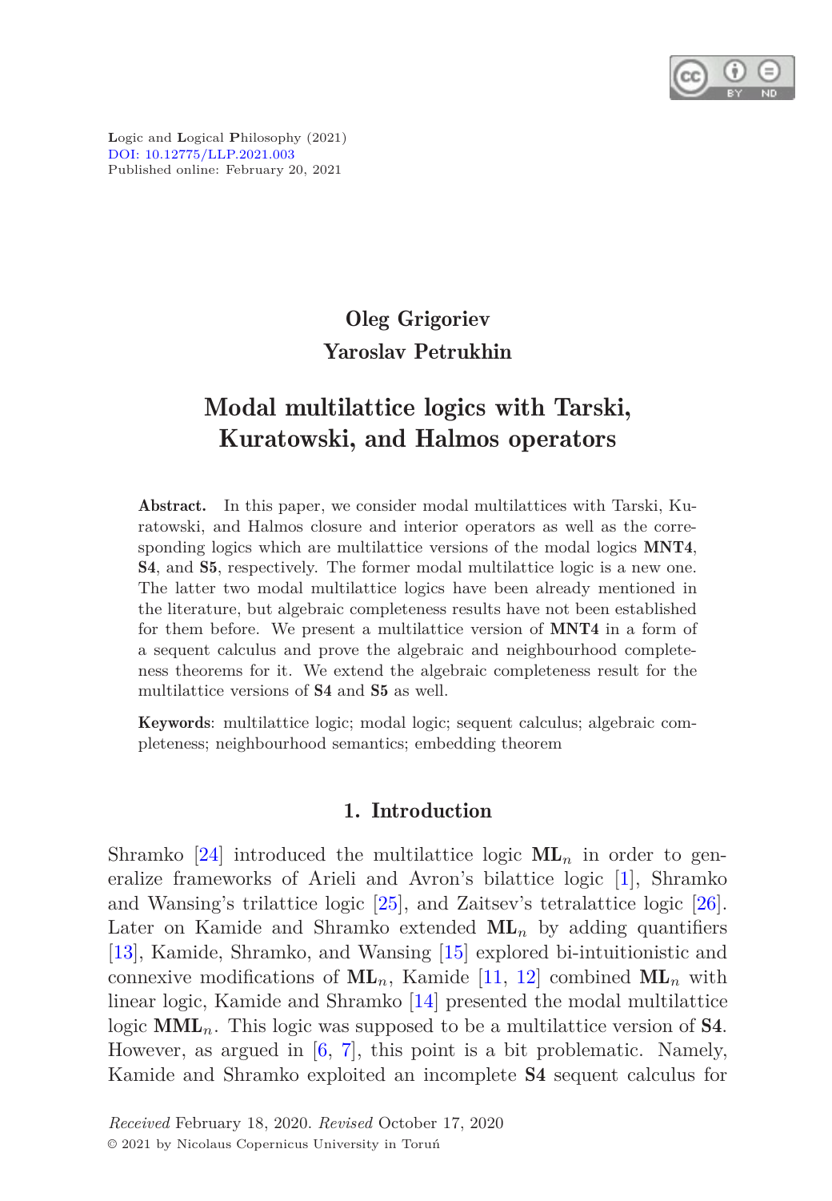Logic and Logical Philosophy (2021)
DOI: 10.12775/LLP.2021.003
Published online: February 20, 2021

**Oleg Grigoriev**
**Yaroslav Petrukhin**

# Modal multilattice logics with Tarski, Kuratowski, and Halmos operators

**Abstract.** In this paper, we consider modal multilattices with Tarski, Kuratowski, and Halmos closure and interior operators as well as the corresponding logics which are multilattice versions of the modal logics **MNT4**, **S4**, and **S5**, respectively. The former modal multilattice logic is a new one. The latter two modal multilattice logics have been already mentioned in the literature, but algebraic completeness results have not been established for them before. We present a multilattice version of **MNT4** in a form of a sequent calculus and prove the algebraic and neighbourhood completeness theorems for it. We extend the algebraic completeness result for the multilattice versions of **S4** and **S5** as well.

**Keywords**: multilattice logic; modal logic; sequent calculus; algebraic completeness; neighbourhood semantics; embedding theorem

## 1. Introduction

Shramko [24] introduced the multilattice logic $\mathbf{ML}_n$ in order to generalize frameworks of Arieli and Avron's bilattice logic [1], Shramko and Wansing's trilattice logic [25], and Zaitsev's tetralattice logic [26]. Later on Kamide and Shramko extended $\mathbf{ML}_n$ by adding quantifiers [13], Kamide, Shramko, and Wansing [15] explored bi-intuitionistic and connexive modifications of $\mathbf{ML}_n$, Kamide [11, 12] combined $\mathbf{ML}_n$ with linear logic, Kamide and Shramko [14] presented the modal multilattice logic $\mathbf{MML}_n$. This logic was supposed to be a multilattice version of **S4**. However, as argued in [6, 7], this point is a bit problematic. Namely, Kamide and Shramko exploited an incomplete **S4** sequent calculus for

*Received* February 18, 2020. *Revised* October 17, 2020
© 2021 by Nicolaus Copernicus University in Toruń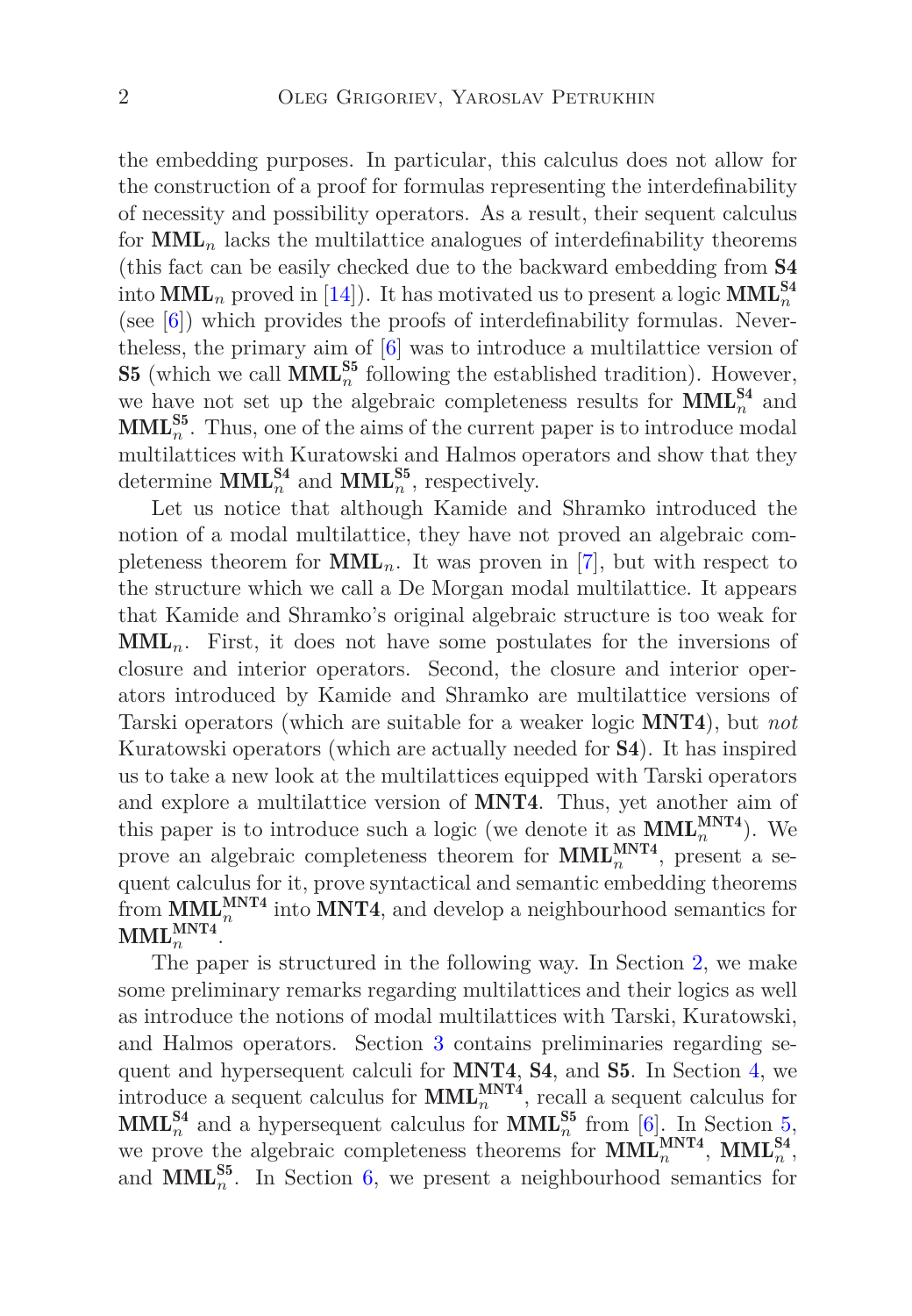the embedding purposes. In particular, this calculus does not allow for the construction of a proof for formulas representing the interdefinability of necessity and possibility operators. As a result, their sequent calculus for $\mathbf{MML}_n$ lacks the multilattice analogues of interdefinability theorems (this fact can be easily checked due to the backward embedding from **S4** into $\mathbf{MML}_n$ proved in [14]). It has motivated us to present a logic $\mathbf{MML}_n^{\mathbf{S4}}$ (see [6]) which provides the proofs of interdefinability formulas. Nevertheless, the primary aim of [6] was to introduce a multilattice version of **S5** (which we call $\mathbf{MML}_n^{\mathbf{S5}}$ following the established tradition). However, we have not set up the algebraic completeness results for $\mathbf{MML}_n^{\mathbf{S4}}$ and $\mathbf{MML}_n^{\mathbf{S5}}$. Thus, one of the aims of the current paper is to introduce modal multilattices with Kuratowski and Halmos operators and show that they determine $\mathbf{MML}_n^{\mathbf{S4}}$ and $\mathbf{MML}_n^{\mathbf{S5}}$, respectively.

Let us notice that although Kamide and Shramko introduced the notion of a modal multilattice, they have not proved an algebraic completeness theorem for $\mathbf{MML}_n$. It was proven in [7], but with respect to the structure which we call a De Morgan modal multilattice. It appears that Kamide and Shramko's original algebraic structure is too weak for $\mathbf{MML}_n$. First, it does not have some postulates for the inversions of closure and interior operators. Second, the closure and interior operators introduced by Kamide and Shramko are multilattice versions of Tarski operators (which are suitable for a weaker logic **MNT4**), but *not* Kuratowski operators (which are actually needed for **S4**). It has inspired us to take a new look at the multilattices equipped with Tarski operators and explore a multilattice version of **MNT4**. Thus, yet another aim of this paper is to introduce such a logic (we denote it as $\mathbf{MML}_n^{\mathbf{MNT4}}$). We prove an algebraic completeness theorem for $\mathbf{MML}_n^{\mathbf{MNT4}}$, present a sequent calculus for it, prove syntactical and semantic embedding theorems from $\mathbf{MML}_n^{\mathbf{MNT4}}$ into **MNT4**, and develop a neighbourhood semantics for $\mathbf{MML}_n^{\mathbf{MNT4}}$.

The paper is structured in the following way. In Section 2, we make some preliminary remarks regarding multilattices and their logics as well as introduce the notions of modal multilattices with Tarski, Kuratowski, and Halmos operators. Section 3 contains preliminaries regarding sequent and hypersequent calculi for **MNT4**, **S4**, and **S5**. In Section 4, we introduce a sequent calculus for $\mathbf{MML}_n^{\mathbf{MNT4}}$, recall a sequent calculus for $\mathbf{MML}_n^{\mathbf{S4}}$ and a hypersequent calculus for $\mathbf{MML}_n^{\mathbf{S5}}$ from [6]. In Section 5, we prove the algebraic completeness theorems for $\mathbf{MML}_n^{\mathbf{MNT4}}$, $\mathbf{MML}_n^{\mathbf{S4}}$, and $\mathbf{MML}_n^{\mathbf{S5}}$. In Section 6, we present a neighbourhood semantics for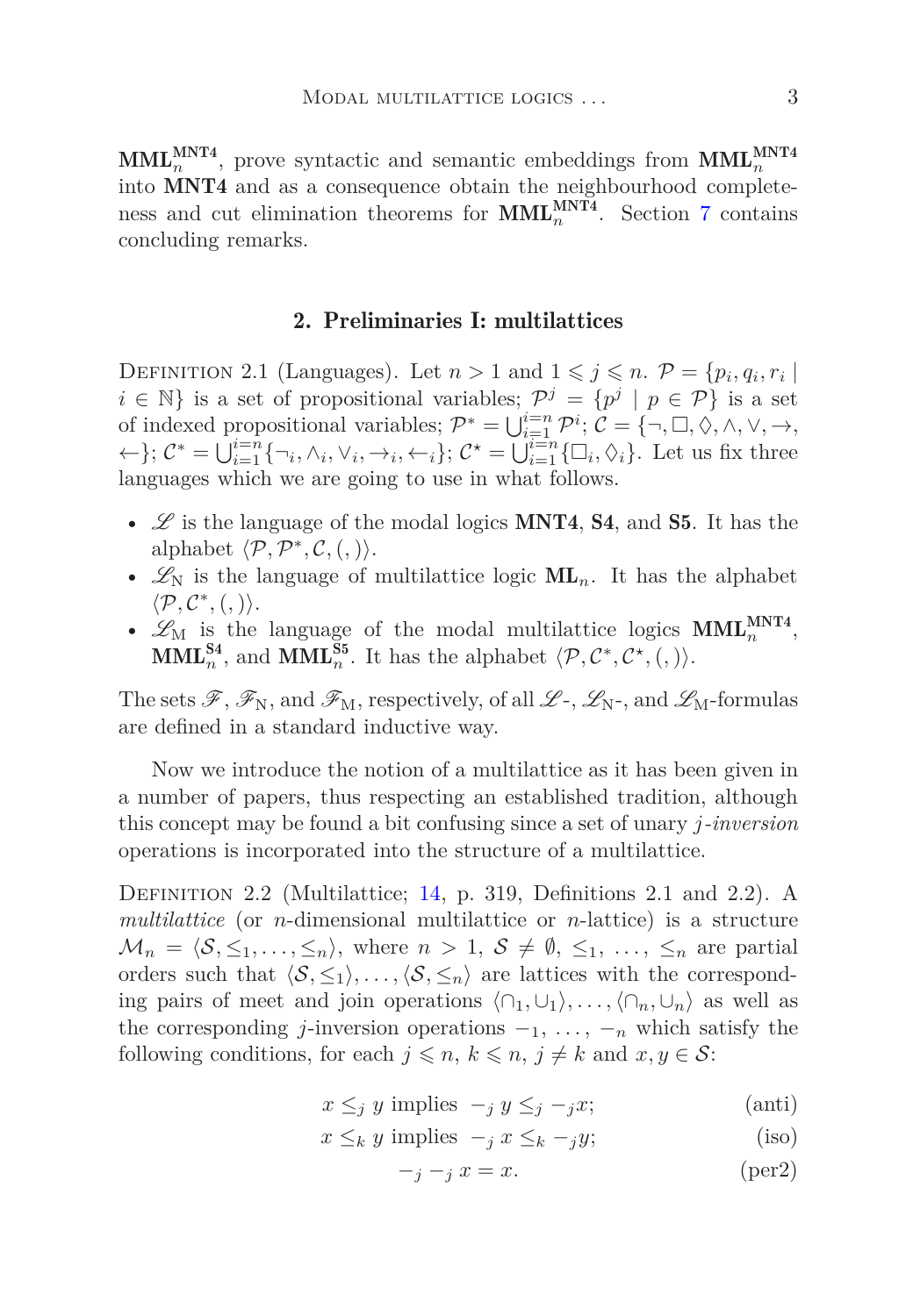$\mathbf{MML}_n^{\mathbf{MNT4}}$, prove syntactic and semantic embeddings from $\mathbf{MML}_n^{\mathbf{MNT4}}$ into **MNT4** and as a consequence obtain the neighbourhood completeness and cut elimination theorems for $\mathbf{MML}_n^{\mathbf{MNT4}}$. Section 7 contains concluding remarks.

## 2. Preliminaries I: multilattices

Definition 2.1 (Languages). Let $n > 1$ and $1 \leqslant j \leqslant n$. $\mathcal{P} = \{p_i, q_i, r_i \mid i \in \mathbb{N}\}$ is a set of propositional variables; $\mathcal{P}^j = \{p^j \mid p \in \mathcal{P}\}$ is a set of indexed propositional variables; $\mathcal{P}^* = \bigcup_{i=1}^{i=n} \mathcal{P}^i$; $\mathcal{C} = \{\neg, \Box, \Diamond, \wedge, \vee, \rightarrow, \leftarrow\}$; $\mathcal{C}^* = \bigcup_{i=1}^{i=n} \{\neg_i, \wedge_i, \vee_i, \rightarrow_i, \leftarrow_i\}$; $\mathcal{C}^\star = \bigcup_{i=1}^{i=n} \{\Box_i, \Diamond_i\}$. Let us fix three languages which we are going to use in what follows.

- $\mathscr{L}$ is the language of the modal logics **MNT4**, **S4**, and **S5**. It has the alphabet $\langle \mathcal{P}, \mathcal{P}^*, \mathcal{C}, (,) \rangle$.
- $\mathscr{L}_{\mathrm{N}}$ is the language of multilattice logic $\mathbf{ML}_n$. It has the alphabet $\langle \mathcal{P}, \mathcal{C}^*, (,) \rangle$.
- $\mathscr{L}_{\mathrm{M}}$ is the language of the modal multilattice logics $\mathbf{MML}_n^{\mathbf{MNT4}}$, $\mathbf{MML}_n^{\mathbf{S4}}$, and $\mathbf{MML}_n^{\mathbf{S5}}$. It has the alphabet $\langle \mathcal{P}, \mathcal{C}^*, \mathcal{C}^\star, (,) \rangle$.

The sets $\mathscr{F}$, $\mathscr{F}_{\mathrm{N}}$, and $\mathscr{F}_{\mathrm{M}}$, respectively, of all $\mathscr{L}$-, $\mathscr{L}_{\mathrm{N}}$-, and $\mathscr{L}_{\mathrm{M}}$-formulas are defined in a standard inductive way.

Now we introduce the notion of a multilattice as it has been given in a number of papers, thus respecting an established tradition, although this concept may be found a bit confusing since a set of unary *j-inversion* operations is incorporated into the structure of a multilattice.

Definition 2.2 (Multilattice; 14, p. 319, Definitions 2.1 and 2.2). A *multilattice* (or $n$-dimensional multilattice or $n$-lattice) is a structure $\mathcal{M}_n = \langle \mathcal{S}, \leq_1, \ldots, \leq_n \rangle$, where $n > 1$, $\mathcal{S} \neq \emptyset$, $\leq_1, \ldots, \leq_n$ are partial orders such that $\langle \mathcal{S}, \leq_1 \rangle, \ldots, \langle \mathcal{S}, \leq_n \rangle$ are lattices with the corresponding pairs of meet and join operations $\langle \cap_1, \cup_1 \rangle, \ldots, \langle \cap_n, \cup_n \rangle$ as well as the corresponding $j$-inversion operations $-_1, \ldots, -_n$ which satisfy the following conditions, for each $j \leqslant n$, $k \leqslant n$, $j \neq k$ and $x, y \in \mathcal{S}$:

$$x \leq_j y \text{ implies } -_j\, y \leq_j -_j x; \tag{anti}$$

$$x \leq_k y \text{ implies } -_j\, x \leq_k -_j y; \tag{iso}$$

$$-_j -_j\, x = x. \tag{per2}$$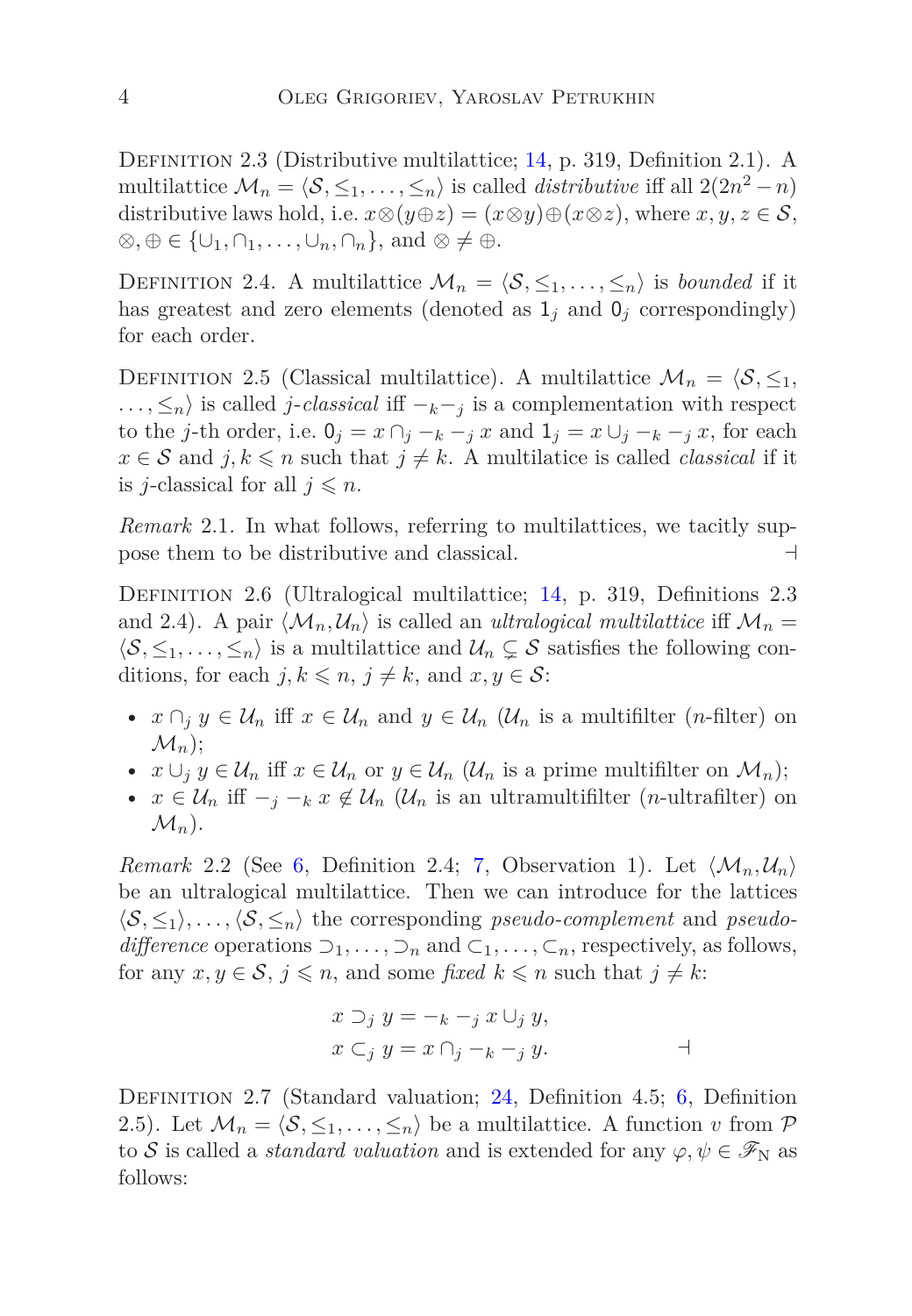Definition 2.3 (Distributive multilattice; 14, p. 319, Definition 2.1). A multilattice $\mathcal{M}_n = \langle \mathcal{S}, \leq_1, \ldots, \leq_n \rangle$ is called *distributive* iff all $2(2n^2 - n)$ distributive laws hold, i.e. $x \otimes (y \oplus z) = (x \otimes y) \oplus (x \otimes z)$, where $x, y, z \in \mathcal{S}$, $\otimes, \oplus \in \{\cup_1, \cap_1, \ldots, \cup_n, \cap_n\}$, and $\otimes \neq \oplus$.

Definition 2.4. A multilattice $\mathcal{M}_n = \langle \mathcal{S}, \leq_1, \ldots, \leq_n \rangle$ is *bounded* if it has greatest and zero elements (denoted as $\mathsf{1}_j$ and $\mathsf{0}_j$ correspondingly) for each order.

Definition 2.5 (Classical multilattice). A multilattice $\mathcal{M}_n = \langle \mathcal{S}, \leq_1, \ldots, \leq_n \rangle$ is called *j-classical* iff $-_k -_j$ is a complementation with respect to the $j$-th order, i.e. $\mathsf{0}_j = x \cap_j -_k -_j x$ and $\mathsf{1}_j = x \cup_j -_k -_j x$, for each $x \in \mathcal{S}$ and $j, k \leqslant n$ such that $j \neq k$. A multilatice is called *classical* if it is $j$-classical for all $j \leqslant n$.

*Remark* 2.1. In what follows, referring to multilattices, we tacitly suppose them to be distributive and classical. ⊣

Definition 2.6 (Ultralogical multilattice; 14, p. 319, Definitions 2.3 and 2.4). A pair $\langle \mathcal{M}_n, \mathcal{U}_n \rangle$ is called an *ultralogical multilattice* iff $\mathcal{M}_n = \langle \mathcal{S}, \leq_1, \ldots, \leq_n \rangle$ is a multilattice and $\mathcal{U}_n \subsetneq \mathcal{S}$ satisfies the following conditions, for each $j, k \leqslant n$, $j \neq k$, and $x, y \in \mathcal{S}$:

- $x \cap_j y \in \mathcal{U}_n$ iff $x \in \mathcal{U}_n$ and $y \in \mathcal{U}_n$ ($\mathcal{U}_n$ is a multifilter ($n$-filter) on $\mathcal{M}_n$);
- $x \cup_j y \in \mathcal{U}_n$ iff $x \in \mathcal{U}_n$ or $y \in \mathcal{U}_n$ ($\mathcal{U}_n$ is a prime multifilter on $\mathcal{M}_n$);
- $x \in \mathcal{U}_n$ iff $-_j -_k x \notin \mathcal{U}_n$ ($\mathcal{U}_n$ is an ultramultifilter ($n$-ultrafilter) on $\mathcal{M}_n$).

*Remark* 2.2 (See 6, Definition 2.4; 7, Observation 1). Let $\langle \mathcal{M}_n, \mathcal{U}_n \rangle$ be an ultralogical multilattice. Then we can introduce for the lattices $\langle \mathcal{S}, \leq_1 \rangle, \ldots, \langle \mathcal{S}, \leq_n \rangle$ the corresponding *pseudo-complement* and *pseudo-difference* operations $\supset_1, \ldots, \supset_n$ and $\subset_1, \ldots, \subset_n$, respectively, as follows, for any $x, y \in \mathcal{S}$, $j \leqslant n$, and some *fixed* $k \leqslant n$ such that $j \neq k$:

$$x \supset_j y = -_k -_j x \cup_j y,$$
$$x \subset_j y = x \cap_j -_k -_j y.$$
⊣

Definition 2.7 (Standard valuation; 24, Definition 4.5; 6, Definition 2.5). Let $\mathcal{M}_n = \langle \mathcal{S}, \leq_1, \ldots, \leq_n \rangle$ be a multilattice. A function $v$ from $\mathcal{P}$ to $\mathcal{S}$ is called a *standard valuation* and is extended for any $\varphi, \psi \in \mathscr{F}_{\mathrm{N}}$ as follows: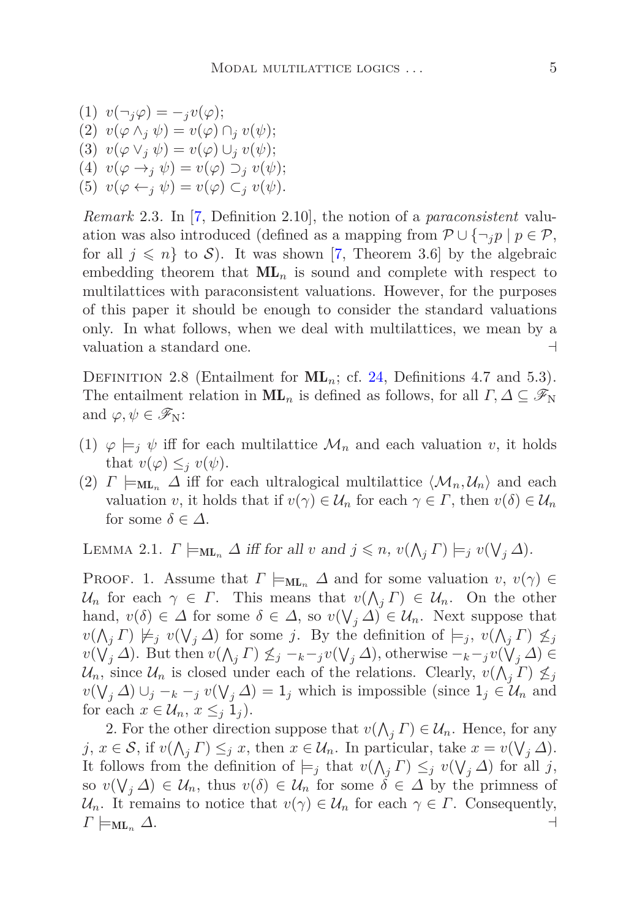(1) $v(\neg_j \varphi) = -_j v(\varphi)$;
(2) $v(\varphi \wedge_j \psi) = v(\varphi) \cap_j v(\psi)$;
(3) $v(\varphi \vee_j \psi) = v(\varphi) \cup_j v(\psi)$;
(4) $v(\varphi \rightarrow_j \psi) = v(\varphi) \supset_j v(\psi)$;
(5) $v(\varphi \leftarrow_j \psi) = v(\varphi) \subset_j v(\psi)$.

*Remark* 2.3. In [7, Definition 2.10], the notion of a *paraconsistent* valuation was also introduced (defined as a mapping from $\mathcal{P} \cup \{\neg_j p \mid p \in \mathcal{P}$, for all $j \leqslant n\}$ to $\mathcal{S}$). It was shown [7, Theorem 3.6] by the algebraic embedding theorem that $\mathbf{ML}_n$ is sound and complete with respect to multilattices with paraconsistent valuations. However, for the purposes of this paper it should be enough to consider the standard valuations only. In what follows, when we deal with multilattices, we mean by a valuation a standard one. ⊣

Definition 2.8 (Entailment for $\mathbf{ML}_n$; cf. 24, Definitions 4.7 and 5.3). The entailment relation in $\mathbf{ML}_n$ is defined as follows, for all $\Gamma, \Delta \subseteq \mathscr{F}_{\mathrm{N}}$ and $\varphi, \psi \in \mathscr{F}_{\mathrm{N}}$:

(1) $\varphi \models_j \psi$ iff for each multilattice $\mathcal{M}_n$ and each valuation $v$, it holds that $v(\varphi) \leq_j v(\psi)$.
(2) $\Gamma \models_{\mathbf{ML}_n} \Delta$ iff for each ultralogical multilattice $\langle \mathcal{M}_n, \mathcal{U}_n \rangle$ and each valuation $v$, it holds that if $v(\gamma) \in \mathcal{U}_n$ for each $\gamma \in \Gamma$, then $v(\delta) \in \mathcal{U}_n$ for some $\delta \in \Delta$.

Lemma 2.1. *$\Gamma \models_{\mathbf{ML}_n} \Delta$ iff for all $v$ and $j \leqslant n$, $v(\bigwedge_j \Gamma) \models_j v(\bigvee_j \Delta)$.*

Proof. 1. Assume that $\Gamma \models_{\mathbf{ML}_n} \Delta$ and for some valuation $v$, $v(\gamma) \in \mathcal{U}_n$ for each $\gamma \in \Gamma$. This means that $v(\bigwedge_j \Gamma) \in \mathcal{U}_n$. On the other hand, $v(\delta) \in \Delta$ for some $\delta \in \Delta$, so $v(\bigvee_j \Delta) \in \mathcal{U}_n$. Next suppose that $v(\bigwedge_j \Gamma) \not\models_j v(\bigvee_j \Delta)$ for some $j$. By the definition of $\models_j$, $v(\bigwedge_j \Gamma) \not\leq_j v(\bigvee_j \Delta)$. But then $v(\bigwedge_j \Gamma) \not\leq_j -_k -_j v(\bigvee_j \Delta)$, otherwise $-_k -_j v(\bigvee_j \Delta) \in \mathcal{U}_n$, since $\mathcal{U}_n$ is closed under each of the relations. Clearly, $v(\bigwedge_j \Gamma) \not\leq_j v(\bigvee_j \Delta) \cup_j -_k -_j v(\bigvee_j \Delta) = 1_j$ which is impossible (since $1_j \in \mathcal{U}_n$ and for each $x \in \mathcal{U}_n$, $x \leq_j 1_j$).

2. For the other direction suppose that $v(\bigwedge_j \Gamma) \in \mathcal{U}_n$. Hence, for any $j$, $x \in \mathcal{S}$, if $v(\bigwedge_j \Gamma) \leq_j x$, then $x \in \mathcal{U}_n$. In particular, take $x = v(\bigvee_j \Delta)$. It follows from the definition of $\models_j$ that $v(\bigwedge_j \Gamma) \leq_j v(\bigvee_j \Delta)$ for all $j$, so $v(\bigvee_j \Delta) \in \mathcal{U}_n$, thus $v(\delta) \in \mathcal{U}_n$ for some $\delta \in \Delta$ by the primness of $\mathcal{U}_n$. It remains to notice that $v(\gamma) \in \mathcal{U}_n$ for each $\gamma \in \Gamma$. Consequently, $\Gamma \models_{\mathbf{ML}_n} \Delta$. ⊣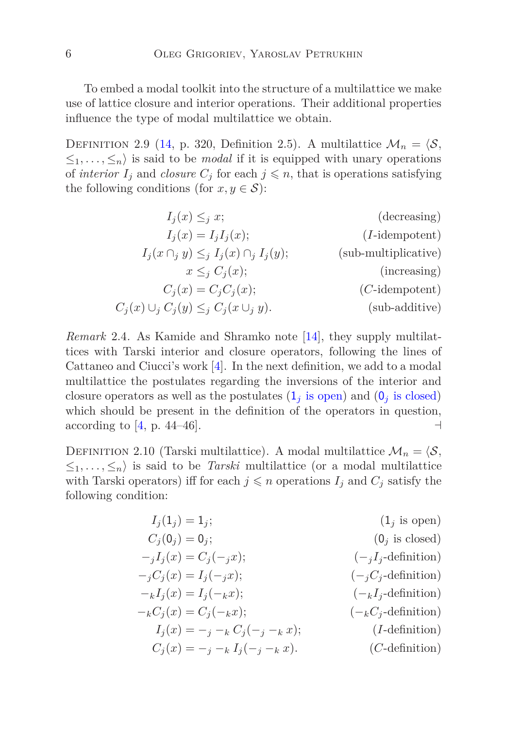To embed a modal toolkit into the structure of a multilattice we make use of lattice closure and interior operations. Their additional properties influence the type of modal multilattice we obtain.

Definition 2.9 ([14], p. 320, Definition 2.5). A multilattice $\mathcal{M}_n = \langle \mathcal{S}, \leq_1, \ldots, \leq_n \rangle$ is said to be *modal* if it is equipped with unary operations of *interior* $I_j$ and *closure* $C_j$ for each $j \leqslant n$, that is operations satisfying the following conditions (for $x, y \in \mathcal{S}$):

$$
\begin{aligned}
I_j(x) &\leq_j x; && \text{(decreasing)}\\
I_j(x) &= I_j I_j(x); && \text{($I$-idempotent)}\\
I_j(x \cap_j y) &\leq_j I_j(x) \cap_j I_j(y); && \text{(sub-multiplicative)}\\
x &\leq_j C_j(x); && \text{(increasing)}\\
C_j(x) &= C_j C_j(x); && \text{($C$-idempotent)}\\
C_j(x) \cup_j C_j(y) &\leq_j C_j(x \cup_j y). && \text{(sub-additive)}
\end{aligned}
$$

*Remark* 2.4. As Kamide and Shramko note [14], they supply multilattices with Tarski interior and closure operators, following the lines of Cattaneo and Ciucci's work [4]. In the next definition, we add to a modal multilattice the postulates regarding the inversions of the interior and closure operators as well as the postulates ($\mathsf{1}_j$ is open) and ($\mathsf{0}_j$ is closed) which should be present in the definition of the operators in question, according to [4, p. 44–46]. ⊣

Definition 2.10 (Tarski multilattice). A modal multilattice $\mathcal{M}_n = \langle \mathcal{S}, \leq_1, \ldots, \leq_n \rangle$ is said to be *Tarski* multilattice (or a modal multilattice with Tarski operators) iff for each $j \leqslant n$ operations $I_j$ and $C_j$ satisfy the following condition:

$$
\begin{aligned}
I_j(\mathsf{1}_j) &= \mathsf{1}_j; && \text{($\mathsf{1}_j$ is open)}\\
C_j(\mathsf{0}_j) &= \mathsf{0}_j; && \text{($\mathsf{0}_j$ is closed)}\\
-_j I_j(x) &= C_j(-_j x); && \text{($-_j I_j$-definition)}\\
-_j C_j(x) &= I_j(-_j x); && \text{($-_j C_j$-definition)}\\
-_k I_j(x) &= I_j(-_k x); && \text{($-_k I_j$-definition)}\\
-_k C_j(x) &= C_j(-_k x); && \text{($-_k C_j$-definition)}\\
I_j(x) &= -_j -_k C_j(-_j -_k x); && \text{($I$-definition)}\\
C_j(x) &= -_j -_k I_j(-_j -_k x). && \text{($C$-definition)}
\end{aligned}
$$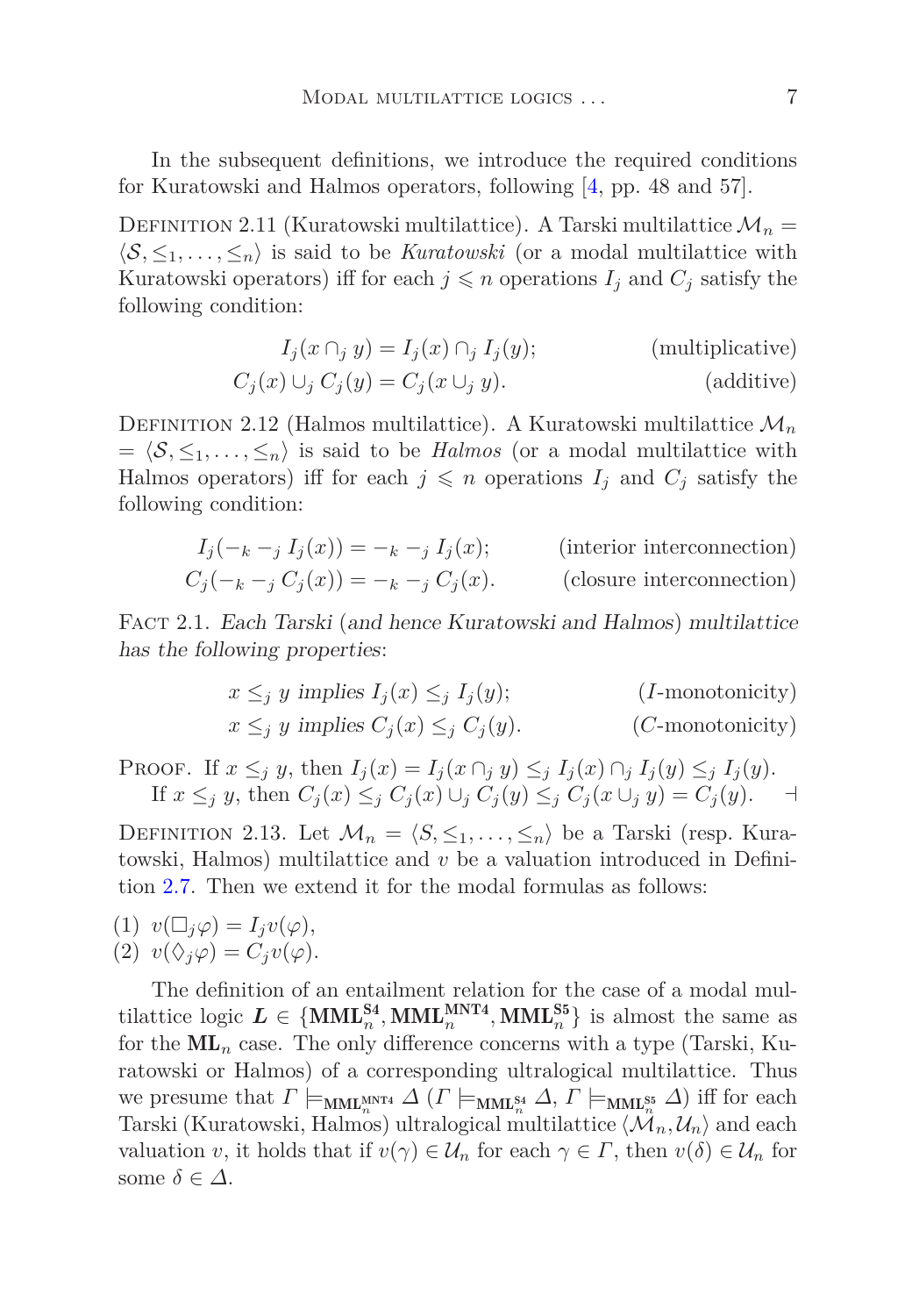In the subsequent definitions, we introduce the required conditions for Kuratowski and Halmos operators, following [4, pp. 48 and 57].

Definition 2.11 (Kuratowski multilattice). A Tarski multilattice $\mathcal{M}_n = \langle \mathcal{S}, \leq_1, \ldots, \leq_n \rangle$ is said to be *Kuratowski* (or a modal multilattice with Kuratowski operators) iff for each $j \leqslant n$ operations $I_j$ and $C_j$ satisfy the following condition:

$$I_j(x \cap_j y) = I_j(x) \cap_j I_j(y); \qquad \text{(multiplicative)}$$

$$C_j(x) \cup_j C_j(y) = C_j(x \cup_j y). \qquad \text{(additive)}$$

Definition 2.12 (Halmos multilattice). A Kuratowski multilattice $\mathcal{M}_n = \langle \mathcal{S}, \leq_1, \ldots, \leq_n \rangle$ is said to be *Halmos* (or a modal multilattice with Halmos operators) iff for each $j \leqslant n$ operations $I_j$ and $C_j$ satisfy the following condition:

$$I_j(-_k -_j I_j(x)) = -_k -_j I_j(x); \qquad \text{(interior interconnection)}$$

$$C_j(-_k -_j C_j(x)) = -_k -_j C_j(x). \qquad \text{(closure interconnection)}$$

Fact 2.1. *Each Tarski (and hence Kuratowski and Halmos) multilattice has the following properties:*

$$x \leq_j y \text{ implies } I_j(x) \leq_j I_j(y); \qquad (I\text{-monotonicity})$$

$$x \leq_j y \text{ implies } C_j(x) \leq_j C_j(y). \qquad (C\text{-monotonicity})$$

Proof. If $x \leq_j y$, then $I_j(x) = I_j(x \cap_j y) \leq_j I_j(x) \cap_j I_j(y) \leq_j I_j(y)$.
If $x \leq_j y$, then $C_j(x) \leq_j C_j(x) \cup_j C_j(y) \leq_j C_j(x \cup_j y) = C_j(y)$. $\dashv$

Definition 2.13. Let $\mathcal{M}_n = \langle S, \leq_1, \ldots, \leq_n \rangle$ be a Tarski (resp. Kuratowski, Halmos) multilattice and $v$ be a valuation introduced in Definition 2.7. Then we extend it for the modal formulas as follows:

(1) $v(\Box_j \varphi) = I_j v(\varphi)$,
(2) $v(\Diamond_j \varphi) = C_j v(\varphi)$.

The definition of an entailment relation for the case of a modal multilattice logic $\boldsymbol{L} \in \{\mathbf{MML}_n^{\mathbf{S4}}, \mathbf{MML}_n^{\mathbf{MNT4}}, \mathbf{MML}_n^{\mathbf{S5}}\}$ is almost the same as for the $\mathbf{ML}_n$ case. The only difference concerns with a type (Tarski, Kuratowski or Halmos) of a corresponding ultralogical multilattice. Thus we presume that $\Gamma \models_{\mathbf{MML}_n^{\mathbf{MNT4}}} \Delta$ ($\Gamma \models_{\mathbf{MML}_n^{\mathbf{S4}}} \Delta$, $\Gamma \models_{\mathbf{MML}_n^{\mathbf{S5}}} \Delta$) iff for each Tarski (Kuratowski, Halmos) ultralogical multilattice $\langle \mathcal{M}_n, \mathcal{U}_n \rangle$ and each valuation $v$, it holds that if $v(\gamma) \in \mathcal{U}_n$ for each $\gamma \in \Gamma$, then $v(\delta) \in \mathcal{U}_n$ for some $\delta \in \Delta$.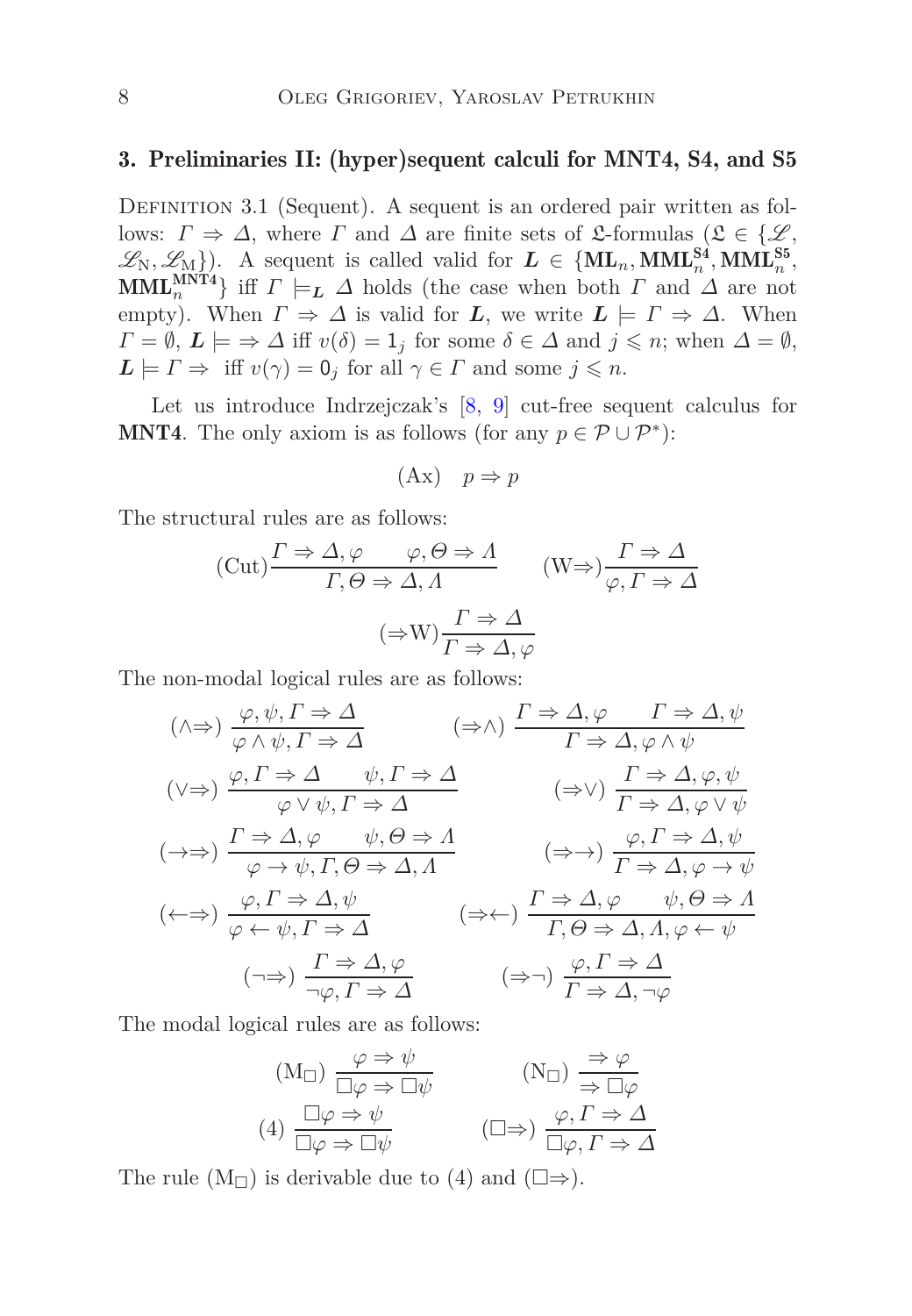## 3. Preliminaries II: (hyper)sequent calculi for MNT4, S4, and S5

Definition 3.1 (Sequent). A sequent is an ordered pair written as follows: $\Gamma \Rightarrow \Delta$, where $\Gamma$ and $\Delta$ are finite sets of $\mathfrak{L}$-formulas ($\mathfrak{L} \in \{\mathscr{L}, \mathscr{L}_{\mathrm{N}}, \mathscr{L}_{\mathrm{M}}\}$). A sequent is called valid for $\boldsymbol{L} \in \{\mathbf{ML}_n, \mathbf{MML}_n^{\mathbf{S4}}, \mathbf{MML}_n^{\mathbf{S5}}, \mathbf{MML}_n^{\mathbf{MNT4}}\}$ iff $\Gamma \models_{\boldsymbol{L}} \Delta$ holds (the case when both $\Gamma$ and $\Delta$ are not empty). When $\Gamma \Rightarrow \Delta$ is valid for $\boldsymbol{L}$, we write $\boldsymbol{L} \models \Gamma \Rightarrow \Delta$. When $\Gamma = \emptyset$, $\boldsymbol{L} \models \Rightarrow \Delta$ iff $v(\delta) = \mathsf{1}_j$ for some $\delta \in \Delta$ and $j \leqslant n$; when $\Delta = \emptyset$, $\boldsymbol{L} \models \Gamma \Rightarrow$ iff $v(\gamma) = \mathsf{0}_j$ for all $\gamma \in \Gamma$ and some $j \leqslant n$.

Let us introduce Indrzejczak's [8, 9] cut-free sequent calculus for **MNT4**. The only axiom is as follows (for any $p \in \mathcal{P} \cup \mathcal{P}^*$):

$$(\mathrm{Ax}) \quad p \Rightarrow p$$

The structural rules are as follows:

$$(\mathrm{Cut})\frac{\Gamma \Rightarrow \Delta, \varphi \qquad \varphi, \Theta \Rightarrow \Lambda}{\Gamma, \Theta \Rightarrow \Delta, \Lambda} \qquad (\mathrm{W}{\Rightarrow})\frac{\Gamma \Rightarrow \Delta}{\varphi, \Gamma \Rightarrow \Delta}$$

$$({\Rightarrow}\mathrm{W})\frac{\Gamma \Rightarrow \Delta}{\Gamma \Rightarrow \Delta, \varphi}$$

The non-modal logical rules are as follows:

$$({\wedge}{\Rightarrow})\ \frac{\varphi, \psi, \Gamma \Rightarrow \Delta}{\varphi \wedge \psi, \Gamma \Rightarrow \Delta} \qquad ({\Rightarrow}{\wedge})\ \frac{\Gamma \Rightarrow \Delta, \varphi \qquad \Gamma \Rightarrow \Delta, \psi}{\Gamma \Rightarrow \Delta, \varphi \wedge \psi}$$

$$({\vee}{\Rightarrow})\ \frac{\varphi, \Gamma \Rightarrow \Delta \qquad \psi, \Gamma \Rightarrow \Delta}{\varphi \vee \psi, \Gamma \Rightarrow \Delta} \qquad ({\Rightarrow}{\vee})\ \frac{\Gamma \Rightarrow \Delta, \varphi, \psi}{\Gamma \Rightarrow \Delta, \varphi \vee \psi}$$

$$({\rightarrow}{\Rightarrow})\ \frac{\Gamma \Rightarrow \Delta, \varphi \qquad \psi, \Theta \Rightarrow \Lambda}{\varphi \rightarrow \psi, \Gamma, \Theta \Rightarrow \Delta, \Lambda} \qquad ({\Rightarrow}{\rightarrow})\ \frac{\varphi, \Gamma \Rightarrow \Delta, \psi}{\Gamma \Rightarrow \Delta, \varphi \rightarrow \psi}$$

$$({\leftarrow}{\Rightarrow})\ \frac{\varphi, \Gamma \Rightarrow \Delta, \psi}{\varphi \leftarrow \psi, \Gamma \Rightarrow \Delta} \qquad ({\Rightarrow}{\leftarrow})\ \frac{\Gamma \Rightarrow \Delta, \varphi \qquad \psi, \Theta \Rightarrow \Lambda}{\Gamma, \Theta \Rightarrow \Delta, \Lambda, \varphi \leftarrow \psi}$$

$$({\neg}{\Rightarrow})\ \frac{\Gamma \Rightarrow \Delta, \varphi}{\neg\varphi, \Gamma \Rightarrow \Delta} \qquad ({\Rightarrow}{\neg})\ \frac{\varphi, \Gamma \Rightarrow \Delta}{\Gamma \Rightarrow \Delta, \neg\varphi}$$

The modal logical rules are as follows:

$$(\mathrm{M}_\Box)\ \frac{\varphi \Rightarrow \psi}{\Box\varphi \Rightarrow \Box\psi} \qquad (\mathrm{N}_\Box)\ \frac{\Rightarrow \varphi}{\Rightarrow \Box\varphi}$$

$$(4)\ \frac{\Box\varphi \Rightarrow \psi}{\Box\varphi \Rightarrow \Box\psi} \qquad ({\Box}{\Rightarrow})\ \frac{\varphi, \Gamma \Rightarrow \Delta}{\Box\varphi, \Gamma \Rightarrow \Delta}$$

The rule $(\mathrm{M}_\Box)$ is derivable due to (4) and $(\Box{\Rightarrow})$.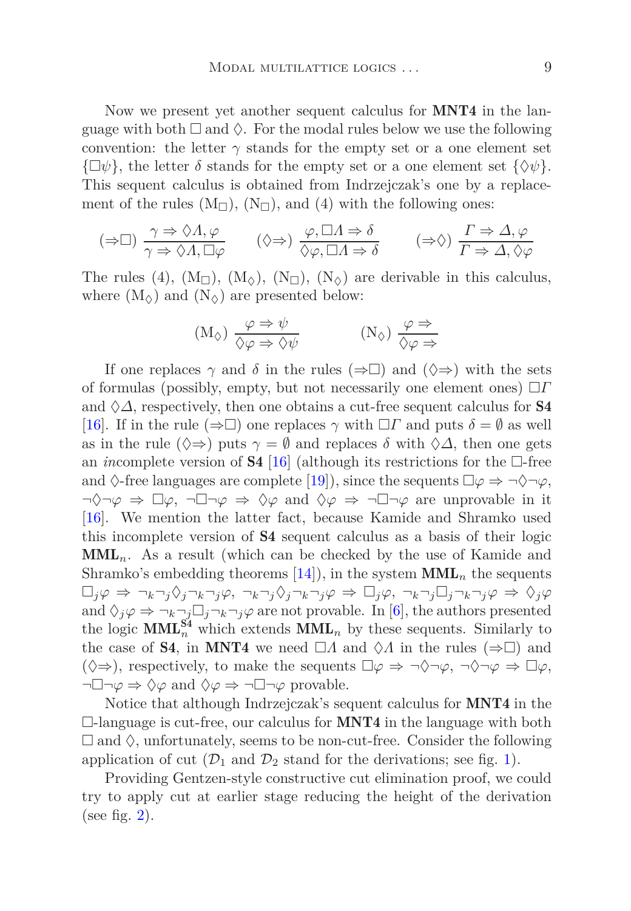Now we present yet another sequent calculus for **MNT4** in the language with both $\Box$ and $\Diamond$. For the modal rules below we use the following convention: the letter $\gamma$ stands for the empty set or a one element set $\{\Box\psi\}$, the letter $\delta$ stands for the empty set or a one element set $\{\Diamond\psi\}$. This sequent calculus is obtained from Indrzejczak's one by a replacement of the rules ($\mathrm{M}_\Box$), ($\mathrm{N}_\Box$), and (4) with the following ones:

$$(\Rightarrow\Box)\ \frac{\gamma \Rightarrow \Diamond\Lambda, \varphi}{\gamma \Rightarrow \Diamond\Lambda, \Box\varphi} \qquad (\Diamond\Rightarrow)\ \frac{\varphi, \Box\Lambda \Rightarrow \delta}{\Diamond\varphi, \Box\Lambda \Rightarrow \delta} \qquad (\Rightarrow\Diamond)\ \frac{\Gamma \Rightarrow \Delta, \varphi}{\Gamma \Rightarrow \Delta, \Diamond\varphi}$$

The rules (4), ($\mathrm{M}_\Box$), ($\mathrm{M}_\Diamond$), ($\mathrm{N}_\Box$), ($\mathrm{N}_\Diamond$) are derivable in this calculus, where ($\mathrm{M}_\Diamond$) and ($\mathrm{N}_\Diamond$) are presented below:

$$(\mathrm{M}_\Diamond)\ \frac{\varphi \Rightarrow \psi}{\Diamond\varphi \Rightarrow \Diamond\psi} \qquad\qquad (\mathrm{N}_\Diamond)\ \frac{\varphi \Rightarrow}{\Diamond\varphi \Rightarrow}$$

If one replaces $\gamma$ and $\delta$ in the rules ($\Rightarrow\Box$) and ($\Diamond\Rightarrow$) with the sets of formulas (possibly, empty, but not necessarily one element ones) $\Box\Gamma$ and $\Diamond\Delta$, respectively, then one obtains a cut-free sequent calculus for **S4** [16]. If in the rule ($\Rightarrow\Box$) one replaces $\gamma$ with $\Box\Gamma$ and puts $\delta = \emptyset$ as well as in the rule ($\Diamond\Rightarrow$) puts $\gamma = \emptyset$ and replaces $\delta$ with $\Diamond\Delta$, then one gets an *in*complete version of **S4** [16] (although its restrictions for the $\Box$-free and $\Diamond$-free languages are complete [19]), since the sequents $\Box\varphi \Rightarrow \neg\Diamond\neg\varphi$, $\neg\Diamond\neg\varphi \Rightarrow \Box\varphi$, $\neg\Box\neg\varphi \Rightarrow \Diamond\varphi$ and $\Diamond\varphi \Rightarrow \neg\Box\neg\varphi$ are unprovable in it [16]. We mention the latter fact, because Kamide and Shramko used this incomplete version of **S4** sequent calculus as a basis of their logic $\mathbf{MML}_n$. As a result (which can be checked by the use of Kamide and Shramko's embedding theorems [14]), in the system $\mathbf{MML}_n$ the sequents $\Box_j\varphi \Rightarrow \neg_k\neg_j\Diamond_j\neg_k\neg_j\varphi$, $\neg_k\neg_j\Diamond_j\neg_k\neg_j\varphi \Rightarrow \Box_j\varphi$, $\neg_k\neg_j\Box_j\neg_k\neg_j\varphi \Rightarrow \Diamond_j\varphi$ and $\Diamond_j\varphi \Rightarrow \neg_k\neg_j\Box_j\neg_k\neg_j\varphi$ are not provable. In [6], the authors presented the logic $\mathbf{MML}_n^{\mathbf{S4}}$ which extends $\mathbf{MML}_n$ by these sequents. Similarly to the case of **S4**, in **MNT4** we need $\Box\Lambda$ and $\Diamond\Lambda$ in the rules ($\Rightarrow\Box$) and ($\Diamond\Rightarrow$), respectively, to make the sequents $\Box\varphi \Rightarrow \neg\Diamond\neg\varphi$, $\neg\Diamond\neg\varphi \Rightarrow \Box\varphi$, $\neg\Box\neg\varphi \Rightarrow \Diamond\varphi$ and $\Diamond\varphi \Rightarrow \neg\Box\neg\varphi$ provable.

Notice that although Indrzejczak's sequent calculus for **MNT4** in the $\Box$-language is cut-free, our calculus for **MNT4** in the language with both $\Box$ and $\Diamond$, unfortunately, seems to be non-cut-free. Consider the following application of cut ($\mathcal{D}_1$ and $\mathcal{D}_2$ stand for the derivations; see fig. 1).

Providing Gentzen-style constructive cut elimination proof, we could try to apply cut at earlier stage reducing the height of the derivation (see fig. 2).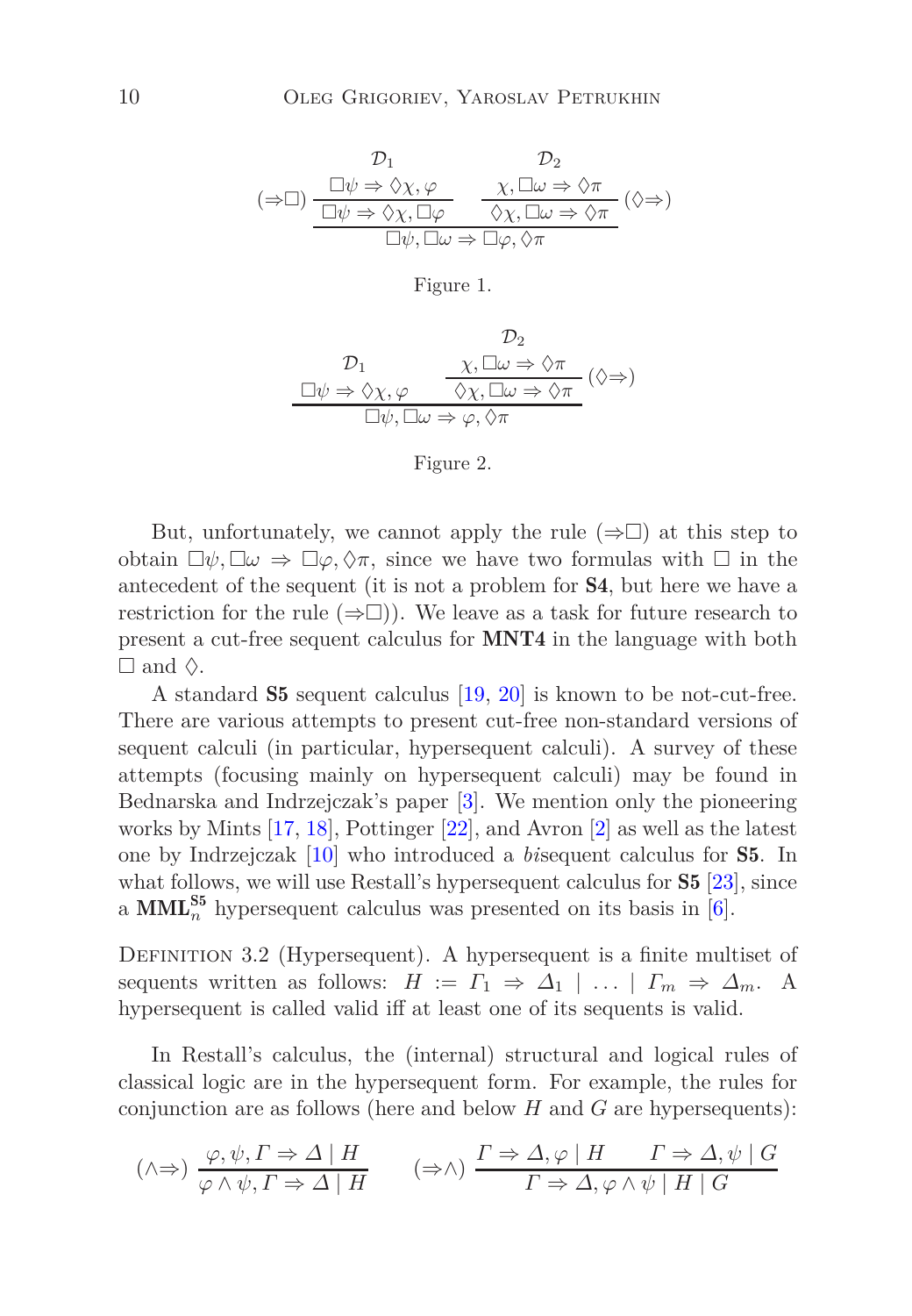$$
\cfrac{(\Rightarrow\Box)\;\cfrac{\begin{matrix}\mathcal{D}_1\\ \Box\psi \Rightarrow \Diamond\chi, \varphi\end{matrix}}{\Box\psi \Rightarrow \Diamond\chi, \Box\varphi} \qquad \cfrac{\begin{matrix}\mathcal{D}_2\\ \chi, \Box\omega \Rightarrow \Diamond\pi\end{matrix}}{\Diamond\chi, \Box\omega \Rightarrow \Diamond\pi}\;(\Diamond\Rightarrow)}{\Box\psi, \Box\omega \Rightarrow \Box\varphi, \Diamond\pi}
$$

Figure 1.

$$
\cfrac{\begin{matrix}\mathcal{D}_1\\ \Box\psi \Rightarrow \Diamond\chi, \varphi\end{matrix} \qquad \cfrac{\begin{matrix}\mathcal{D}_2\\ \chi, \Box\omega \Rightarrow \Diamond\pi\end{matrix}}{\Diamond\chi, \Box\omega \Rightarrow \Diamond\pi}\;(\Diamond\Rightarrow)}{\Box\psi, \Box\omega \Rightarrow \varphi, \Diamond\pi}
$$

Figure 2.

But, unfortunately, we cannot apply the rule $(\Rightarrow\Box)$ at this step to obtain $\Box\psi, \Box\omega \Rightarrow \Box\varphi, \Diamond\pi$, since we have two formulas with $\Box$ in the antecedent of the sequent (it is not a problem for **S4**, but here we have a restriction for the rule $(\Rightarrow\Box)$). We leave as a task for future research to present a cut-free sequent calculus for **MNT4** in the language with both $\Box$ and $\Diamond$.

A standard **S5** sequent calculus [19, 20] is known to be not-cut-free. There are various attempts to present cut-free non-standard versions of sequent calculi (in particular, hypersequent calculi). A survey of these attempts (focusing mainly on hypersequent calculi) may be found in Bednarska and Indrzejczak's paper [3]. We mention only the pioneering works by Mints [17, 18], Pottinger [22], and Avron [2] as well as the latest one by Indrzejczak [10] who introduced a *bi*sequent calculus for **S5**. In what follows, we will use Restall's hypersequent calculus for **S5** [23], since a $\mathbf{MML}_n^{\mathbf{S5}}$ hypersequent calculus was presented on its basis in [6].

Definition 3.2 (Hypersequent). A hypersequent is a finite multiset of sequents written as follows: $H := \Gamma_1 \Rightarrow \Delta_1 \mid \ldots \mid \Gamma_m \Rightarrow \Delta_m$. A hypersequent is called valid iff at least one of its sequents is valid.

In Restall's calculus, the (internal) structural and logical rules of classical logic are in the hypersequent form. For example, the rules for conjunction are as follows (here and below $H$ and $G$ are hypersequents):

$$
(\wedge\Rightarrow)\;\frac{\varphi, \psi, \Gamma \Rightarrow \Delta \mid H}{\varphi \wedge \psi, \Gamma \Rightarrow \Delta \mid H} \qquad (\Rightarrow\wedge)\;\frac{\Gamma \Rightarrow \Delta, \varphi \mid H \qquad \Gamma \Rightarrow \Delta, \psi \mid G}{\Gamma \Rightarrow \Delta, \varphi \wedge \psi \mid H \mid G}
$$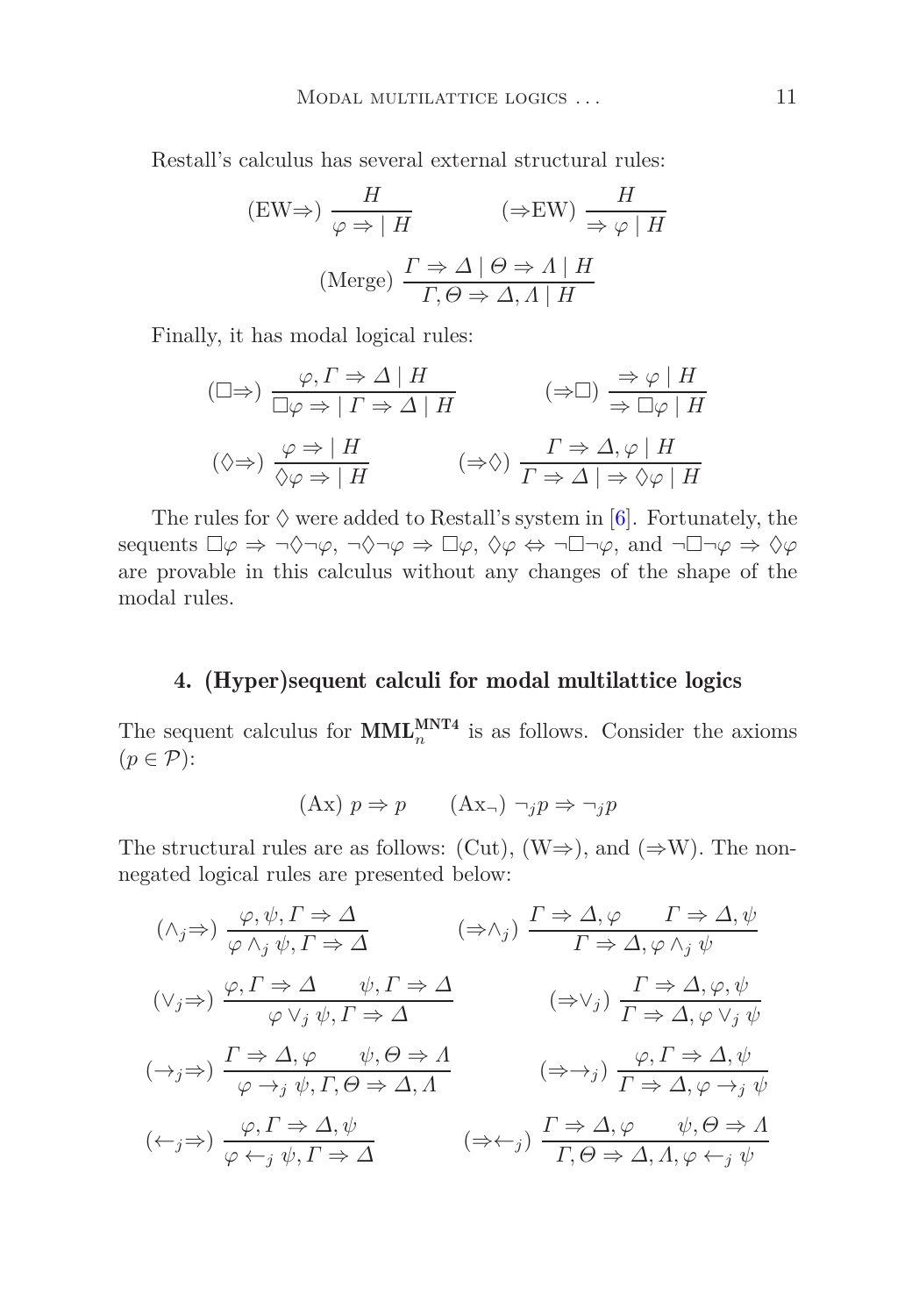Restall's calculus has several external structural rules:

$$(\mathrm{EW}{\Rightarrow})\ \frac{H}{\varphi \Rightarrow\ \mid H} \qquad ({\Rightarrow}\mathrm{EW})\ \frac{H}{\Rightarrow \varphi \mid H}$$

$$(\mathrm{Merge})\ \frac{\Gamma \Rightarrow \Delta \mid \Theta \Rightarrow \Lambda \mid H}{\Gamma, \Theta \Rightarrow \Delta, \Lambda \mid H}$$

Finally, it has modal logical rules:

$$(\Box{\Rightarrow})\ \frac{\varphi, \Gamma \Rightarrow \Delta \mid H}{\Box\varphi \Rightarrow\ \mid \Gamma \Rightarrow \Delta \mid H} \qquad ({\Rightarrow}\Box)\ \frac{\Rightarrow \varphi \mid H}{\Rightarrow \Box\varphi \mid H}$$

$$(\Diamond{\Rightarrow})\ \frac{\varphi \Rightarrow\ \mid H}{\Diamond\varphi \Rightarrow\ \mid H} \qquad ({\Rightarrow}\Diamond)\ \frac{\Gamma \Rightarrow \Delta, \varphi \mid H}{\Gamma \Rightarrow \Delta \mid \Rightarrow \Diamond\varphi \mid H}$$

The rules for $\Diamond$ were added to Restall's system in [6]. Fortunately, the sequents $\Box\varphi \Rightarrow \neg\Diamond\neg\varphi$, $\neg\Diamond\neg\varphi \Rightarrow \Box\varphi$, $\Diamond\varphi \Leftrightarrow \neg\Box\neg\varphi$, and $\neg\Box\neg\varphi \Rightarrow \Diamond\varphi$ are provable in this calculus without any changes of the shape of the modal rules.

## 4. (Hyper)sequent calculi for modal multilattice logics

The sequent calculus for $\mathbf{MML}_n^{\mathbf{MNT4}}$ is as follows. Consider the axioms ($p \in \mathcal{P}$):

$$(\mathrm{Ax})\ p \Rightarrow p \qquad (\mathrm{Ax}_\neg)\ \neg_j p \Rightarrow \neg_j p$$

The structural rules are as follows: (Cut), (W$\Rightarrow$), and ($\Rightarrow$W). The non-negated logical rules are presented below:

$$(\wedge_j{\Rightarrow})\ \frac{\varphi, \psi, \Gamma \Rightarrow \Delta}{\varphi \wedge_j \psi, \Gamma \Rightarrow \Delta} \qquad ({\Rightarrow}\wedge_j)\ \frac{\Gamma \Rightarrow \Delta, \varphi \qquad \Gamma \Rightarrow \Delta, \psi}{\Gamma \Rightarrow \Delta, \varphi \wedge_j \psi}$$

$$(\vee_j{\Rightarrow})\ \frac{\varphi, \Gamma \Rightarrow \Delta \qquad \psi, \Gamma \Rightarrow \Delta}{\varphi \vee_j \psi, \Gamma \Rightarrow \Delta} \qquad ({\Rightarrow}\vee_j)\ \frac{\Gamma \Rightarrow \Delta, \varphi, \psi}{\Gamma \Rightarrow \Delta, \varphi \vee_j \psi}$$

$$(\to_j{\Rightarrow})\ \frac{\Gamma \Rightarrow \Delta, \varphi \qquad \psi, \Theta \Rightarrow \Lambda}{\varphi \to_j \psi, \Gamma, \Theta \Rightarrow \Delta, \Lambda} \qquad ({\Rightarrow}\to_j)\ \frac{\varphi, \Gamma \Rightarrow \Delta, \psi}{\Gamma \Rightarrow \Delta, \varphi \to_j \psi}$$

$$(\leftarrow_j{\Rightarrow})\ \frac{\varphi, \Gamma \Rightarrow \Delta, \psi}{\varphi \leftarrow_j \psi, \Gamma \Rightarrow \Delta} \qquad ({\Rightarrow}\leftarrow_j)\ \frac{\Gamma \Rightarrow \Delta, \varphi \qquad \psi, \Theta \Rightarrow \Lambda}{\Gamma, \Theta \Rightarrow \Delta, \Lambda, \varphi \leftarrow_j \psi}$$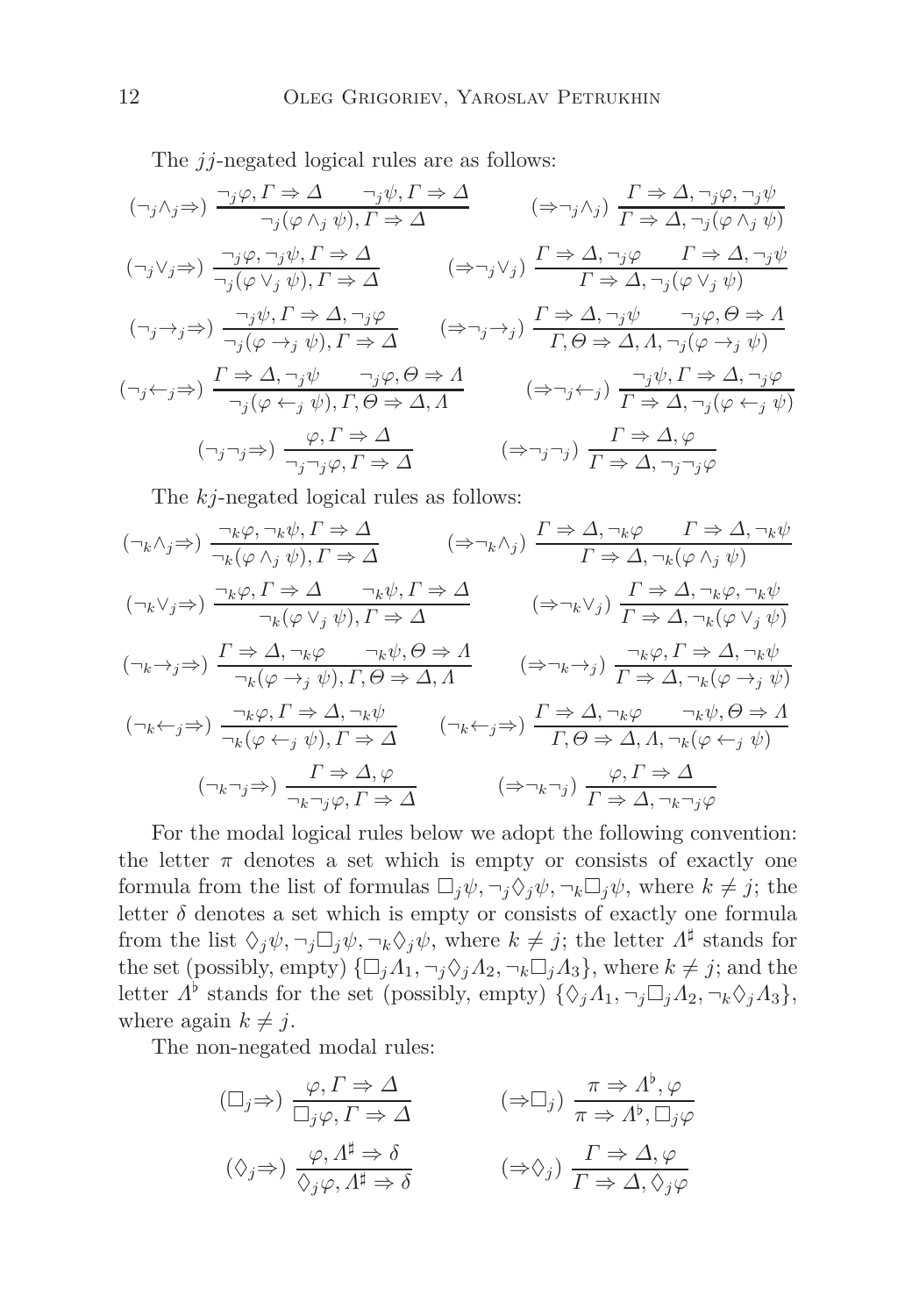The $jj$-negated logical rules are as follows:

$$(\neg_j\wedge_j\Rightarrow)\ \frac{\neg_j\varphi, \Gamma\Rightarrow\Delta \qquad \neg_j\psi, \Gamma\Rightarrow\Delta}{\neg_j(\varphi\wedge_j\psi), \Gamma\Rightarrow\Delta} \qquad (\Rightarrow\neg_j\wedge_j)\ \frac{\Gamma\Rightarrow\Delta, \neg_j\varphi, \neg_j\psi}{\Gamma\Rightarrow\Delta, \neg_j(\varphi\wedge_j\psi)}$$

$$(\neg_j\vee_j\Rightarrow)\ \frac{\neg_j\varphi, \neg_j\psi, \Gamma\Rightarrow\Delta}{\neg_j(\varphi\vee_j\psi), \Gamma\Rightarrow\Delta} \qquad (\Rightarrow\neg_j\vee_j)\ \frac{\Gamma\Rightarrow\Delta, \neg_j\varphi \qquad \Gamma\Rightarrow\Delta, \neg_j\psi}{\Gamma\Rightarrow\Delta, \neg_j(\varphi\vee_j\psi)}$$

$$(\neg_j\rightarrow_j\Rightarrow)\ \frac{\neg_j\psi, \Gamma\Rightarrow\Delta, \neg_j\varphi}{\neg_j(\varphi\rightarrow_j\psi), \Gamma\Rightarrow\Delta} \qquad (\Rightarrow\neg_j\rightarrow_j)\ \frac{\Gamma\Rightarrow\Delta, \neg_j\psi \qquad \neg_j\varphi, \Theta\Rightarrow\Lambda}{\Gamma, \Theta\Rightarrow\Delta, \Lambda, \neg_j(\varphi\rightarrow_j\psi)}$$

$$(\neg_j\leftarrow_j\Rightarrow)\ \frac{\Gamma\Rightarrow\Delta, \neg_j\psi \qquad \neg_j\varphi, \Theta\Rightarrow\Lambda}{\neg_j(\varphi\leftarrow_j\psi), \Gamma, \Theta\Rightarrow\Delta, \Lambda} \qquad (\Rightarrow\neg_j\leftarrow_j)\ \frac{\neg_j\psi, \Gamma\Rightarrow\Delta, \neg_j\varphi}{\Gamma\Rightarrow\Delta, \neg_j(\varphi\leftarrow_j\psi)}$$

$$(\neg_j\neg_j\Rightarrow)\ \frac{\varphi, \Gamma\Rightarrow\Delta}{\neg_j\neg_j\varphi, \Gamma\Rightarrow\Delta} \qquad (\Rightarrow\neg_j\neg_j)\ \frac{\Gamma\Rightarrow\Delta, \varphi}{\Gamma\Rightarrow\Delta, \neg_j\neg_j\varphi}$$

The $kj$-negated logical rules as follows:

$$(\neg_k\wedge_j\Rightarrow)\ \frac{\neg_k\varphi, \neg_k\psi, \Gamma\Rightarrow\Delta}{\neg_k(\varphi\wedge_j\psi), \Gamma\Rightarrow\Delta} \qquad (\Rightarrow\neg_k\wedge_j)\ \frac{\Gamma\Rightarrow\Delta, \neg_k\varphi \qquad \Gamma\Rightarrow\Delta, \neg_k\psi}{\Gamma\Rightarrow\Delta, \neg_k(\varphi\wedge_j\psi)}$$

$$(\neg_k\vee_j\Rightarrow)\ \frac{\neg_k\varphi, \Gamma\Rightarrow\Delta \qquad \neg_k\psi, \Gamma\Rightarrow\Delta}{\neg_k(\varphi\vee_j\psi), \Gamma\Rightarrow\Delta} \qquad (\Rightarrow\neg_k\vee_j)\ \frac{\Gamma\Rightarrow\Delta, \neg_k\varphi, \neg_k\psi}{\Gamma\Rightarrow\Delta, \neg_k(\varphi\vee_j\psi)}$$

$$(\neg_k\rightarrow_j\Rightarrow)\ \frac{\Gamma\Rightarrow\Delta, \neg_k\varphi \qquad \neg_k\psi, \Theta\Rightarrow\Lambda}{\neg_k(\varphi\rightarrow_j\psi), \Gamma, \Theta\Rightarrow\Delta, \Lambda} \qquad (\Rightarrow\neg_k\rightarrow_j)\ \frac{\neg_k\varphi, \Gamma\Rightarrow\Delta, \neg_k\psi}{\Gamma\Rightarrow\Delta, \neg_k(\varphi\rightarrow_j\psi)}$$

$$(\neg_k\leftarrow_j\Rightarrow)\ \frac{\neg_k\varphi, \Gamma\Rightarrow\Delta, \neg_k\psi}{\neg_k(\varphi\leftarrow_j\psi), \Gamma\Rightarrow\Delta} \qquad (\neg_k\leftarrow_j\Rightarrow)\ \frac{\Gamma\Rightarrow\Delta, \neg_k\varphi \qquad \neg_k\psi, \Theta\Rightarrow\Lambda}{\Gamma, \Theta\Rightarrow\Delta, \Lambda, \neg_k(\varphi\leftarrow_j\psi)}$$

$$(\neg_k\neg_j\Rightarrow)\ \frac{\Gamma\Rightarrow\Delta, \varphi}{\neg_k\neg_j\varphi, \Gamma\Rightarrow\Delta} \qquad (\Rightarrow\neg_k\neg_j)\ \frac{\varphi, \Gamma\Rightarrow\Delta}{\Gamma\Rightarrow\Delta, \neg_k\neg_j\varphi}$$

For the modal logical rules below we adopt the following convention: the letter $\pi$ denotes a set which is empty or consists of exactly one formula from the list of formulas $\Box_j\psi, \neg_j\Diamond_j\psi, \neg_k\Box_j\psi$, where $k\neq j$; the letter $\delta$ denotes a set which is empty or consists of exactly one formula from the list $\Diamond_j\psi, \neg_j\Box_j\psi, \neg_k\Diamond_j\psi$, where $k\neq j$; the letter $\Lambda^\sharp$ stands for the set (possibly, empty) $\{\Box_j\Lambda_1, \neg_j\Diamond_j\Lambda_2, \neg_k\Box_j\Lambda_3\}$, where $k\neq j$; and the letter $\Lambda^\flat$ stands for the set (possibly, empty) $\{\Diamond_j\Lambda_1, \neg_j\Box_j\Lambda_2, \neg_k\Diamond_j\Lambda_3\}$, where again $k\neq j$.

The non-negated modal rules:

$$(\Box_j\Rightarrow)\ \frac{\varphi, \Gamma\Rightarrow\Delta}{\Box_j\varphi, \Gamma\Rightarrow\Delta} \qquad (\Rightarrow\Box_j)\ \frac{\pi\Rightarrow\Lambda^\flat, \varphi}{\pi\Rightarrow\Lambda^\flat, \Box_j\varphi}$$

$$(\Diamond_j\Rightarrow)\ \frac{\varphi, \Lambda^\sharp\Rightarrow\delta}{\Diamond_j\varphi, \Lambda^\sharp\Rightarrow\delta} \qquad (\Rightarrow\Diamond_j)\ \frac{\Gamma\Rightarrow\Delta, \varphi}{\Gamma\Rightarrow\Delta, \Diamond_j\varphi}$$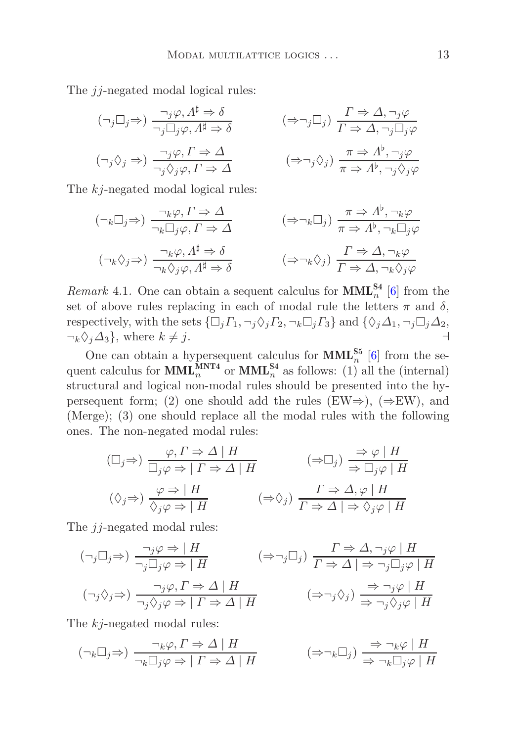The $jj$-negated modal logical rules:

$$(\neg_j\Box_j\Rightarrow)\ \frac{\neg_j\varphi, \Lambda^\sharp \Rightarrow \delta}{\neg_j\Box_j\varphi, \Lambda^\sharp \Rightarrow \delta} \qquad (\Rightarrow\neg_j\Box_j)\ \frac{\Gamma \Rightarrow \Delta, \neg_j\varphi}{\Gamma \Rightarrow \Delta, \neg_j\Box_j\varphi}$$

$$(\neg_j\Diamond_j\Rightarrow)\ \frac{\neg_j\varphi, \Gamma \Rightarrow \Delta}{\neg_j\Diamond_j\varphi, \Gamma \Rightarrow \Delta} \qquad (\Rightarrow\neg_j\Diamond_j)\ \frac{\pi \Rightarrow \Lambda^\flat, \neg_j\varphi}{\pi \Rightarrow \Lambda^\flat, \neg_j\Diamond_j\varphi}$$

The $kj$-negated modal logical rules:

$$(\neg_k\Box_j\Rightarrow)\ \frac{\neg_k\varphi, \Gamma \Rightarrow \Delta}{\neg_k\Box_j\varphi, \Gamma \Rightarrow \Delta} \qquad (\Rightarrow\neg_k\Box_j)\ \frac{\pi \Rightarrow \Lambda^\flat, \neg_k\varphi}{\pi \Rightarrow \Lambda^\flat, \neg_k\Box_j\varphi}$$

$$(\neg_k\Diamond_j\Rightarrow)\ \frac{\neg_k\varphi, \Lambda^\sharp \Rightarrow \delta}{\neg_k\Diamond_j\varphi, \Lambda^\sharp \Rightarrow \delta} \qquad (\Rightarrow\neg_k\Diamond_j)\ \frac{\Gamma \Rightarrow \Delta, \neg_k\varphi}{\Gamma \Rightarrow \Delta, \neg_k\Diamond_j\varphi}$$

*Remark* 4.1. One can obtain a sequent calculus for $\mathbf{MML}_n^{\mathbf{S4}}$ [6] from the set of above rules replacing in each of modal rule the letters $\pi$ and $\delta$, respectively, with the sets $\{\Box_j\Gamma_1, \neg_j\Diamond_j\Gamma_2, \neg_k\Box_j\Gamma_3\}$ and $\{\Diamond_j\Delta_1, \neg_j\Box_j\Delta_2, \neg_k\Diamond_j\Delta_3\}$, where $k \neq j$. $\dashv$

One can obtain a hypersequent calculus for $\mathbf{MML}_n^{\mathbf{S5}}$ [6] from the sequent calculus for $\mathbf{MML}_n^{\mathbf{MNT4}}$ or $\mathbf{MML}_n^{\mathbf{S4}}$ as follows: (1) all the (internal) structural and logical non-modal rules should be presented into the hypersequent form; (2) one should add the rules (EW$\Rightarrow$), ($\Rightarrow$EW), and (Merge); (3) one should replace all the modal rules with the following ones. The non-negated modal rules:

$$(\Box_j\Rightarrow)\ \frac{\varphi, \Gamma \Rightarrow \Delta \mid H}{\Box_j\varphi \Rightarrow \mid \Gamma \Rightarrow \Delta \mid H} \qquad (\Rightarrow\Box_j)\ \frac{\Rightarrow \varphi \mid H}{\Rightarrow \Box_j\varphi \mid H}$$

$$(\Diamond_j\Rightarrow)\ \frac{\varphi \Rightarrow \mid H}{\Diamond_j\varphi \Rightarrow \mid H} \qquad (\Rightarrow\Diamond_j)\ \frac{\Gamma \Rightarrow \Delta, \varphi \mid H}{\Gamma \Rightarrow \Delta \mid \Rightarrow \Diamond_j\varphi \mid H}$$

The $jj$-negated modal rules:

$$(\neg_j\Box_j\Rightarrow)\ \frac{\neg_j\varphi \Rightarrow \mid H}{\neg_j\Box_j\varphi \Rightarrow \mid H} \qquad (\Rightarrow\neg_j\Box_j)\ \frac{\Gamma \Rightarrow \Delta, \neg_j\varphi \mid H}{\Gamma \Rightarrow \Delta \mid \Rightarrow \neg_j\Box_j\varphi \mid H}$$

$$(\neg_j\Diamond_j\Rightarrow)\ \frac{\neg_j\varphi, \Gamma \Rightarrow \Delta \mid H}{\neg_j\Diamond_j\varphi \Rightarrow \mid \Gamma \Rightarrow \Delta \mid H} \qquad (\Rightarrow\neg_j\Diamond_j)\ \frac{\Rightarrow \neg_j\varphi \mid H}{\Rightarrow \neg_j\Diamond_j\varphi \mid H}$$

The $kj$-negated modal rules:

$$(\neg_k\Box_j\Rightarrow)\ \frac{\neg_k\varphi, \Gamma \Rightarrow \Delta \mid H}{\neg_k\Box_j\varphi \Rightarrow \mid \Gamma \Rightarrow \Delta \mid H} \qquad (\Rightarrow\neg_k\Box_j)\ \frac{\Rightarrow \neg_k\varphi \mid H}{\Rightarrow \neg_k\Box_j\varphi \mid H}$$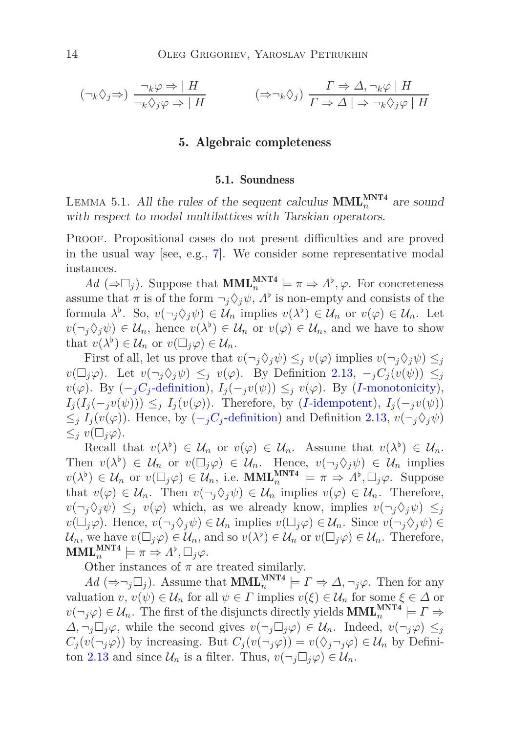$$(\neg_k\Diamond_j\Rightarrow)\ \frac{\neg_k\varphi \Rightarrow \mid H}{\neg_k\Diamond_j\varphi \Rightarrow \mid H} \qquad\qquad (\Rightarrow\neg_k\Diamond_j)\ \frac{\Gamma \Rightarrow \Delta, \neg_k\varphi \mid H}{\Gamma \Rightarrow \Delta \mid \Rightarrow \neg_k\Diamond_j\varphi \mid H}$$

## 5. Algebraic completeness

### 5.1. Soundness

LEMMA 5.1. *All the rules of the sequent calculus $\mathbf{MML}_n^{\mathbf{MNT4}}$ are sound with respect to modal multilattices with Tarskian operators.*

PROOF. Propositional cases do not present difficulties and are proved in the usual way [see, e.g., 7]. We consider some representative modal instances.

*Ad* $(\Rightarrow\Box_j)$. Suppose that $\mathbf{MML}_n^{\mathbf{MNT4}} \models \pi \Rightarrow \Lambda^\flat, \varphi$. For concreteness assume that $\pi$ is of the form $\neg_j\Diamond_j\psi$, $\Lambda^\flat$ is non-empty and consists of the formula $\lambda^\flat$. So, $v(\neg_j\Diamond_j\psi) \in \mathcal{U}_n$ implies $v(\lambda^\flat) \in \mathcal{U}_n$ or $v(\varphi) \in \mathcal{U}_n$. Let $v(\neg_j\Diamond_j\psi) \in \mathcal{U}_n$, hence $v(\lambda^\flat) \in \mathcal{U}_n$ or $v(\varphi) \in \mathcal{U}_n$, and we have to show that $v(\lambda^\flat) \in \mathcal{U}_n$ or $v(\Box_j\varphi) \in \mathcal{U}_n$.

First of all, let us prove that $v(\neg_j\Diamond_j\psi) \leq_j v(\varphi)$ implies $v(\neg_j\Diamond_j\psi) \leq_j v(\Box_j\varphi)$. Let $v(\neg_j\Diamond_j\psi) \leq_j v(\varphi)$. By Definition 2.13, $-_jC_j(v(\psi)) \leq_j v(\varphi)$. By ($-_jC_j$-definition), $I_j(-_jv(\psi)) \leq_j v(\varphi)$. By ($I$-monotonicity), $I_j(I_j(-_jv(\psi))) \leq_j I_j(v(\varphi))$. Therefore, by ($I$-idempotent), $I_j(-_jv(\psi)) \leq_j I_j(v(\varphi))$. Hence, by ($-_jC_j$-definition) and Definition 2.13, $v(\neg_j\Diamond_j\psi) \leq_j v(\Box_j\varphi)$.

Recall that $v(\lambda^\flat) \in \mathcal{U}_n$ or $v(\varphi) \in \mathcal{U}_n$. Assume that $v(\lambda^\flat) \in \mathcal{U}_n$. Then $v(\lambda^\flat) \in \mathcal{U}_n$ or $v(\Box_j\varphi) \in \mathcal{U}_n$. Hence, $v(\neg_j\Diamond_j\psi) \in \mathcal{U}_n$ implies $v(\lambda^\flat) \in \mathcal{U}_n$ or $v(\Box_j\varphi) \in \mathcal{U}_n$, i.e. $\mathbf{MML}_n^{\mathbf{MNT4}} \models \pi \Rightarrow \Lambda^\flat, \Box_j\varphi$. Suppose that $v(\varphi) \in \mathcal{U}_n$. Then $v(\neg_j\Diamond_j\psi) \in \mathcal{U}_n$ implies $v(\varphi) \in \mathcal{U}_n$. Therefore, $v(\neg_j\Diamond_j\psi) \leq_j v(\varphi)$ which, as we already know, implies $v(\neg_j\Diamond_j\psi) \leq_j v(\Box_j\varphi)$. Hence, $v(\neg_j\Diamond_j\psi) \in \mathcal{U}_n$ implies $v(\Box_j\varphi) \in \mathcal{U}_n$. Since $v(\neg_j\Diamond_j\psi) \in \mathcal{U}_n$, we have $v(\Box_j\varphi) \in \mathcal{U}_n$, and so $v(\lambda^\flat) \in \mathcal{U}_n$ or $v(\Box_j\varphi) \in \mathcal{U}_n$. Therefore, $\mathbf{MML}_n^{\mathbf{MNT4}} \models \pi \Rightarrow \Lambda^\flat, \Box_j\varphi$.

Other instances of $\pi$ are treated similarly.

*Ad* $(\Rightarrow\neg_j\Box_j)$. Assume that $\mathbf{MML}_n^{\mathbf{MNT4}} \models \Gamma \Rightarrow \Delta, \neg_j\varphi$. Then for any valuation $v$, $v(\psi) \in \mathcal{U}_n$ for all $\psi \in \Gamma$ implies $v(\xi) \in \mathcal{U}_n$ for some $\xi \in \Delta$ or $v(\neg_j\varphi) \in \mathcal{U}_n$. The first of the disjuncts directly yields $\mathbf{MML}_n^{\mathbf{MNT4}} \models \Gamma \Rightarrow \Delta, \neg_j\Box_j\varphi$, while the second gives $v(\neg_j\Box_j\varphi) \in \mathcal{U}_n$. Indeed, $v(\neg_j\varphi) \leq_j C_j(v(\neg_j\varphi))$ by increasing. But $C_j(v(\neg_j\varphi)) = v(\Diamond_j\neg_j\varphi) \in \mathcal{U}_n$ by Definiton 2.13 and since $\mathcal{U}_n$ is a filter. Thus, $v(\neg_j\Box_j\varphi) \in \mathcal{U}_n$.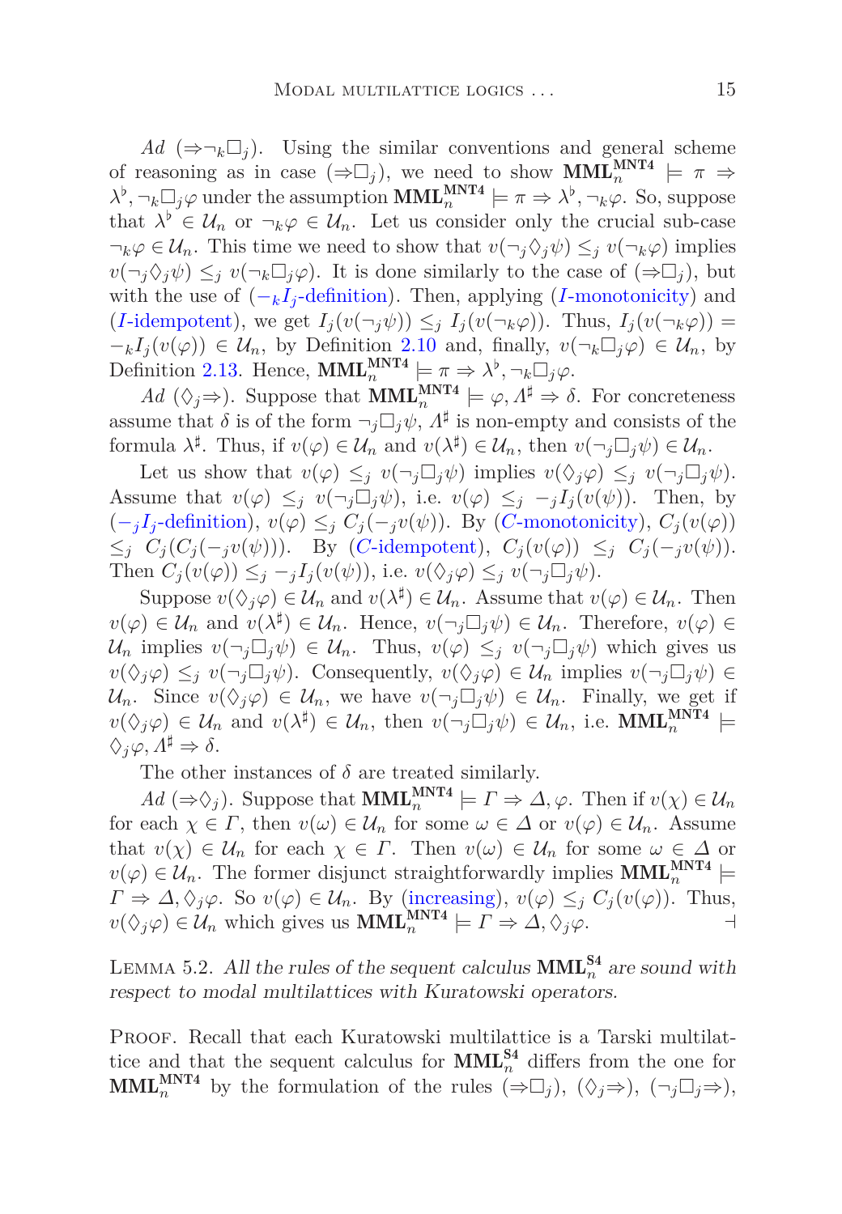*Ad* ($\Rightarrow\neg_k\Box_j$). Using the similar conventions and general scheme of reasoning as in case ($\Rightarrow\Box_j$), we need to show $\mathbf{MML}_n^{\mathbf{MNT4}} \models \pi \Rightarrow \lambda^\flat, \neg_k\Box_j\varphi$ under the assumption $\mathbf{MML}_n^{\mathbf{MNT4}} \models \pi \Rightarrow \lambda^\flat, \neg_k\varphi$. So, suppose that $\lambda^\flat \in \mathcal{U}_n$ or $\neg_k\varphi \in \mathcal{U}_n$. Let us consider only the crucial sub-case $\neg_k\varphi \in \mathcal{U}_n$. This time we need to show that $v(\neg_j\Diamond_j\psi) \leq_j v(\neg_k\varphi)$ implies $v(\neg_j\Diamond_j\psi) \leq_j v(\neg_k\Box_j\varphi)$. It is done similarly to the case of ($\Rightarrow\Box_j$), but with the use of ($-_kI_j$-definition). Then, applying ($I$-monotonicity) and ($I$-idempotent), we get $I_j(v(\neg_j\psi)) \leq_j I_j(v(\neg_k\varphi))$. Thus, $I_j(v(\neg_k\varphi)) = -_kI_j(v(\varphi)) \in \mathcal{U}_n$, by Definition 2.10 and, finally, $v(\neg_k\Box_j\varphi) \in \mathcal{U}_n$, by Definition 2.13. Hence, $\mathbf{MML}_n^{\mathbf{MNT4}} \models \pi \Rightarrow \lambda^\flat, \neg_k\Box_j\varphi$.

*Ad* ($\Diamond_j\Rightarrow$). Suppose that $\mathbf{MML}_n^{\mathbf{MNT4}} \models \varphi, \Lambda^\sharp \Rightarrow \delta$. For concreteness assume that $\delta$ is of the form $\neg_j\Box_j\psi$, $\Lambda^\sharp$ is non-empty and consists of the formula $\lambda^\sharp$. Thus, if $v(\varphi) \in \mathcal{U}_n$ and $v(\lambda^\sharp) \in \mathcal{U}_n$, then $v(\neg_j\Box_j\psi) \in \mathcal{U}_n$.

Let us show that $v(\varphi) \leq_j v(\neg_j\Box_j\psi)$ implies $v(\Diamond_j\varphi) \leq_j v(\neg_j\Box_j\psi)$. Assume that $v(\varphi) \leq_j v(\neg_j\Box_j\psi)$, i.e. $v(\varphi) \leq_j -_jI_j(v(\psi))$. Then, by ($-_jI_j$-definition), $v(\varphi) \leq_j C_j(-_jv(\psi))$. By ($C$-monotonicity), $C_j(v(\varphi)) \leq_j C_j(C_j(-_jv(\psi)))$. By ($C$-idempotent), $C_j(v(\varphi)) \leq_j C_j(-_jv(\psi))$. Then $C_j(v(\varphi)) \leq_j -_jI_j(v(\psi))$, i.e. $v(\Diamond_j\varphi) \leq_j v(\neg_j\Box_j\psi)$.

Suppose $v(\Diamond_j\varphi) \in \mathcal{U}_n$ and $v(\lambda^\sharp) \in \mathcal{U}_n$. Assume that $v(\varphi) \in \mathcal{U}_n$. Then $v(\varphi) \in \mathcal{U}_n$ and $v(\lambda^\sharp) \in \mathcal{U}_n$. Hence, $v(\neg_j\Box_j\psi) \in \mathcal{U}_n$. Therefore, $v(\varphi) \in \mathcal{U}_n$ implies $v(\neg_j\Box_j\psi) \in \mathcal{U}_n$. Thus, $v(\varphi) \leq_j v(\neg_j\Box_j\psi)$ which gives us $v(\Diamond_j\varphi) \leq_j v(\neg_j\Box_j\psi)$. Consequently, $v(\Diamond_j\varphi) \in \mathcal{U}_n$ implies $v(\neg_j\Box_j\psi) \in \mathcal{U}_n$. Since $v(\Diamond_j\varphi) \in \mathcal{U}_n$, we have $v(\neg_j\Box_j\psi) \in \mathcal{U}_n$. Finally, we get if $v(\Diamond_j\varphi) \in \mathcal{U}_n$ and $v(\lambda^\sharp) \in \mathcal{U}_n$, then $v(\neg_j\Box_j\psi) \in \mathcal{U}_n$, i.e. $\mathbf{MML}_n^{\mathbf{MNT4}} \models \Diamond_j\varphi, \Lambda^\sharp \Rightarrow \delta$.

The other instances of $\delta$ are treated similarly.

*Ad* ($\Rightarrow\Diamond_j$). Suppose that $\mathbf{MML}_n^{\mathbf{MNT4}} \models \Gamma \Rightarrow \Delta, \varphi$. Then if $v(\chi) \in \mathcal{U}_n$ for each $\chi \in \Gamma$, then $v(\omega) \in \mathcal{U}_n$ for some $\omega \in \Delta$ or $v(\varphi) \in \mathcal{U}_n$. Assume that $v(\chi) \in \mathcal{U}_n$ for each $\chi \in \Gamma$. Then $v(\omega) \in \mathcal{U}_n$ for some $\omega \in \Delta$ or $v(\varphi) \in \mathcal{U}_n$. The former disjunct straightforwardly implies $\mathbf{MML}_n^{\mathbf{MNT4}} \models \Gamma \Rightarrow \Delta, \Diamond_j\varphi$. So $v(\varphi) \in \mathcal{U}_n$. By (increasing), $v(\varphi) \leq_j C_j(v(\varphi))$. Thus, $v(\Diamond_j\varphi) \in \mathcal{U}_n$ which gives us $\mathbf{MML}_n^{\mathbf{MNT4}} \models \Gamma \Rightarrow \Delta, \Diamond_j\varphi$. ⊣

LEMMA 5.2. *All the rules of the sequent calculus* $\mathbf{MML}_n^{\mathbf{S4}}$ *are sound with respect to modal multilattices with Kuratowski operators.*

PROOF. Recall that each Kuratowski multilattice is a Tarski multilattice and that the sequent calculus for $\mathbf{MML}_n^{\mathbf{S4}}$ differs from the one for $\mathbf{MML}_n^{\mathbf{MNT4}}$ by the formulation of the rules ($\Rightarrow\Box_j$), ($\Diamond_j\Rightarrow$), ($\neg_j\Box_j\Rightarrow$),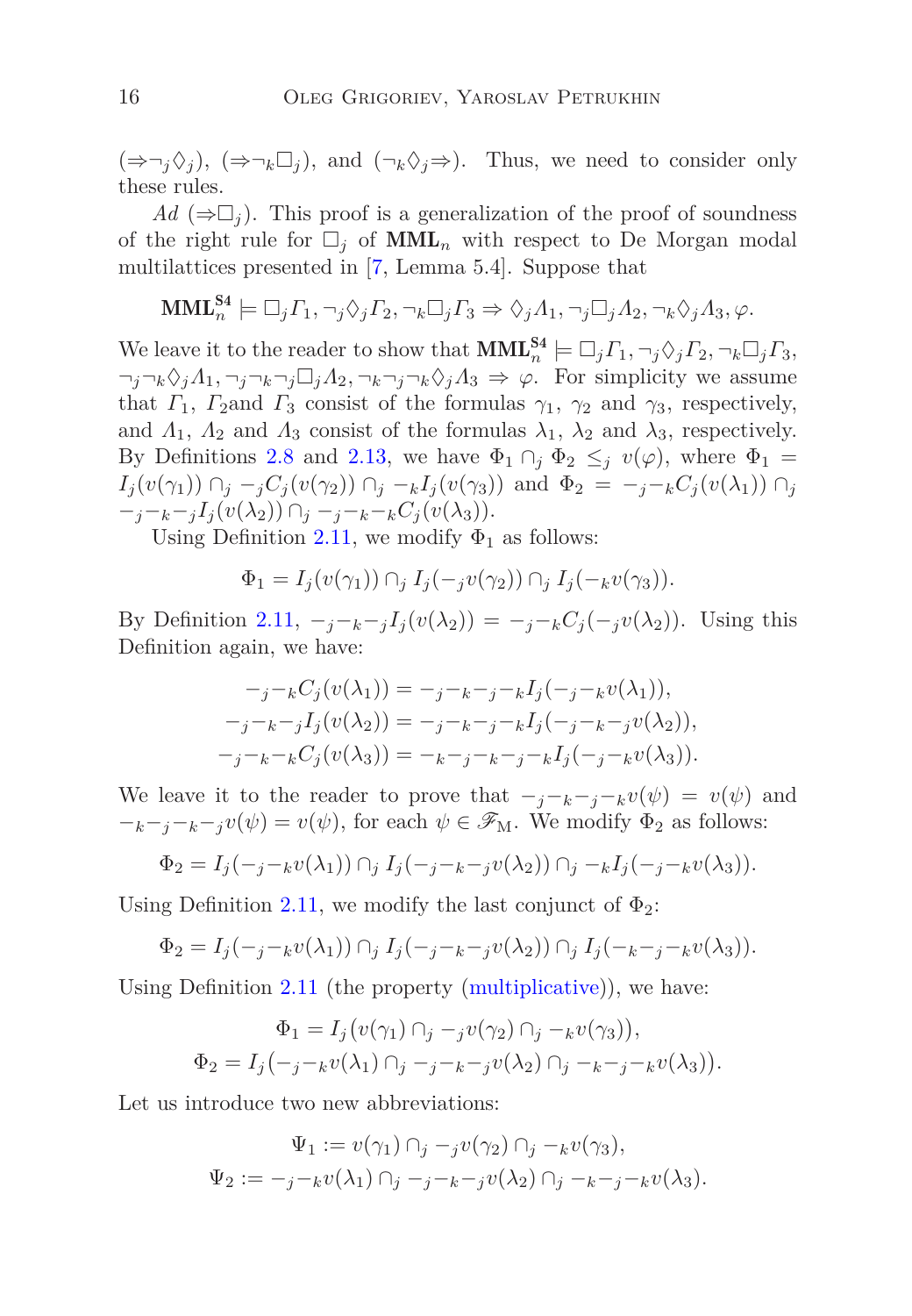$(\Rightarrow\neg_j\lozenge_j)$, $(\Rightarrow\neg_k\Box_j)$, and $(\neg_k\lozenge_j\Rightarrow)$. Thus, we need to consider only these rules.

*Ad* $(\Rightarrow\Box_j)$. This proof is a generalization of the proof of soundness of the right rule for $\Box_j$ of $\mathbf{MML}_n$ with respect to De Morgan modal multilattices presented in [7, Lemma 5.4]. Suppose that

$$\mathbf{MML}_n^{\mathbf{S4}} \models \Box_j\Gamma_1, \neg_j\lozenge_j\Gamma_2, \neg_k\Box_j\Gamma_3 \Rightarrow \lozenge_j\Lambda_1, \neg_j\Box_j\Lambda_2, \neg_k\lozenge_j\Lambda_3, \varphi.$$

We leave it to the reader to show that $\mathbf{MML}_n^{\mathbf{S4}} \models \Box_j\Gamma_1, \neg_j\lozenge_j\Gamma_2, \neg_k\Box_j\Gamma_3, \neg_j\neg_k\lozenge_j\Lambda_1, \neg_j\neg_k\neg_j\Box_j\Lambda_2, \neg_k\neg_j\neg_k\lozenge_j\Lambda_3 \Rightarrow \varphi$. For simplicity we assume that $\Gamma_1$, $\Gamma_2$and $\Gamma_3$ consist of the formulas $\gamma_1$, $\gamma_2$ and $\gamma_3$, respectively, and $\Lambda_1$, $\Lambda_2$ and $\Lambda_3$ consist of the formulas $\lambda_1$, $\lambda_2$ and $\lambda_3$, respectively. By Definitions 2.8 and 2.13, we have $\Phi_1 \cap_j \Phi_2 \leq_j v(\varphi)$, where $\Phi_1 = I_j(v(\gamma_1)) \cap_j -_jC_j(v(\gamma_2)) \cap_j -_kI_j(v(\gamma_3))$ and $\Phi_2 = -_j-_kC_j(v(\lambda_1)) \cap_j -_j-_k-_jI_j(v(\lambda_2)) \cap_j -_j-_k-_kC_j(v(\lambda_3))$.

Using Definition 2.11, we modify $\Phi_1$ as follows:

$$\Phi_1 = I_j(v(\gamma_1)) \cap_j I_j(-_jv(\gamma_2)) \cap_j I_j(-_kv(\gamma_3)).$$

By Definition 2.11, $-_j-_k-_jI_j(v(\lambda_2)) = -_j-_kC_j(-_jv(\lambda_2))$. Using this Definition again, we have:

$$\begin{gathered}
-_j-_kC_j(v(\lambda_1)) = -_j-_k-_j-_kI_j(-_j-_kv(\lambda_1)),\\
-_j-_k-_jI_j(v(\lambda_2)) = -_j-_k-_j-_kI_j(-_j-_k-_jv(\lambda_2)),\\
-_j-_k-_kC_j(v(\lambda_3)) = -_k-_j-_k-_j-_kI_j(-_j-_kv(\lambda_3)).
\end{gathered}$$

We leave it to the reader to prove that $-_j-_k-_j-_kv(\psi) = v(\psi)$ and $-_k-_j-_k-_jv(\psi) = v(\psi)$, for each $\psi \in \mathscr{F}_{\mathrm{M}}$. We modify $\Phi_2$ as follows:

$$\Phi_2 = I_j(-_j-_kv(\lambda_1)) \cap_j I_j(-_j-_k-_jv(\lambda_2)) \cap_j -_kI_j(-_j-_kv(\lambda_3)).$$

Using Definition 2.11, we modify the last conjunct of $\Phi_2$:

$$\Phi_2 = I_j(-_j-_kv(\lambda_1)) \cap_j I_j(-_j-_k-_jv(\lambda_2)) \cap_j I_j(-_k-_j-_kv(\lambda_3)).$$

Using Definition 2.11 (the property (multiplicative)), we have:

$$\begin{gathered}
\Phi_1 = I_j\big(v(\gamma_1) \cap_j -_jv(\gamma_2) \cap_j -_kv(\gamma_3)\big),\\
\Phi_2 = I_j\big(-_j-_kv(\lambda_1) \cap_j -_j-_k-_jv(\lambda_2) \cap_j -_k-_j-_kv(\lambda_3)\big).
\end{gathered}$$

Let us introduce two new abbreviations:

$$\begin{gathered}
\Psi_1 := v(\gamma_1) \cap_j -_jv(\gamma_2) \cap_j -_kv(\gamma_3),\\
\Psi_2 := -_j-_kv(\lambda_1) \cap_j -_j-_k-_jv(\lambda_2) \cap_j -_k-_j-_kv(\lambda_3).
\end{gathered}$$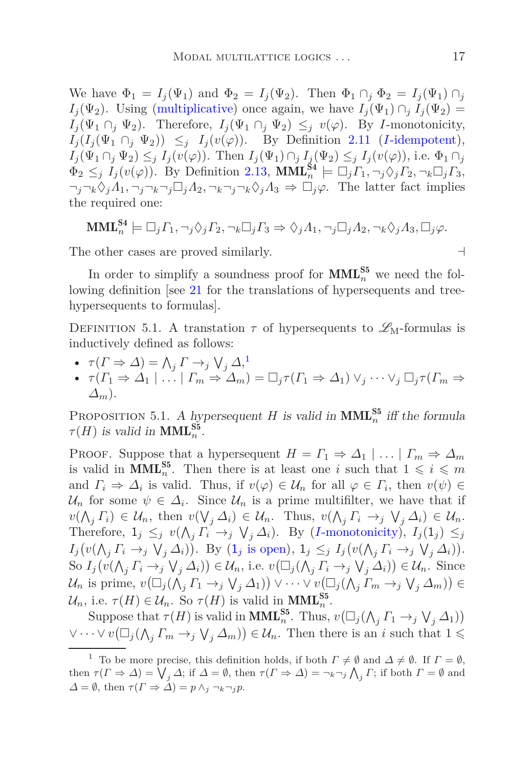We have $\Phi_1 = I_j(\Psi_1)$ and $\Phi_2 = I_j(\Psi_2)$. Then $\Phi_1 \cap_j \Phi_2 = I_j(\Psi_1) \cap_j I_j(\Psi_2)$. Using (multiplicative) once again, we have $I_j(\Psi_1) \cap_j I_j(\Psi_2) = I_j(\Psi_1 \cap_j \Psi_2)$. Therefore, $I_j(\Psi_1 \cap_j \Psi_2) \leq_j v(\varphi)$. By $I$-monotonicity, $I_j(I_j(\Psi_1 \cap_j \Psi_2)) \leq_j I_j(v(\varphi))$. By Definition 2.11 ($I$-idempotent), $I_j(\Psi_1 \cap_j \Psi_2) \leq_j I_j(v(\varphi))$. Then $I_j(\Psi_1) \cap_j I_j(\Psi_2) \leq_j I_j(v(\varphi))$, i.e. $\Phi_1 \cap_j \Phi_2 \leq_j I_j(v(\varphi))$. By Definition 2.13, $\mathbf{MML}_n^{\mathbf{S4}} \models \Box_j \Gamma_1, \neg_j \Diamond_j \Gamma_2, \neg_k \Box_j \Gamma_3, \neg_j \neg_k \Diamond_j \Lambda_1, \neg_j \neg_k \neg_j \Box_j \Lambda_2, \neg_k \neg_j \neg_k \Diamond_j \Lambda_3 \Rightarrow \Box_j \varphi$. The latter fact implies the required one:

$$\mathbf{MML}_n^{\mathbf{S4}} \models \Box_j \Gamma_1, \neg_j \Diamond_j \Gamma_2, \neg_k \Box_j \Gamma_3 \Rightarrow \Diamond_j \Lambda_1, \neg_j \Box_j \Lambda_2, \neg_k \Diamond_j \Lambda_3, \Box_j \varphi.$$

The other cases are proved similarly. ⊣

In order to simplify a soundness proof for $\mathbf{MML}_n^{\mathbf{S5}}$ we need the following definition [see 21 for the translations of hypersequents and tree-hypersequents to formulas].

Definition 5.1. A transtation $\tau$ of hypersequents to $\mathscr{L}_{\mathrm{M}}$-formulas is inductively defined as follows:

- $\tau(\Gamma \Rightarrow \Delta) = \bigwedge_j \Gamma \to_j \bigvee_j \Delta$,[1]
- $\tau(\Gamma_1 \Rightarrow \Delta_1 \mid \ldots \mid \Gamma_m \Rightarrow \Delta_m) = \Box_j \tau(\Gamma_1 \Rightarrow \Delta_1) \vee_j \cdots \vee_j \Box_j \tau(\Gamma_m \Rightarrow \Delta_m)$.

Proposition 5.1. *A hypersequent $H$ is valid in $\mathbf{MML}_n^{\mathbf{S5}}$ iff the formula $\tau(H)$ is valid in $\mathbf{MML}_n^{\mathbf{S5}}$.*

Proof. Suppose that a hypersequent $H = \Gamma_1 \Rightarrow \Delta_1 \mid \ldots \mid \Gamma_m \Rightarrow \Delta_m$ is valid in $\mathbf{MML}_n^{\mathbf{S5}}$. Then there is at least one $i$ such that $1 \leqslant i \leqslant m$ and $\Gamma_i \Rightarrow \Delta_i$ is valid. Thus, if $v(\varphi) \in \mathcal{U}_n$ for all $\varphi \in \Gamma_i$, then $v(\psi) \in \mathcal{U}_n$ for some $\psi \in \Delta_i$. Since $\mathcal{U}_n$ is a prime multifilter, we have that if $v(\bigwedge_j \Gamma_i) \in \mathcal{U}_n$, then $v(\bigvee_j \Delta_i) \in \mathcal{U}_n$. Thus, $v(\bigwedge_j \Gamma_i \to_j \bigvee_j \Delta_i) \in \mathcal{U}_n$. Therefore, $1_j \leq_j v(\bigwedge_j \Gamma_i \to_j \bigvee_j \Delta_i)$. By ($I$-monotonicity), $I_j(1_j) \leq_j I_j(v(\bigwedge_j \Gamma_i \to_j \bigvee_j \Delta_i))$. By ($1_j$ is open), $1_j \leq_j I_j(v(\bigwedge_j \Gamma_i \to_j \bigvee_j \Delta_i))$. So $I_j(v(\bigwedge_j \Gamma_i \to_j \bigvee_j \Delta_i)) \in \mathcal{U}_n$, i.e. $v(\Box_j(\bigwedge_j \Gamma_i \to_j \bigvee_j \Delta_i)) \in \mathcal{U}_n$. Since $\mathcal{U}_n$ is prime, $v(\Box_j(\bigwedge_j \Gamma_1 \to_j \bigvee_j \Delta_1)) \vee \cdots \vee v(\Box_j(\bigwedge_j \Gamma_m \to_j \bigvee_j \Delta_m)) \in \mathcal{U}_n$, i.e. $\tau(H) \in \mathcal{U}_n$. So $\tau(H)$ is valid in $\mathbf{MML}_n^{\mathbf{S5}}$.

Suppose that $\tau(H)$ is valid in $\mathbf{MML}_n^{\mathbf{S5}}$. Thus, $v(\Box_j(\bigwedge_j \Gamma_1 \to_j \bigvee_j \Delta_1)) \vee \cdots \vee v(\Box_j(\bigwedge_j \Gamma_m \to_j \bigvee_j \Delta_m)) \in \mathcal{U}_n$. Then there is an $i$ such that $1 \leqslant$

[1] To be more precise, this definition holds, if both $\Gamma \neq \emptyset$ and $\Delta \neq \emptyset$. If $\Gamma = \emptyset$, then $\tau(\Gamma \Rightarrow \Delta) = \bigvee_j \Delta$; if $\Delta = \emptyset$, then $\tau(\Gamma \Rightarrow \Delta) = \neg_k \neg_j \bigwedge_j \Gamma$; if both $\Gamma = \emptyset$ and $\Delta = \emptyset$, then $\tau(\Gamma \Rightarrow \Delta) = p \wedge_j \neg_k \neg_j p$.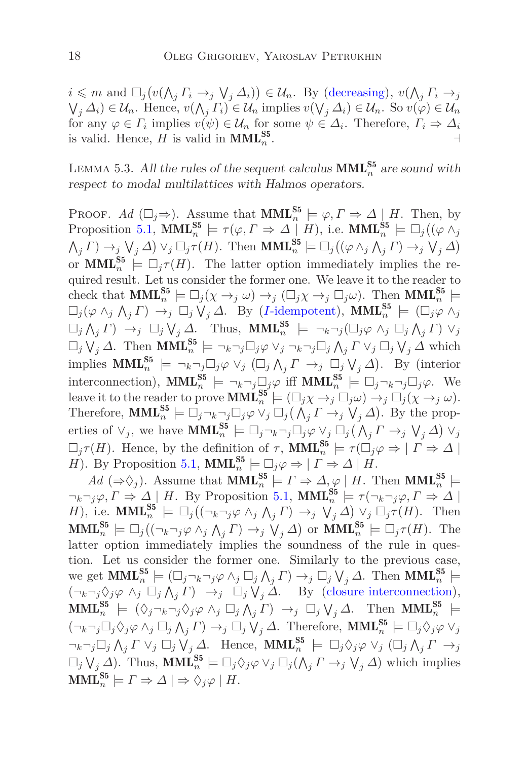$i \leqslant m$ and $\Box_j(v(\bigwedge_j \Gamma_i \to_j \bigvee_j \Delta_i)) \in \mathcal{U}_n$. By (decreasing), $v(\bigwedge_j \Gamma_i \to_j \bigvee_j \Delta_i) \in \mathcal{U}_n$. Hence, $v(\bigwedge_j \Gamma_i) \in \mathcal{U}_n$ implies $v(\bigvee_j \Delta_i) \in \mathcal{U}_n$. So $v(\varphi) \in \mathcal{U}_n$ for any $\varphi \in \Gamma_i$ implies $v(\psi) \in \mathcal{U}_n$ for some $\psi \in \Delta_i$. Therefore, $\Gamma_i \Rightarrow \Delta_i$ is valid. Hence, $H$ is valid in $\mathbf{MML}_n^{\mathbf{S5}}$. ⊣

Lemma 5.3. *All the rules of the sequent calculus $\mathbf{MML}_n^{\mathbf{S5}}$ are sound with respect to modal multilattices with Halmos operators.*

Proof. *Ad* $(\Box_j\Rightarrow)$. Assume that $\mathbf{MML}_n^{\mathbf{S5}} \models \varphi, \Gamma \Rightarrow \Delta \mid H$. Then, by Proposition 5.1, $\mathbf{MML}_n^{\mathbf{S5}} \models \tau(\varphi, \Gamma \Rightarrow \Delta \mid H)$, i.e. $\mathbf{MML}_n^{\mathbf{S5}} \models \Box_j((\varphi \wedge_j \bigwedge_j \Gamma) \to_j \bigvee_j \Delta) \vee_j \Box_j \tau(H)$. Then $\mathbf{MML}_n^{\mathbf{S5}} \models \Box_j((\varphi \wedge_j \bigwedge_j \Gamma) \to_j \bigvee_j \Delta)$ or $\mathbf{MML}_n^{\mathbf{S5}} \models \Box_j \tau(H)$. The latter option immediately implies the required result. Let us consider the former one. We leave it to the reader to check that $\mathbf{MML}_n^{\mathbf{S5}} \models \Box_j(\chi \to_j \omega) \to_j (\Box_j \chi \to_j \Box_j \omega)$. Then $\mathbf{MML}_n^{\mathbf{S5}} \models \Box_j(\varphi \wedge_j \bigwedge_j \Gamma) \to_j \Box_j \bigvee_j \Delta$. By ($I$-idempotent), $\mathbf{MML}_n^{\mathbf{S5}} \models (\Box_j \varphi \wedge_j \Box_j \bigwedge_j \Gamma) \to_j \Box_j \bigvee_j \Delta$. Thus, $\mathbf{MML}_n^{\mathbf{S5}} \models \neg_k \neg_j (\Box_j \varphi \wedge_j \Box_j \bigwedge_j \Gamma) \vee_j \Box_j \bigvee_j \Delta$. Then $\mathbf{MML}_n^{\mathbf{S5}} \models \neg_k \neg_j \Box_j \varphi \vee_j \neg_k \neg_j \Box_j \bigwedge_j \Gamma \vee_j \Box_j \bigvee_j \Delta$ which implies $\mathbf{MML}_n^{\mathbf{S5}} \models \neg_k \neg_j \Box_j \varphi \vee_j (\Box_j \bigwedge_j \Gamma \to_j \Box_j \bigvee_j \Delta)$. By (interior interconnection), $\mathbf{MML}_n^{\mathbf{S5}} \models \neg_k \neg_j \Box_j \varphi$ iff $\mathbf{MML}_n^{\mathbf{S5}} \models \Box_j \neg_k \neg_j \Box_j \varphi$. We leave it to the reader to prove $\mathbf{MML}_n^{\mathbf{S5}} \models (\Box_j \chi \to_j \Box_j \omega) \to_j \Box_j(\chi \to_j \omega)$. Therefore, $\mathbf{MML}_n^{\mathbf{S5}} \models \Box_j \neg_k \neg_j \Box_j \varphi \vee_j \Box_j(\bigwedge_j \Gamma \to_j \bigvee_j \Delta)$. By the properties of $\vee_j$, we have $\mathbf{MML}_n^{\mathbf{S5}} \models \Box_j \neg_k \neg_j \Box_j \varphi \vee_j \Box_j(\bigwedge_j \Gamma \to_j \bigvee_j \Delta) \vee_j \Box_j \tau(H)$. Hence, by the definition of $\tau$, $\mathbf{MML}_n^{\mathbf{S5}} \models \tau(\Box_j \varphi \Rightarrow \mid \Gamma \Rightarrow \Delta \mid H)$. By Proposition 5.1, $\mathbf{MML}_n^{\mathbf{S5}} \models \Box_j \varphi \Rightarrow \mid \Gamma \Rightarrow \Delta \mid H$.

*Ad* $(\Rightarrow\Diamond_j)$. Assume that $\mathbf{MML}_n^{\mathbf{S5}} \models \Gamma \Rightarrow \Delta, \varphi \mid H$. Then $\mathbf{MML}_n^{\mathbf{S5}} \models \neg_k \neg_j \varphi, \Gamma \Rightarrow \Delta \mid H$. By Proposition 5.1, $\mathbf{MML}_n^{\mathbf{S5}} \models \tau(\neg_k \neg_j \varphi, \Gamma \Rightarrow \Delta \mid H)$, i.e. $\mathbf{MML}_n^{\mathbf{S5}} \models \Box_j((\neg_k \neg_j \varphi \wedge_j \bigwedge_j \Gamma) \to_j \bigvee_j \Delta) \vee_j \Box_j \tau(H)$. Then $\mathbf{MML}_n^{\mathbf{S5}} \models \Box_j((\neg_k \neg_j \varphi \wedge_j \bigwedge_j \Gamma) \to_j \bigvee_j \Delta)$ or $\mathbf{MML}_n^{\mathbf{S5}} \models \Box_j \tau(H)$. The latter option immediately implies the soundness of the rule in question. Let us consider the former one. Similarly to the previous case, we get $\mathbf{MML}_n^{\mathbf{S5}} \models (\Box_j \neg_k \neg_j \varphi \wedge_j \Box_j \bigwedge_j \Gamma) \to_j \Box_j \bigvee_j \Delta$. Then $\mathbf{MML}_n^{\mathbf{S5}} \models (\neg_k \neg_j \Diamond_j \varphi \wedge_j \Box_j \bigwedge_j \Gamma) \to_j \Box_j \bigvee_j \Delta$. By (closure interconnection), $\mathbf{MML}_n^{\mathbf{S5}} \models (\Diamond_j \neg_k \neg_j \Diamond_j \varphi \wedge_j \Box_j \bigwedge_j \Gamma) \to_j \Box_j \bigvee_j \Delta$. Then $\mathbf{MML}_n^{\mathbf{S5}} \models (\neg_k \neg_j \Box_j \Diamond_j \varphi \wedge_j \Box_j \bigwedge_j \Gamma) \to_j \Box_j \bigvee_j \Delta$. Therefore, $\mathbf{MML}_n^{\mathbf{S5}} \models \Box_j \Diamond_j \varphi \vee_j \neg_k \neg_j \Box_j \bigwedge_j \Gamma \vee_j \Box_j \bigvee_j \Delta$. Hence, $\mathbf{MML}_n^{\mathbf{S5}} \models \Box_j \Diamond_j \varphi \vee_j (\Box_j \bigwedge_j \Gamma \to_j \Box_j \bigvee_j \Delta)$. Thus, $\mathbf{MML}_n^{\mathbf{S5}} \models \Box_j \Diamond_j \varphi \vee_j \Box_j(\bigwedge_j \Gamma \to_j \bigvee_j \Delta)$ which implies $\mathbf{MML}_n^{\mathbf{S5}} \models \Gamma \Rightarrow \Delta \mid \Rightarrow \Diamond_j \varphi \mid H$.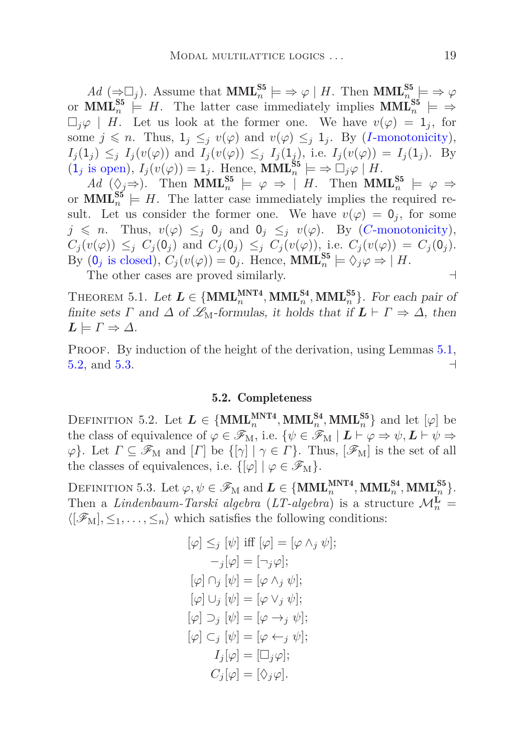*Ad* ($\Rightarrow\Box_j$). Assume that $\mathbf{MML}_n^{\mathbf{S5}} \models \Rightarrow \varphi \mid H$. Then $\mathbf{MML}_n^{\mathbf{S5}} \models \Rightarrow \varphi$ or $\mathbf{MML}_n^{\mathbf{S5}} \models H$. The latter case immediately implies $\mathbf{MML}_n^{\mathbf{S5}} \models \Rightarrow \Box_j\varphi \mid H$. Let us look at the former one. We have $v(\varphi) = 1_j$, for some $j \leqslant n$. Thus, $1_j \leq_j v(\varphi)$ and $v(\varphi) \leq_j 1_j$. By ($I$-monotonicity), $I_j(1_j) \leq_j I_j(v(\varphi))$ and $I_j(v(\varphi)) \leq_j I_j(1_j)$, i.e. $I_j(v(\varphi)) = I_j(1_j)$. By ($1_j$ is open), $I_j(v(\varphi)) = 1_j$. Hence, $\mathbf{MML}_n^{\mathbf{S5}} \models \Rightarrow \Box_j\varphi \mid H$.

*Ad* ($\Diamond_j\Rightarrow$). Then $\mathbf{MML}_n^{\mathbf{S5}} \models \varphi \Rightarrow \mid H$. Then $\mathbf{MML}_n^{\mathbf{S5}} \models \varphi \Rightarrow$ or $\mathbf{MML}_n^{\mathbf{S5}} \models H$. The latter case immediately implies the required result. Let us consider the former one. We have $v(\varphi) = 0_j$, for some $j \leqslant n$. Thus, $v(\varphi) \leq_j 0_j$ and $0_j \leq_j v(\varphi)$. By ($C$-monotonicity), $C_j(v(\varphi)) \leq_j C_j(0_j)$ and $C_j(0_j) \leq_j C_j(v(\varphi))$, i.e. $C_j(v(\varphi)) = C_j(0_j)$. By ($0_j$ is closed), $C_j(v(\varphi)) = 0_j$. Hence, $\mathbf{MML}_n^{\mathbf{S5}} \models \Diamond_j\varphi \Rightarrow \mid H$.

The other cases are proved similarly. ⊣

Theorem 5.1. *Let* $\boldsymbol{L} \in \{\mathbf{MML}_n^{\mathbf{MNT4}}, \mathbf{MML}_n^{\mathbf{S4}}, \mathbf{MML}_n^{\mathbf{S5}}\}$. *For each pair of finite sets* $\Gamma$ *and* $\Delta$ *of* $\mathscr{L}_{\mathrm{M}}$*-formulas, it holds that if* $\boldsymbol{L} \vdash \Gamma \Rightarrow \Delta$*, then* $\boldsymbol{L} \models \Gamma \Rightarrow \Delta$.

Proof. By induction of the height of the derivation, using Lemmas 5.1, 5.2, and 5.3. ⊣

### 5.2. Completeness

Definition 5.2. Let $\boldsymbol{L} \in \{\mathbf{MML}_n^{\mathbf{MNT4}}, \mathbf{MML}_n^{\mathbf{S4}}, \mathbf{MML}_n^{\mathbf{S5}}\}$ and let $[\varphi]$ be the class of equivalence of $\varphi \in \mathscr{F}_{\mathrm{M}}$, i.e. $\{\psi \in \mathscr{F}_{\mathrm{M}} \mid \boldsymbol{L} \vdash \varphi \Rightarrow \psi, \boldsymbol{L} \vdash \psi \Rightarrow \varphi\}$. Let $\Gamma \subseteq \mathscr{F}_{\mathrm{M}}$ and $[\Gamma]$ be $\{[\gamma] \mid \gamma \in \Gamma\}$. Thus, $[\mathscr{F}_{\mathrm{M}}]$ is the set of all the classes of equivalences, i.e. $\{[\varphi] \mid \varphi \in \mathscr{F}_{\mathrm{M}}\}$.

Definition 5.3. Let $\varphi, \psi \in \mathscr{F}_{\mathrm{M}}$ and $\boldsymbol{L} \in \{\mathbf{MML}_n^{\mathbf{MNT4}}, \mathbf{MML}_n^{\mathbf{S4}}, \mathbf{MML}_n^{\mathbf{S5}}\}$. Then a *Lindenbaum-Tarski algebra* (*LT-algebra*) is a structure $\mathcal{M}_n^{\mathbf{L}} = \langle [\mathscr{F}_{\mathrm{M}}], \leq_1, \ldots, \leq_n \rangle$ which satisfies the following conditions:

$$[\varphi] \leq_j [\psi] \text{ iff } [\varphi] = [\varphi \wedge_j \psi];$$
$$-_j[\varphi] = [\neg_j\varphi];$$
$$[\varphi] \cap_j [\psi] = [\varphi \wedge_j \psi];$$
$$[\varphi] \cup_j [\psi] = [\varphi \vee_j \psi];$$
$$[\varphi] \supset_j [\psi] = [\varphi \rightarrow_j \psi];$$
$$[\varphi] \subset_j [\psi] = [\varphi \leftarrow_j \psi];$$
$$I_j[\varphi] = [\Box_j\varphi];$$
$$C_j[\varphi] = [\Diamond_j\varphi].$$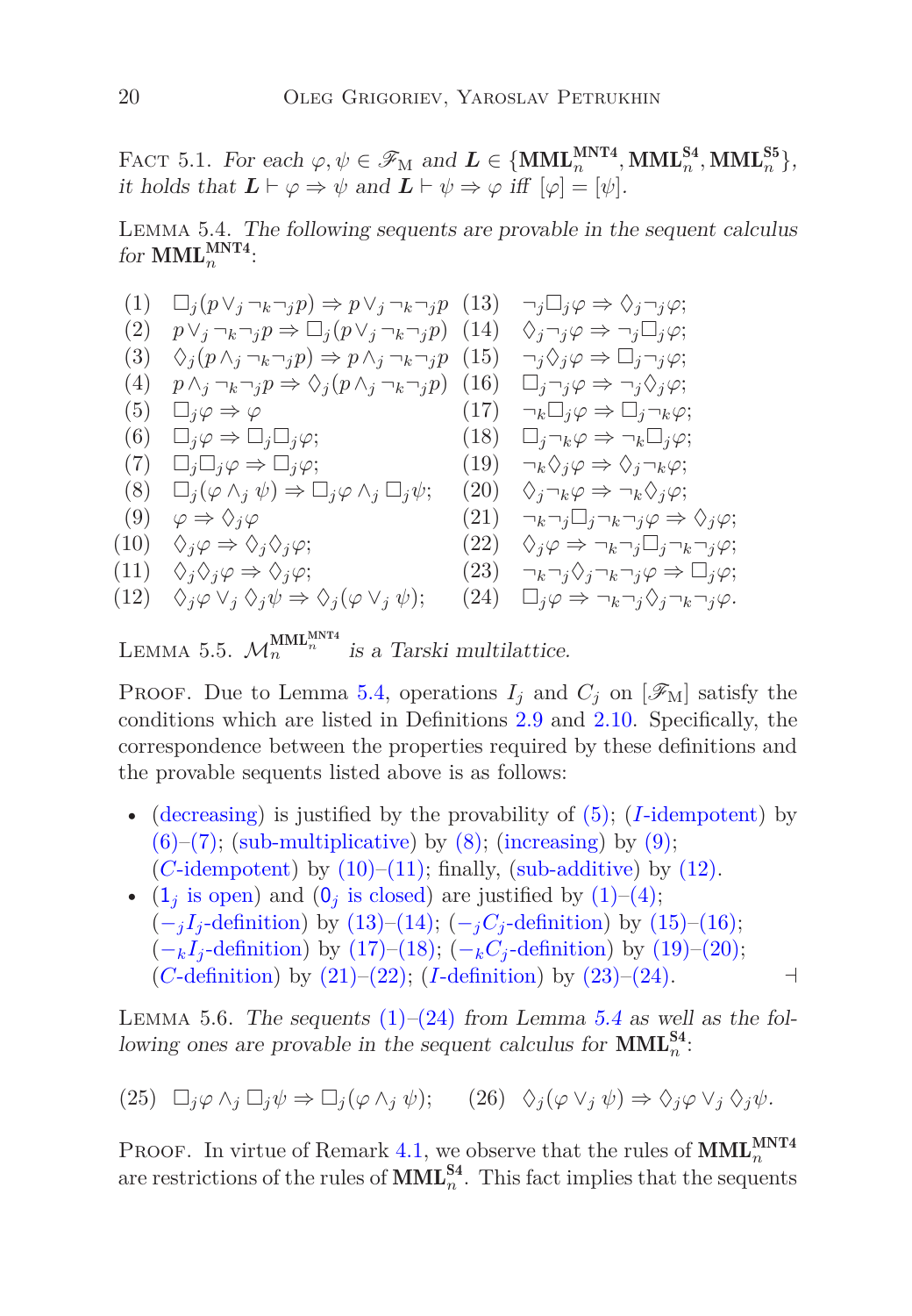Fact 5.1. *For each $\varphi, \psi \in \mathscr{F}_{\mathrm{M}}$ and $\boldsymbol{L} \in \{\mathbf{MML}_n^{\mathbf{MNT4}}, \mathbf{MML}_n^{\mathbf{S4}}, \mathbf{MML}_n^{\mathbf{S5}}\}$, it holds that $\boldsymbol{L} \vdash \varphi \Rightarrow \psi$ and $\boldsymbol{L} \vdash \psi \Rightarrow \varphi$ iff $[\varphi] = [\psi]$.*

Lemma 5.4. *The following sequents are provable in the sequent calculus for $\mathbf{MML}_n^{\mathbf{MNT4}}$:*

(1) $\Box_j(p \vee_j \neg_k \neg_j p) \Rightarrow p \vee_j \neg_k \neg_j p$

(2) $p \vee_j \neg_k \neg_j p \Rightarrow \Box_j(p \vee_j \neg_k \neg_j p)$

(3) $\Diamond_j(p \wedge_j \neg_k \neg_j p) \Rightarrow p \wedge_j \neg_k \neg_j p$

(4) $p \wedge_j \neg_k \neg_j p \Rightarrow \Diamond_j(p \wedge_j \neg_k \neg_j p)$

(5) $\Box_j \varphi \Rightarrow \varphi$

(6) $\Box_j \varphi \Rightarrow \Box_j \Box_j \varphi$;

(7) $\Box_j \Box_j \varphi \Rightarrow \Box_j \varphi$;

(8) $\Box_j(\varphi \wedge_j \psi) \Rightarrow \Box_j \varphi \wedge_j \Box_j \psi$;

(9) $\varphi \Rightarrow \Diamond_j \varphi$

(10) $\Diamond_j \varphi \Rightarrow \Diamond_j \Diamond_j \varphi$;

(11) $\Diamond_j \Diamond_j \varphi \Rightarrow \Diamond_j \varphi$;

(12) $\Diamond_j \varphi \vee_j \Diamond_j \psi \Rightarrow \Diamond_j(\varphi \vee_j \psi)$;

(13) $\neg_j \Box_j \varphi \Rightarrow \Diamond_j \neg_j \varphi$;

(14) $\Diamond_j \neg_j \varphi \Rightarrow \neg_j \Box_j \varphi$;

(15) $\neg_j \Diamond_j \varphi \Rightarrow \Box_j \neg_j \varphi$;

(16) $\Box_j \neg_j \varphi \Rightarrow \neg_j \Diamond_j \varphi$;

(17) $\neg_k \Box_j \varphi \Rightarrow \Box_j \neg_k \varphi$;

(18) $\Box_j \neg_k \varphi \Rightarrow \neg_k \Box_j \varphi$;

(19) $\neg_k \Diamond_j \varphi \Rightarrow \Diamond_j \neg_k \varphi$;

(20) $\Diamond_j \neg_k \varphi \Rightarrow \neg_k \Diamond_j \varphi$;

(21) $\neg_k \neg_j \Box_j \neg_k \neg_j \varphi \Rightarrow \Diamond_j \varphi$;

(22) $\Diamond_j \varphi \Rightarrow \neg_k \neg_j \Box_j \neg_k \neg_j \varphi$;

(23) $\neg_k \neg_j \Diamond_j \neg_k \neg_j \varphi \Rightarrow \Box_j \varphi$;

(24) $\Box_j \varphi \Rightarrow \neg_k \neg_j \Diamond_j \neg_k \neg_j \varphi$.

Lemma 5.5. *$\mathcal{M}_n^{\mathbf{MML}_n^{\mathbf{MNT4}}}$ is a Tarski multilattice.*

Proof. Due to Lemma 5.4, operations $I_j$ and $C_j$ on $[\mathscr{F}_{\mathrm{M}}]$ satisfy the conditions which are listed in Definitions 2.9 and 2.10. Specifically, the correspondence between the properties required by these definitions and the provable sequents listed above is as follows:

- (decreasing) is justified by the provability of (5); ($I$-idempotent) by (6)–(7); (sub-multiplicative) by (8); (increasing) by (9); ($C$-idempotent) by (10)–(11); finally, (sub-additive) by (12).
- ($1_j$ is open) and ($0_j$ is closed) are justified by (1)–(4); ($-_j I_j$-definition) by (13)–(14); ($-_j C_j$-definition) by (15)–(16); ($-_k I_j$-definition) by (17)–(18); ($-_k C_j$-definition) by (19)–(20); ($C$-definition) by (21)–(22); ($I$-definition) by (23)–(24). ⊣

Lemma 5.6. *The sequents (1)–(24) from Lemma 5.4 as well as the following ones are provable in the sequent calculus for $\mathbf{MML}_n^{\mathbf{S4}}$:*

(25) $\Box_j \varphi \wedge_j \Box_j \psi \Rightarrow \Box_j(\varphi \wedge_j \psi)$; (26) $\Diamond_j(\varphi \vee_j \psi) \Rightarrow \Diamond_j \varphi \vee_j \Diamond_j \psi$.

Proof. In virtue of Remark 4.1, we observe that the rules of $\mathbf{MML}_n^{\mathbf{MNT4}}$ are restrictions of the rules of $\mathbf{MML}_n^{\mathbf{S4}}$. This fact implies that the sequents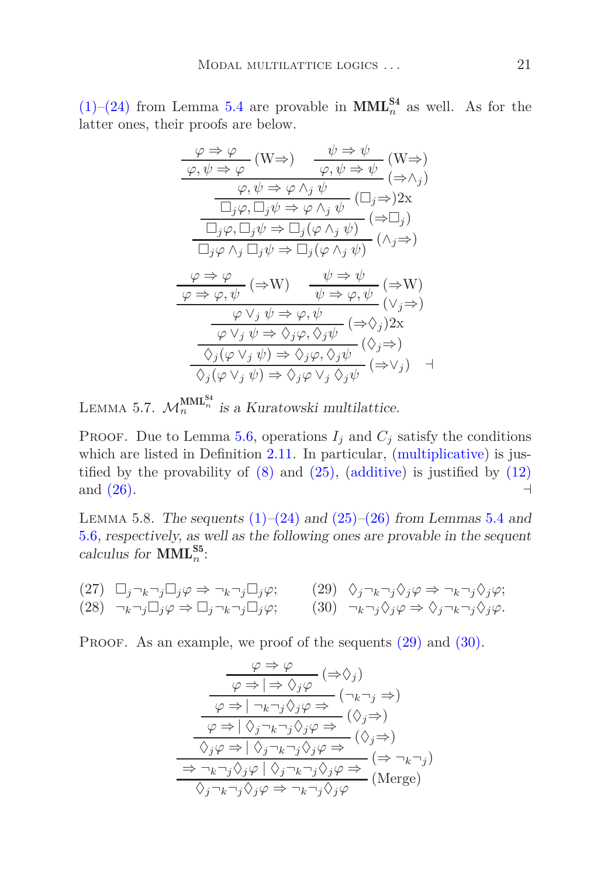(1)–(24) from Lemma 5.4 are provable in $\mathbf{MML}_n^{\mathbf{S4}}$ as well. As for the latter ones, their proofs are below.

$$
\dfrac{\dfrac{\dfrac{\dfrac{\dfrac{\varphi \Rightarrow \varphi}{\varphi, \psi \Rightarrow \varphi}\,(\mathrm{W}\Rightarrow) \qquad \dfrac{\psi \Rightarrow \psi}{\varphi, \psi \Rightarrow \psi}\,(\mathrm{W}\Rightarrow)}{\varphi, \psi \Rightarrow \varphi \wedge_j \psi}\,(\Rightarrow\wedge_j)}{\Box_j\varphi, \Box_j\psi \Rightarrow \varphi \wedge_j \psi}\,(\Box_j\Rightarrow)\text{2x}}{\Box_j\varphi, \Box_j\psi \Rightarrow \Box_j(\varphi \wedge_j \psi)}\,(\Rightarrow\Box_j)}{\Box_j\varphi \wedge_j \Box_j\psi \Rightarrow \Box_j(\varphi \wedge_j \psi)}\,(\wedge_j\Rightarrow)
$$

$$
\dfrac{\dfrac{\dfrac{\dfrac{\dfrac{\varphi \Rightarrow \varphi}{\varphi \Rightarrow \varphi, \psi}\,(\Rightarrow\mathrm{W}) \qquad \dfrac{\psi \Rightarrow \psi}{\psi \Rightarrow \varphi, \psi}\,(\Rightarrow\mathrm{W})}{\varphi \vee_j \psi \Rightarrow \varphi, \psi}\,(\vee_j\Rightarrow)}{\varphi \vee_j \psi \Rightarrow \Diamond_j\varphi, \Diamond_j\psi}\,(\Rightarrow\Diamond_j)\text{2x}}{\Diamond_j(\varphi \vee_j \psi) \Rightarrow \Diamond_j\varphi, \Diamond_j\psi}\,(\Diamond_j\Rightarrow)}{\Diamond_j(\varphi \vee_j \psi) \Rightarrow \Diamond_j\varphi \vee_j \Diamond_j\psi}\,(\Rightarrow\vee_j) \quad \dashv
$$

Lemma 5.7. *$\mathcal{M}_n^{\mathbf{MML}_n^{\mathbf{S4}}}$ is a Kuratowski multilattice.*

Proof. Due to Lemma 5.6, operations $I_j$ and $C_j$ satisfy the conditions which are listed in Definition 2.11. In particular, (multiplicative) is justified by the provability of (8) and (25), (additive) is justified by (12) and (26). $\dashv$

Lemma 5.8. *The sequents (1)–(24) and (25)–(26) from Lemmas 5.4 and 5.6, respectively, as well as the following ones are provable in the sequent calculus for $\mathbf{MML}_n^{\mathbf{S5}}$:*

(27) $\Box_j\neg_k\neg_j\Box_j\varphi \Rightarrow \neg_k\neg_j\Box_j\varphi$;

(28) $\neg_k\neg_j\Box_j\varphi \Rightarrow \Box_j\neg_k\neg_j\Box_j\varphi$;

(29) $\Diamond_j\neg_k\neg_j\Diamond_j\varphi \Rightarrow \neg_k\neg_j\Diamond_j\varphi$;

(30) $\neg_k\neg_j\Diamond_j\varphi \Rightarrow \Diamond_j\neg_k\neg_j\Diamond_j\varphi$.

Proof. As an example, we proof of the sequents (29) and (30).

$$
\dfrac{\dfrac{\dfrac{\dfrac{\dfrac{\dfrac{\varphi \Rightarrow \varphi}{\varphi \Rightarrow \mid \Rightarrow \Diamond_j\varphi}\,(\Rightarrow\Diamond_j)}{\varphi \Rightarrow \mid \neg_k\neg_j\Diamond_j\varphi \Rightarrow}\,(\neg_k\neg_j \Rightarrow)}{\varphi \Rightarrow \mid \Diamond_j\neg_k\neg_j\Diamond_j\varphi \Rightarrow}\,(\Diamond_j\Rightarrow)}{\Diamond_j\varphi \Rightarrow \mid \Diamond_j\neg_k\neg_j\Diamond_j\varphi \Rightarrow}\,(\Diamond_j\Rightarrow)}{\Rightarrow \neg_k\neg_j\Diamond_j\varphi \mid \Diamond_j\neg_k\neg_j\Diamond_j\varphi \Rightarrow}\,(\Rightarrow \neg_k\neg_j)}{\Diamond_j\neg_k\neg_j\Diamond_j\varphi \Rightarrow \neg_k\neg_j\Diamond_j\varphi}\,(\text{Merge})
$$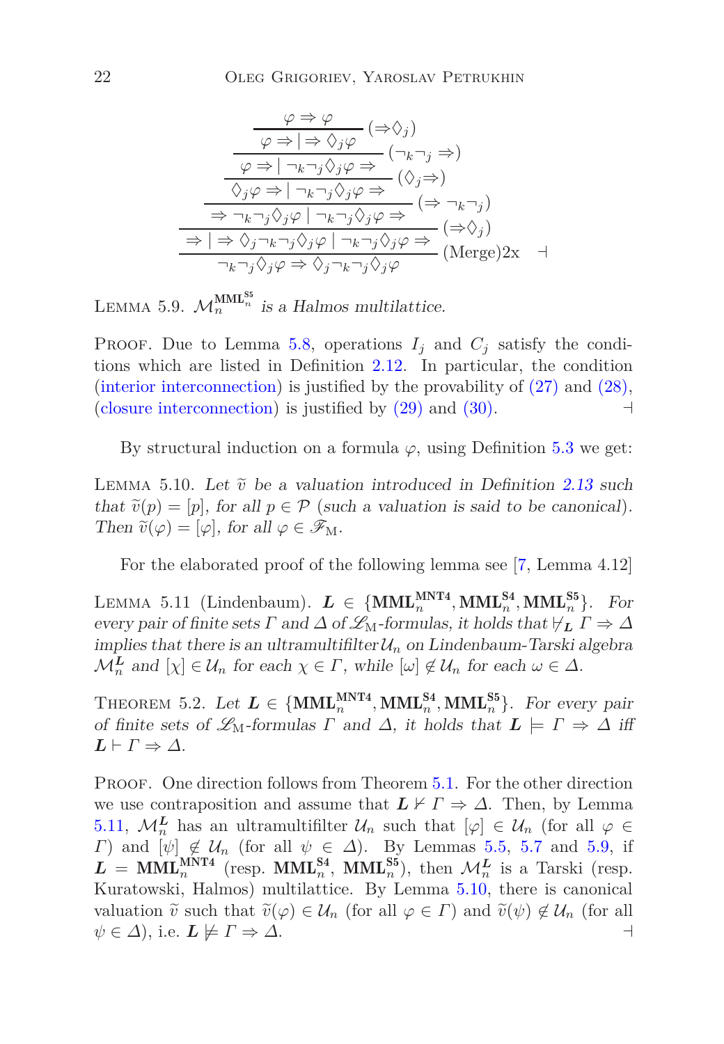$$
\dfrac{\dfrac{\dfrac{\dfrac{\dfrac{\dfrac{\varphi \Rightarrow \varphi}{\varphi \Rightarrow | \Rightarrow \Diamond_j \varphi}\ (\Rightarrow\Diamond_j)}{\varphi \Rightarrow | \neg_k\neg_j \Diamond_j \varphi \Rightarrow}\ (\neg_k\neg_j \Rightarrow)}{\Diamond_j \varphi \Rightarrow | \neg_k\neg_j \Diamond_j \varphi \Rightarrow}\ (\Diamond_j \Rightarrow)}{\Rightarrow \neg_k\neg_j \Diamond_j \varphi \mid \neg_k\neg_j \Diamond_j \varphi \Rightarrow}\ (\Rightarrow \neg_k\neg_j)}{\Rightarrow | \Rightarrow \Diamond_j \neg_k\neg_j \Diamond_j \varphi \mid \neg_k\neg_j \Diamond_j \varphi \Rightarrow}\ (\Rightarrow\Diamond_j)}{\neg_k\neg_j \Diamond_j \varphi \Rightarrow \Diamond_j \neg_k\neg_j \Diamond_j \varphi}\ (\text{Merge})2\text{x} \quad \dashv
$$

LEMMA 5.9. *$\mathcal{M}_n^{\mathbf{MML}_n^{\mathbf{S5}}}$ is a Halmos multilattice.*

PROOF. Due to Lemma 5.8, operations $I_j$ and $C_j$ satisfy the conditions which are listed in Definition 2.12. In particular, the condition (interior interconnection) is justified by the provability of (27) and (28), (closure interconnection) is justified by (29) and (30). $\dashv$

By structural induction on a formula $\varphi$, using Definition 5.3 we get:

LEMMA 5.10. *Let $\widetilde{v}$ be a valuation introduced in Definition 2.13 such that $\widetilde{v}(p) = [p]$, for all $p \in \mathcal{P}$ (such a valuation is said to be canonical). Then $\widetilde{v}(\varphi) = [\varphi]$, for all $\varphi \in \mathscr{F}_{\mathrm{M}}$.*

For the elaborated proof of the following lemma see [7, Lemma 4.12]

LEMMA 5.11 (Lindenbaum). *$\boldsymbol{L} \in \{\mathbf{MML}_n^{\mathbf{MNT4}}, \mathbf{MML}_n^{\mathbf{S4}}, \mathbf{MML}_n^{\mathbf{S5}}\}$. For every pair of finite sets $\Gamma$ and $\Delta$ of $\mathscr{L}_{\mathrm{M}}$-formulas, it holds that $\nvdash_{\boldsymbol{L}} \Gamma \Rightarrow \Delta$ implies that there is an ultramultifilter $\mathcal{U}_n$ on Lindenbaum-Tarski algebra $\mathcal{M}_n^{\boldsymbol{L}}$ and $[\chi] \in \mathcal{U}_n$ for each $\chi \in \Gamma$, while $[\omega] \notin \mathcal{U}_n$ for each $\omega \in \Delta$.*

THEOREM 5.2. *Let $\boldsymbol{L} \in \{\mathbf{MML}_n^{\mathbf{MNT4}}, \mathbf{MML}_n^{\mathbf{S4}}, \mathbf{MML}_n^{\mathbf{S5}}\}$. For every pair of finite sets of $\mathscr{L}_{\mathrm{M}}$-formulas $\Gamma$ and $\Delta$, it holds that $\boldsymbol{L} \models \Gamma \Rightarrow \Delta$ iff $\boldsymbol{L} \vdash \Gamma \Rightarrow \Delta$.*

PROOF. One direction follows from Theorem 5.1. For the other direction we use contraposition and assume that $\boldsymbol{L} \nvdash \Gamma \Rightarrow \Delta$. Then, by Lemma 5.11, $\mathcal{M}_n^{\boldsymbol{L}}$ has an ultramultifilter $\mathcal{U}_n$ such that $[\varphi] \in \mathcal{U}_n$ (for all $\varphi \in \Gamma$) and $[\psi] \notin \mathcal{U}_n$ (for all $\psi \in \Delta$). By Lemmas 5.5, 5.7 and 5.9, if $\boldsymbol{L} = \mathbf{MML}_n^{\mathbf{MNT4}}$ (resp. $\mathbf{MML}_n^{\mathbf{S4}}$, $\mathbf{MML}_n^{\mathbf{S5}}$), then $\mathcal{M}_n^{\boldsymbol{L}}$ is a Tarski (resp. Kuratowski, Halmos) multilattice. By Lemma 5.10, there is canonical valuation $\widetilde{v}$ such that $\widetilde{v}(\varphi) \in \mathcal{U}_n$ (for all $\varphi \in \Gamma$) and $\widetilde{v}(\psi) \notin \mathcal{U}_n$ (for all $\psi \in \Delta$), i.e. $\boldsymbol{L} \not\models \Gamma \Rightarrow \Delta$. $\dashv$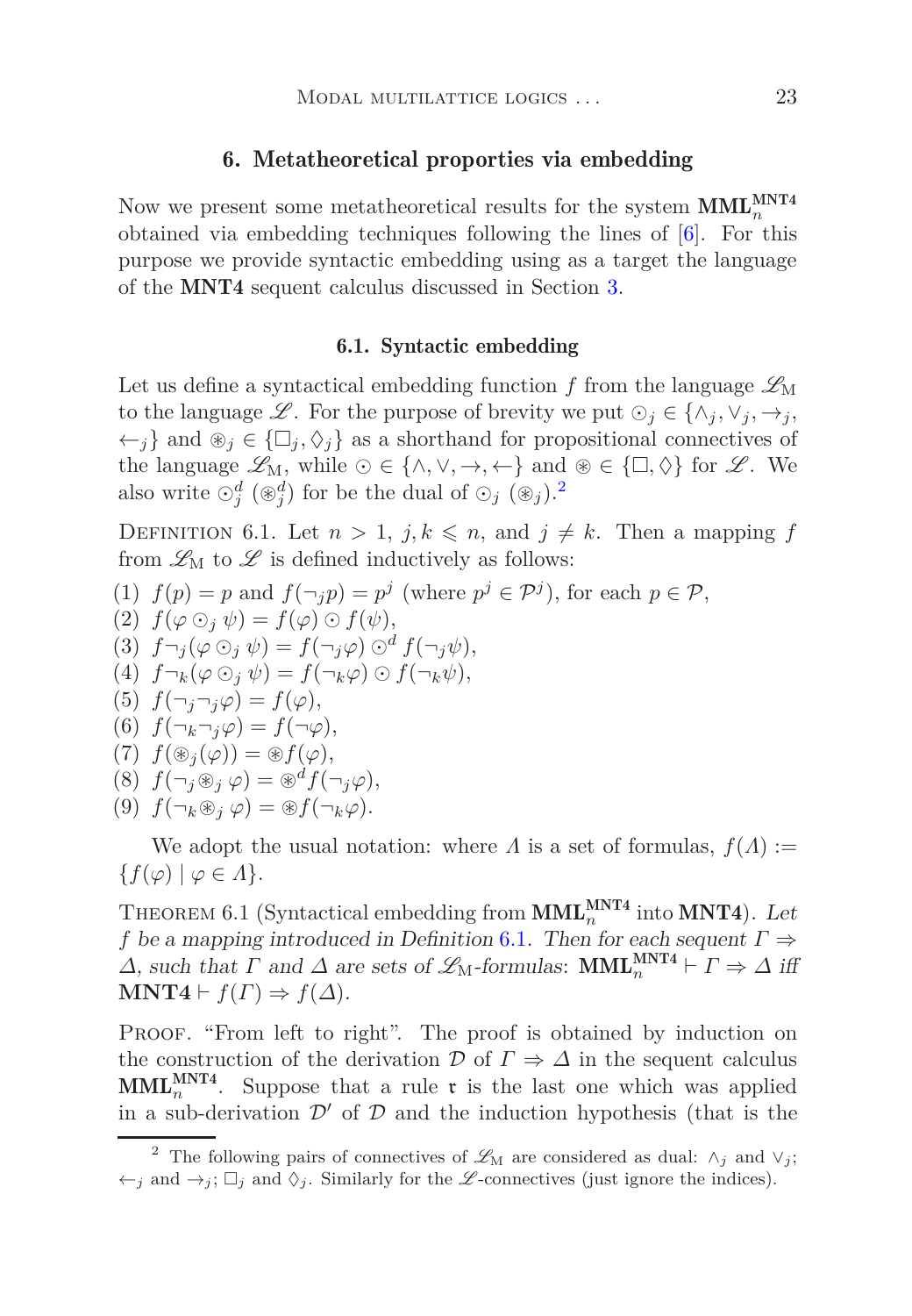## 6. Metatheoretical properties via embedding

Now we present some metatheoretical results for the system $\mathbf{MML}_n^{\mathbf{MNT4}}$ obtained via embedding techniques following the lines of [6]. For this purpose we provide syntactic embedding using as a target the language of the **MNT4** sequent calculus discussed in Section 3.

### 6.1. Syntactic embedding

Let us define a syntactical embedding function $f$ from the language $\mathscr{L}_\mathrm{M}$ to the language $\mathscr{L}$. For the purpose of brevity we put $\odot_j \in \{\wedge_j, \vee_j, \rightarrow_j, \leftarrow_j\}$ and $\circledast_j \in \{\Box_j, \Diamond_j\}$ as a shorthand for propositional connectives of the language $\mathscr{L}_\mathrm{M}$, while $\odot \in \{\wedge, \vee, \rightarrow, \leftarrow\}$ and $\circledast \in \{\Box, \Diamond\}$ for $\mathscr{L}$. We also write $\odot_j^d$ ($\circledast_j^d$) for be the dual of $\odot_j$ ($\circledast_j$).[2]

Definition 6.1. Let $n > 1$, $j, k \leqslant n$, and $j \neq k$. Then a mapping $f$ from $\mathscr{L}_\mathrm{M}$ to $\mathscr{L}$ is defined inductively as follows:

(1) $f(p) = p$ and $f(\neg_j p) = p^j$ (where $p^j \in \mathcal{P}^j$), for each $p \in \mathcal{P}$,
(2) $f(\varphi \odot_j \psi) = f(\varphi) \odot f(\psi)$,
(3) $f\neg_j(\varphi \odot_j \psi) = f(\neg_j\varphi) \odot^d f(\neg_j\psi)$,
(4) $f\neg_k(\varphi \odot_j \psi) = f(\neg_k\varphi) \odot f(\neg_k\psi)$,
(5) $f(\neg_j\neg_j\varphi) = f(\varphi)$,
(6) $f(\neg_k\neg_j\varphi) = f(\neg\varphi)$,
(7) $f(\circledast_j(\varphi)) = \circledast f(\varphi)$,
(8) $f(\neg_j \circledast_j \varphi) = \circledast^d f(\neg_j\varphi)$,
(9) $f(\neg_k \circledast_j \varphi) = \circledast f(\neg_k\varphi)$.

We adopt the usual notation: where $\Lambda$ is a set of formulas, $f(\Lambda) := \{f(\varphi) \mid \varphi \in \Lambda\}$.

Theorem 6.1 (Syntactical embedding from $\mathbf{MML}_n^{\mathbf{MNT4}}$ into **MNT4**). *Let $f$ be a mapping introduced in Definition 6.1. Then for each sequent $\Gamma \Rightarrow \Delta$, such that $\Gamma$ and $\Delta$ are sets of $\mathscr{L}_\mathrm{M}$-formulas: $\mathbf{MML}_n^{\mathbf{MNT4}} \vdash \Gamma \Rightarrow \Delta$ iff $\mathbf{MNT4} \vdash f(\Gamma) \Rightarrow f(\Delta)$.*

Proof. "From left to right". The proof is obtained by induction on the construction of the derivation $\mathcal{D}$ of $\Gamma \Rightarrow \Delta$ in the sequent calculus $\mathbf{MML}_n^{\mathbf{MNT4}}$. Suppose that a rule $\mathfrak{r}$ is the last one which was applied in a sub-derivation $\mathcal{D}'$ of $\mathcal{D}$ and the induction hypothesis (that is the

[2] The following pairs of connectives of $\mathscr{L}_\mathrm{M}$ are considered as dual: $\wedge_j$ and $\vee_j$; $\leftarrow_j$ and $\rightarrow_j$; $\Box_j$ and $\Diamond_j$. Similarly for the $\mathscr{L}$-connectives (just ignore the indices).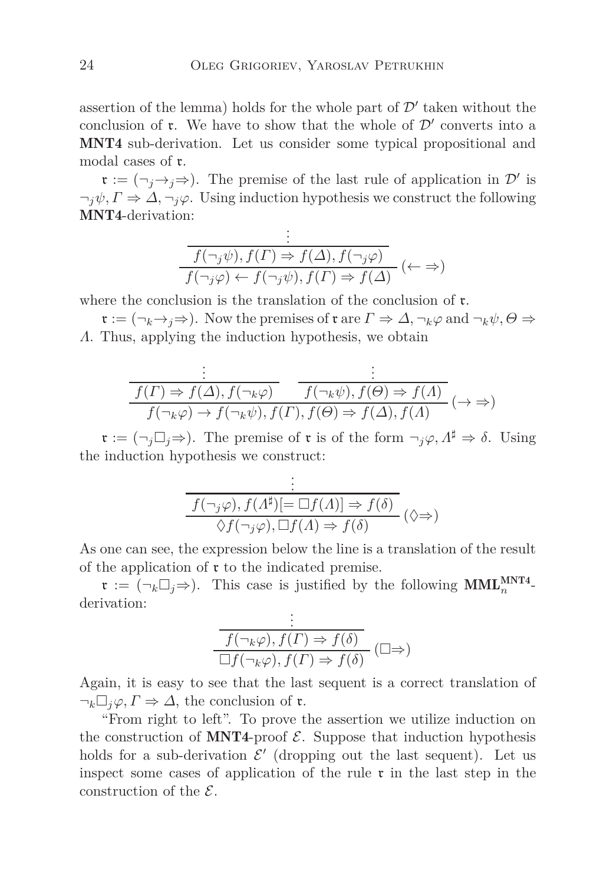assertion of the lemma) holds for the whole part of $\mathcal{D}'$ taken without the conclusion of $\mathfrak{r}$. We have to show that the whole of $\mathcal{D}'$ converts into a **MNT4** sub-derivation. Let us consider some typical propositional and modal cases of $\mathfrak{r}$.

$\mathfrak{r} := (\neg_j{\rightarrow}_j{\Rightarrow})$. The premise of the last rule of application in $\mathcal{D}'$ is $\neg_j\psi, \Gamma \Rightarrow \Delta, \neg_j\varphi$. Using induction hypothesis we construct the following **MNT4**-derivation:

$$\dfrac{\dfrac{\vdots}{f(\neg_j\psi), f(\Gamma) \Rightarrow f(\Delta), f(\neg_j\varphi)}}{f(\neg_j\varphi) \leftarrow f(\neg_j\psi), f(\Gamma) \Rightarrow f(\Delta)}\ (\leftarrow\Rightarrow)$$

where the conclusion is the translation of the conclusion of $\mathfrak{r}$.

$\mathfrak{r} := (\neg_k{\rightarrow}_j{\Rightarrow})$. Now the premises of $\mathfrak{r}$ are $\Gamma \Rightarrow \Delta, \neg_k\varphi$ and $\neg_k\psi, \Theta \Rightarrow \Lambda$. Thus, applying the induction hypothesis, we obtain

$$\dfrac{\dfrac{\vdots}{f(\Gamma) \Rightarrow f(\Delta), f(\neg_k\varphi)} \qquad \dfrac{\vdots}{f(\neg_k\psi), f(\Theta) \Rightarrow f(\Lambda)}}{f(\neg_k\varphi) \rightarrow f(\neg_k\psi), f(\Gamma), f(\Theta) \Rightarrow f(\Delta), f(\Lambda)}\ (\rightarrow\Rightarrow)$$

$\mathfrak{r} := (\neg_j\Box_j{\Rightarrow})$. The premise of $\mathfrak{r}$ is of the form $\neg_j\varphi, \Lambda^\sharp \Rightarrow \delta$. Using the induction hypothesis we construct:

$$\dfrac{\dfrac{\vdots}{f(\neg_j\varphi), f(\Lambda^\sharp)[= \Box f(\Lambda)] \Rightarrow f(\delta)}}{\Diamond f(\neg_j\varphi), \Box f(\Lambda) \Rightarrow f(\delta)}\ (\Diamond{\Rightarrow})$$

As one can see, the expression below the line is a translation of the result of the application of $\mathfrak{r}$ to the indicated premise.

$\mathfrak{r} := (\neg_k\Box_j{\Rightarrow})$. This case is justified by the following $\mathbf{MML}_n^{\mathbf{MNT4}}$-derivation:

$$\dfrac{\dfrac{\vdots}{f(\neg_k\varphi), f(\Gamma) \Rightarrow f(\delta)}}{\Box f(\neg_k\varphi), f(\Gamma) \Rightarrow f(\delta)}\ (\Box{\Rightarrow})$$

Again, it is easy to see that the last sequent is a correct translation of $\neg_k\Box_j\varphi, \Gamma \Rightarrow \Delta$, the conclusion of $\mathfrak{r}$.

"From right to left". To prove the assertion we utilize induction on the construction of **MNT4**-proof $\mathcal{E}$. Suppose that induction hypothesis holds for a sub-derivation $\mathcal{E}'$ (dropping out the last sequent). Let us inspect some cases of application of the rule $\mathfrak{r}$ in the last step in the construction of the $\mathcal{E}$.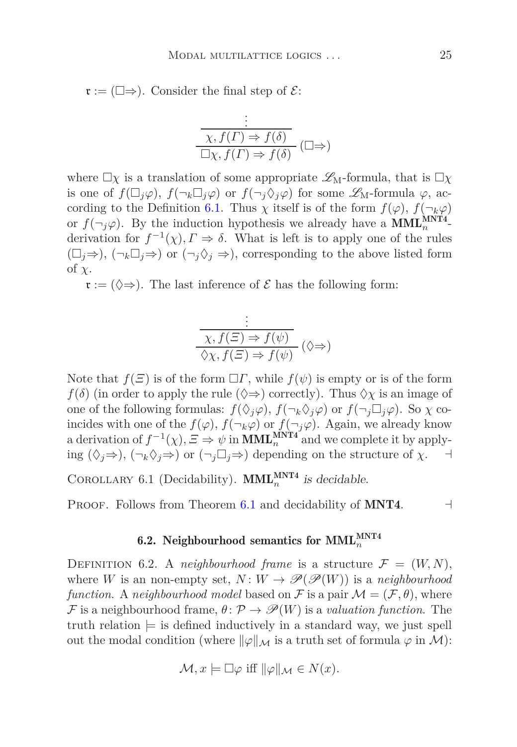$\mathfrak{r} := (\Box\Rightarrow)$. Consider the final step of $\mathcal{E}$:

$$\dfrac{\dfrac{\vdots}{\chi, f(\Gamma) \Rightarrow f(\delta)}}{\Box\chi, f(\Gamma) \Rightarrow f(\delta)}\,(\Box\Rightarrow)$$

where $\Box\chi$ is a translation of some appropriate $\mathscr{L}_{\mathrm{M}}$-formula, that is $\Box\chi$ is one of $f(\Box_j\varphi)$, $f(\neg_k\Box_j\varphi)$ or $f(\neg_j\Diamond_j\varphi)$ for some $\mathscr{L}_{\mathrm{M}}$-formula $\varphi$, according to the Definition 6.1. Thus $\chi$ itself is of the form $f(\varphi)$, $f(\neg_k\varphi)$ or $f(\neg_j\varphi)$. By the induction hypothesis we already have a $\mathbf{MML}_n^{\mathbf{MNT4}}$-derivation for $f^{-1}(\chi), \Gamma \Rightarrow \delta$. What is left is to apply one of the rules $(\Box_j\Rightarrow)$, $(\neg_k\Box_j\Rightarrow)$ or $(\neg_j\Diamond_j\Rightarrow)$, corresponding to the above listed form of $\chi$.

$\mathfrak{r} := (\Diamond\Rightarrow)$. The last inference of $\mathcal{E}$ has the following form:

$$\dfrac{\dfrac{\vdots}{\chi, f(\Xi) \Rightarrow f(\psi)}}{\Diamond\chi, f(\Xi) \Rightarrow f(\psi)}\,(\Diamond\Rightarrow)$$

Note that $f(\Xi)$ is of the form $\Box\Gamma$, while $f(\psi)$ is empty or is of the form $f(\delta)$ (in order to apply the rule $(\Diamond\Rightarrow)$ correctly). Thus $\Diamond\chi$ is an image of one of the following formulas: $f(\Diamond_j\varphi)$, $f(\neg_k\Diamond_j\varphi)$ or $f(\neg_j\Box_j\varphi)$. So $\chi$ coincides with one of the $f(\varphi)$, $f(\neg_k\varphi)$ or $f(\neg_j\varphi)$. Again, we already know a derivation of $f^{-1}(\chi), \Xi \Rightarrow \psi$ in $\mathbf{MML}_n^{\mathbf{MNT4}}$ and we complete it by applying $(\Diamond_j\Rightarrow)$, $(\neg_k\Diamond_j\Rightarrow)$ or $(\neg_j\Box_j\Rightarrow)$ depending on the structure of $\chi$. ⊣

Corollary 6.1 (Decidability). $\mathbf{MML}_n^{\mathbf{MNT4}}$ *is decidable.*

Proof. Follows from Theorem 6.1 and decidability of **MNT4**. ⊣

### 6.2. Neighbourhood semantics for $\mathbf{MML}_n^{\mathbf{MNT4}}$

Definition 6.2. A *neighbourhood frame* is a structure $\mathcal{F} = (W, N)$, where $W$ is an non-empty set, $N : W \to \mathscr{P}(\mathscr{P}(W))$ is a *neighbourhood function*. A *neighbourhood model* based on $\mathcal{F}$ is a pair $\mathcal{M} = (\mathcal{F}, \theta)$, where $\mathcal{F}$ is a neighbourhood frame, $\theta : \mathcal{P} \to \mathscr{P}(W)$ is a *valuation function*. The truth relation $\models$ is defined inductively in a standard way, we just spell out the modal condition (where $\|\varphi\|_{\mathcal{M}}$ is a truth set of formula $\varphi$ in $\mathcal{M}$):

$$\mathcal{M}, x \models \Box\varphi \text{ iff } \|\varphi\|_{\mathcal{M}} \in N(x).$$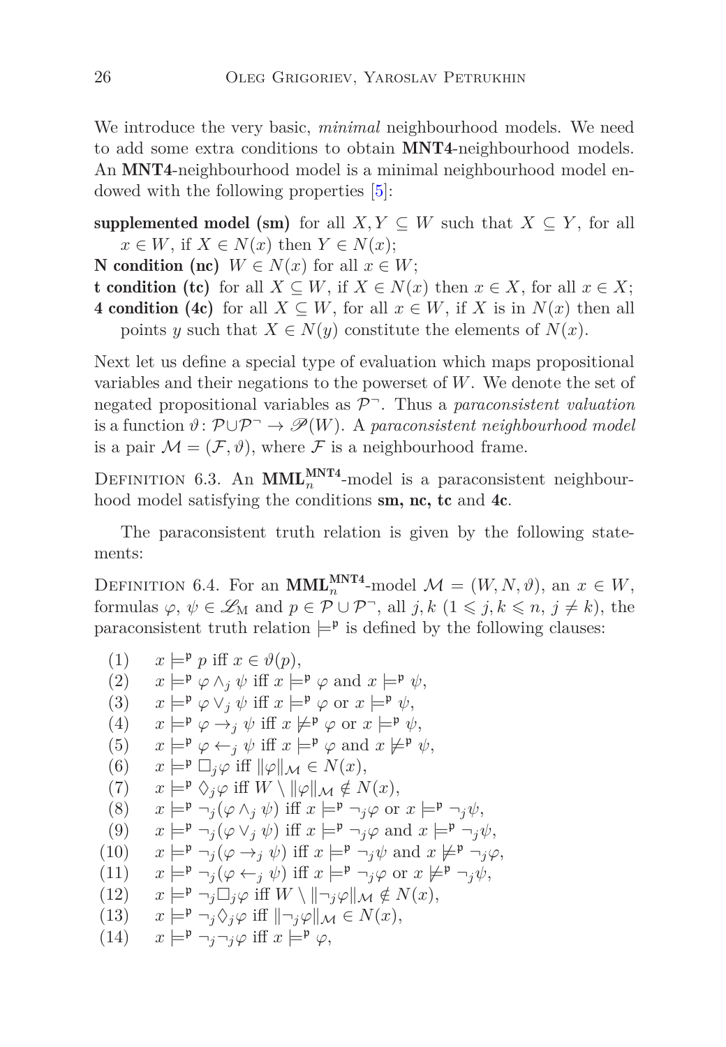We introduce the very basic, *minimal* neighbourhood models. We need to add some extra conditions to obtain **MNT4**-neighbourhood models. An **MNT4**-neighbourhood model is a minimal neighbourhood model endowed with the following properties [5]:

**supplemented model (sm)** for all $X, Y \subseteq W$ such that $X \subseteq Y$, for all $x \in W$, if $X \in N(x)$ then $Y \in N(x)$;

**N condition (nc)** $W \in N(x)$ for all $x \in W$;

**t condition (tc)** for all $X \subseteq W$, if $X \in N(x)$ then $x \in X$, for all $x \in X$;

**4 condition (4c)** for all $X \subseteq W$, for all $x \in W$, if $X$ is in $N(x)$ then all points $y$ such that $X \in N(y)$ constitute the elements of $N(x)$.

Next let us define a special type of evaluation which maps propositional variables and their negations to the powerset of $W$. We denote the set of negated propositional variables as $\mathcal{P}^{\neg}$. Thus a *paraconsistent valuation* is a function $\vartheta\colon \mathcal{P}\cup\mathcal{P}^{\neg} \to \mathscr{P}(W)$. A *paraconsistent neighbourhood model* is a pair $\mathcal{M} = (\mathcal{F}, \vartheta)$, where $\mathcal{F}$ is a neighbourhood frame.

Definition 6.3. An $\mathbf{MML}_n^{\mathbf{MNT4}}$-model is a paraconsistent neighbourhood model satisfying the conditions **sm, nc, tc** and **4c**.

The paraconsistent truth relation is given by the following statements:

Definition 6.4. For an $\mathbf{MML}_n^{\mathbf{MNT4}}$-model $\mathcal{M} = (W, N, \vartheta)$, an $x \in W$, formulas $\varphi, \psi \in \mathscr{L}_{\mathrm{M}}$ and $p \in \mathcal{P}\cup\mathcal{P}^{\neg}$, all $j, k$ $(1 \leqslant j, k \leqslant n,\ j \neq k)$, the paraconsistent truth relation $\models^{\mathfrak{p}}$ is defined by the following clauses:

(1) $x \models^{\mathfrak{p}} p$ iff $x \in \vartheta(p)$,

(2) $x \models^{\mathfrak{p}} \varphi \wedge_j \psi$ iff $x \models^{\mathfrak{p}} \varphi$ and $x \models^{\mathfrak{p}} \psi$,

(3) $x \models^{\mathfrak{p}} \varphi \vee_j \psi$ iff $x \models^{\mathfrak{p}} \varphi$ or $x \models^{\mathfrak{p}} \psi$,

(4) $x \models^{\mathfrak{p}} \varphi \to_j \psi$ iff $x \not\models^{\mathfrak{p}} \varphi$ or $x \models^{\mathfrak{p}} \psi$,

(5) $x \models^{\mathfrak{p}} \varphi \leftarrow_j \psi$ iff $x \models^{\mathfrak{p}} \varphi$ and $x \not\models^{\mathfrak{p}} \psi$,

(6) $x \models^{\mathfrak{p}} \Box_j \varphi$ iff $\|\varphi\|_{\mathcal{M}} \in N(x)$,

(7) $x \models^{\mathfrak{p}} \Diamond_j \varphi$ iff $W \setminus \|\varphi\|_{\mathcal{M}} \notin N(x)$,

(8) $x \models^{\mathfrak{p}} \neg_j(\varphi \wedge_j \psi)$ iff $x \models^{\mathfrak{p}} \neg_j \varphi$ or $x \models^{\mathfrak{p}} \neg_j \psi$,

(9) $x \models^{\mathfrak{p}} \neg_j(\varphi \vee_j \psi)$ iff $x \models^{\mathfrak{p}} \neg_j \varphi$ and $x \models^{\mathfrak{p}} \neg_j \psi$,

(10) $x \models^{\mathfrak{p}} \neg_j(\varphi \to_j \psi)$ iff $x \models^{\mathfrak{p}} \neg_j \psi$ and $x \not\models^{\mathfrak{p}} \neg_j \varphi$,

(11) $x \models^{\mathfrak{p}} \neg_j(\varphi \leftarrow_j \psi)$ iff $x \models^{\mathfrak{p}} \neg_j \varphi$ or $x \not\models^{\mathfrak{p}} \neg_j \psi$,

(12) $x \models^{\mathfrak{p}} \neg_j \Box_j \varphi$ iff $W \setminus \|\neg_j \varphi\|_{\mathcal{M}} \notin N(x)$,

(13) $x \models^{\mathfrak{p}} \neg_j \Diamond_j \varphi$ iff $\|\neg_j \varphi\|_{\mathcal{M}} \in N(x)$,

(14) $x \models^{\mathfrak{p}} \neg_j \neg_j \varphi$ iff $x \models^{\mathfrak{p}} \varphi$,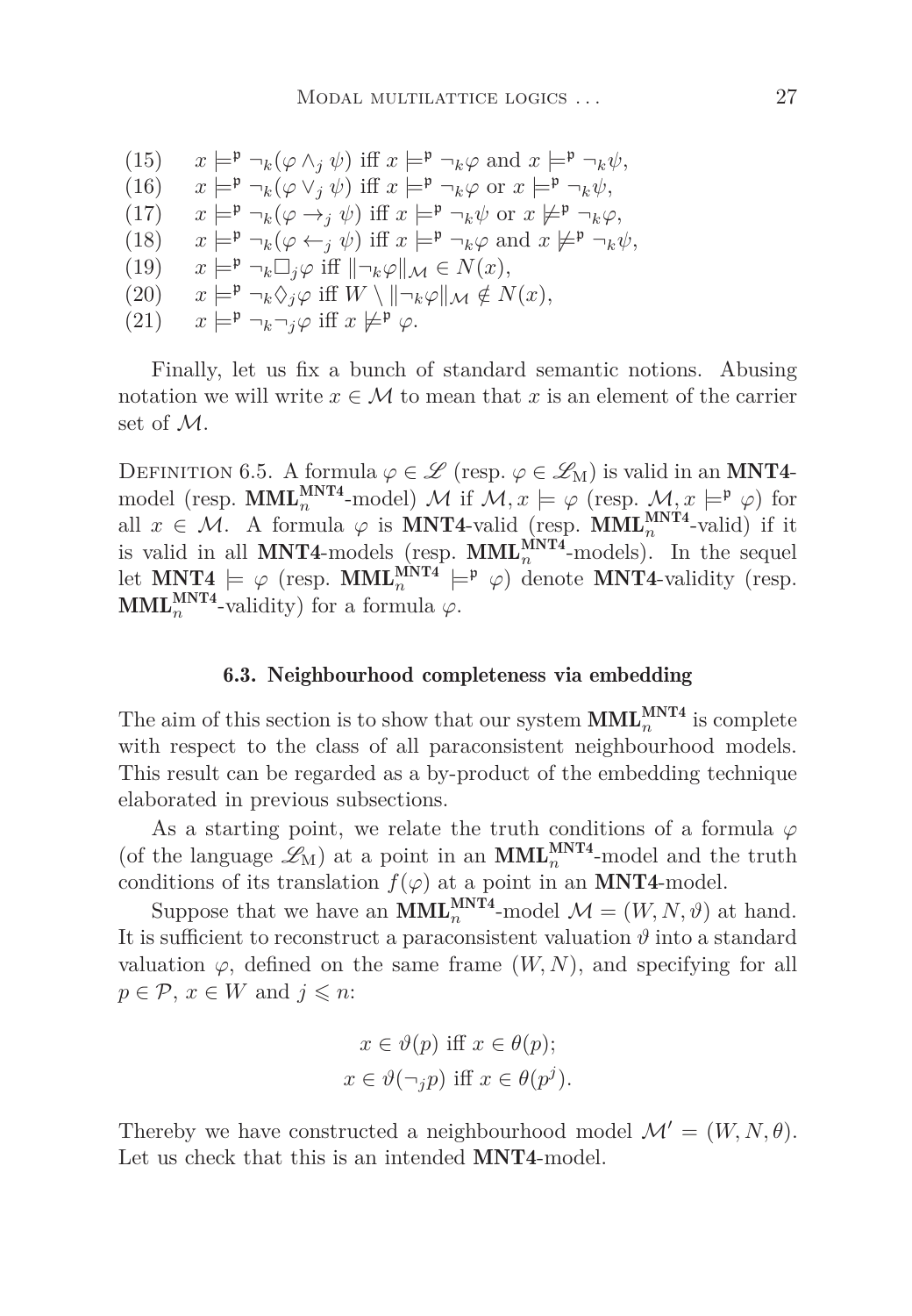(15) $x \models^{\mathfrak{p}} \neg_k(\varphi \wedge_j \psi)$ iff $x \models^{\mathfrak{p}} \neg_k\varphi$ and $x \models^{\mathfrak{p}} \neg_k\psi$,

(16) $x \models^{\mathfrak{p}} \neg_k(\varphi \vee_j \psi)$ iff $x \models^{\mathfrak{p}} \neg_k\varphi$ or $x \models^{\mathfrak{p}} \neg_k\psi$,

(17) $x \models^{\mathfrak{p}} \neg_k(\varphi \rightarrow_j \psi)$ iff $x \models^{\mathfrak{p}} \neg_k\psi$ or $x \not\models^{\mathfrak{p}} \neg_k\varphi$,

(18) $x \models^{\mathfrak{p}} \neg_k(\varphi \leftarrow_j \psi)$ iff $x \models^{\mathfrak{p}} \neg_k\varphi$ and $x \not\models^{\mathfrak{p}} \neg_k\psi$,

(19) $x \models^{\mathfrak{p}} \neg_k\Box_j\varphi$ iff $\|\neg_k\varphi\|_{\mathcal{M}} \in N(x)$,

(20) $x \models^{\mathfrak{p}} \neg_k\Diamond_j\varphi$ iff $W \setminus \|\neg_k\varphi\|_{\mathcal{M}} \notin N(x)$,

(21) $x \models^{\mathfrak{p}} \neg_k\neg_j\varphi$ iff $x \not\models^{\mathfrak{p}} \varphi$.

Finally, let us fix a bunch of standard semantic notions. Abusing notation we will write $x \in \mathcal{M}$ to mean that $x$ is an element of the carrier set of $\mathcal{M}$.

Definition 6.5. A formula $\varphi \in \mathscr{L}$ (resp. $\varphi \in \mathscr{L}_{\mathrm{M}}$) is valid in an **MNT4**-model (resp. $\mathbf{MML}_n^{\mathbf{MNT4}}$-model) $\mathcal{M}$ if $\mathcal{M}, x \models \varphi$ (resp. $\mathcal{M}, x \models^{\mathfrak{p}} \varphi$) for all $x \in \mathcal{M}$. A formula $\varphi$ is **MNT4**-valid (resp. $\mathbf{MML}_n^{\mathbf{MNT4}}$-valid) if it is valid in all **MNT4**-models (resp. $\mathbf{MML}_n^{\mathbf{MNT4}}$-models). In the sequel let $\mathbf{MNT4} \models \varphi$ (resp. $\mathbf{MML}_n^{\mathbf{MNT4}} \models^{\mathfrak{p}} \varphi$) denote **MNT4**-validity (resp. $\mathbf{MML}_n^{\mathbf{MNT4}}$-validity) for a formula $\varphi$.

### 6.3. Neighbourhood completeness via embedding

The aim of this section is to show that our system $\mathbf{MML}_n^{\mathbf{MNT4}}$ is complete with respect to the class of all paraconsistent neighbourhood models. This result can be regarded as a by-product of the embedding technique elaborated in previous subsections.

As a starting point, we relate the truth conditions of a formula $\varphi$ (of the language $\mathscr{L}_{\mathrm{M}}$) at a point in an $\mathbf{MML}_n^{\mathbf{MNT4}}$-model and the truth conditions of its translation $f(\varphi)$ at a point in an **MNT4**-model.

Suppose that we have an $\mathbf{MML}_n^{\mathbf{MNT4}}$-model $\mathcal{M} = (W, N, \vartheta)$ at hand. It is sufficient to reconstruct a paraconsistent valuation $\vartheta$ into a standard valuation $\varphi$, defined on the same frame $(W, N)$, and specifying for all $p \in \mathcal{P}$, $x \in W$ and $j \leqslant n$:

$$x \in \vartheta(p) \text{ iff } x \in \theta(p);$$
$$x \in \vartheta(\neg_j p) \text{ iff } x \in \theta(p^j).$$

Thereby we have constructed a neighbourhood model $\mathcal{M}' = (W, N, \theta)$. Let us check that this is an intended **MNT4**-model.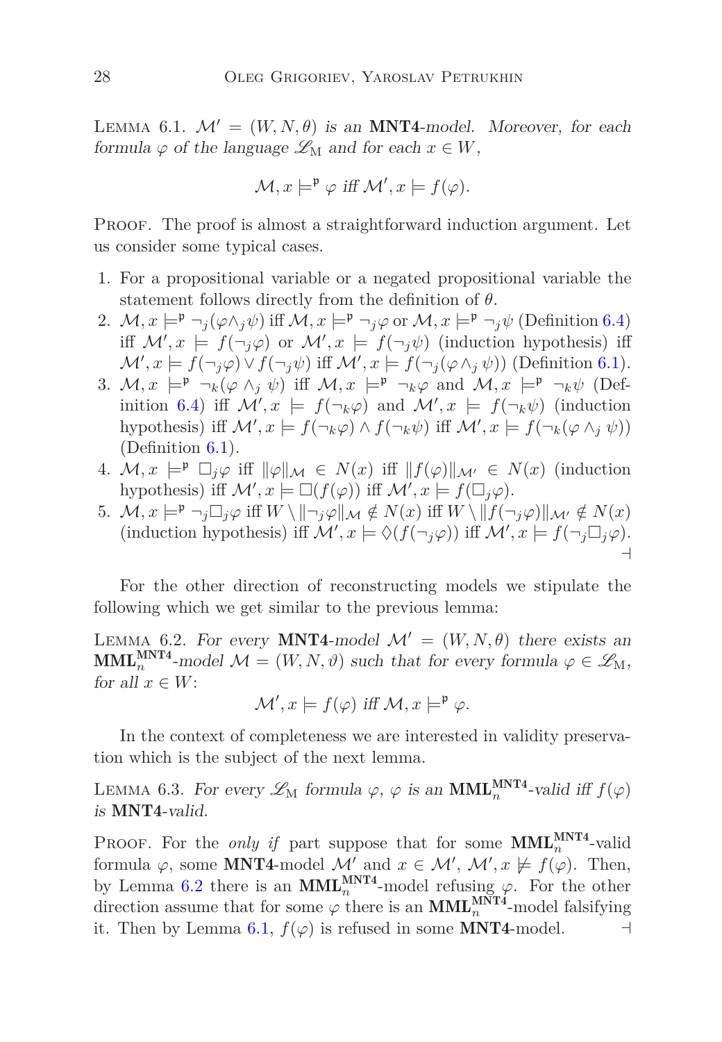Lemma 6.1. *$\mathcal{M}' = (W, N, \theta)$ is an* **MNT4***-model. Moreover, for each formula $\varphi$ of the language $\mathscr{L}_{\mathrm{M}}$ and for each $x \in W$,*

$$\mathcal{M}, x \models^{\mathfrak{p}} \varphi \text{ iff } \mathcal{M}', x \models f(\varphi).$$

Proof. The proof is almost a straightforward induction argument. Let us consider some typical cases.

1. For a propositional variable or a negated propositional variable the statement follows directly from the definition of $\theta$.
2. $\mathcal{M}, x \models^{\mathfrak{p}} \neg_j(\varphi \wedge_j \psi)$ iff $\mathcal{M}, x \models^{\mathfrak{p}} \neg_j \varphi$ or $\mathcal{M}, x \models^{\mathfrak{p}} \neg_j \psi$ (Definition 6.4) iff $\mathcal{M}', x \models f(\neg_j \varphi)$ or $\mathcal{M}', x \models f(\neg_j \psi)$ (induction hypothesis) iff $\mathcal{M}', x \models f(\neg_j \varphi) \vee f(\neg_j \psi)$ iff $\mathcal{M}', x \models f(\neg_j(\varphi \wedge_j \psi))$ (Definition 6.1).
3. $\mathcal{M}, x \models^{\mathfrak{p}} \neg_k(\varphi \wedge_j \psi)$ iff $\mathcal{M}, x \models^{\mathfrak{p}} \neg_k \varphi$ and $\mathcal{M}, x \models^{\mathfrak{p}} \neg_k \psi$ (Definition 6.4) iff $\mathcal{M}', x \models f(\neg_k \varphi)$ and $\mathcal{M}', x \models f(\neg_k \psi)$ (induction hypothesis) iff $\mathcal{M}', x \models f(\neg_k \varphi) \wedge f(\neg_k \psi)$ iff $\mathcal{M}', x \models f(\neg_k(\varphi \wedge_j \psi))$ (Definition 6.1).
4. $\mathcal{M}, x \models^{\mathfrak{p}} \Box_j \varphi$ iff $\|\varphi\|_{\mathcal{M}} \in N(x)$ iff $\|f(\varphi)\|_{\mathcal{M}'} \in N(x)$ (induction hypothesis) iff $\mathcal{M}', x \models \Box(f(\varphi))$ iff $\mathcal{M}', x \models f(\Box_j \varphi)$.
5. $\mathcal{M}, x \models^{\mathfrak{p}} \neg_j \Box_j \varphi$ iff $W \setminus \|\neg_j \varphi\|_{\mathcal{M}} \notin N(x)$ iff $W \setminus \|f(\neg_j \varphi)\|_{\mathcal{M}'} \notin N(x)$ (induction hypothesis) iff $\mathcal{M}', x \models \Diamond(f(\neg_j \varphi))$ iff $\mathcal{M}', x \models f(\neg_j \Box_j \varphi)$. ⊣

For the other direction of reconstructing models we stipulate the following which we get similar to the previous lemma:

Lemma 6.2. *For every* **MNT4***-model $\mathcal{M}' = (W, N, \theta)$ there exists an* $\mathbf{MML}_n^{\mathbf{MNT4}}$*-model $\mathcal{M} = (W, N, \vartheta)$ such that for every formula $\varphi \in \mathscr{L}_{\mathrm{M}}$, for all $x \in W$:*

$$\mathcal{M}', x \models f(\varphi) \text{ iff } \mathcal{M}, x \models^{\mathfrak{p}} \varphi.$$

In the context of completeness we are interested in validity preservation which is the subject of the next lemma.

Lemma 6.3. *For every $\mathscr{L}_{\mathrm{M}}$ formula $\varphi$, $\varphi$ is an* $\mathbf{MML}_n^{\mathbf{MNT4}}$*-valid iff $f(\varphi)$ is* **MNT4***-valid.*

Proof. For the *only if* part suppose that for some $\mathbf{MML}_n^{\mathbf{MNT4}}$-valid formula $\varphi$, some **MNT4**-model $\mathcal{M}'$ and $x \in \mathcal{M}'$, $\mathcal{M}', x \not\models f(\varphi)$. Then, by Lemma 6.2 there is an $\mathbf{MML}_n^{\mathbf{MNT4}}$-model refusing $\varphi$. For the other direction assume that for some $\varphi$ there is an $\mathbf{MML}_n^{\mathbf{MNT4}}$-model falsifying it. Then by Lemma 6.1, $f(\varphi)$ is refused in some **MNT4**-model. ⊣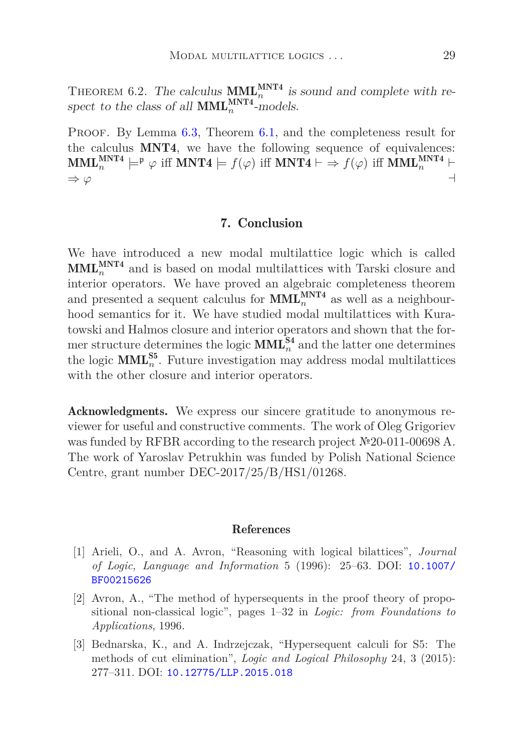Theorem 6.2. *The calculus* $\mathbf{MML}_n^{\mathbf{MNT4}}$ *is sound and complete with respect to the class of all* $\mathbf{MML}_n^{\mathbf{MNT4}}$*-models.*

Proof. By Lemma 6.3, Theorem 6.1, and the completeness result for the calculus **MNT4**, we have the following sequence of equivalences: $\mathbf{MML}_n^{\mathbf{MNT4}} \models^{\mathfrak{p}} \varphi$ iff $\mathbf{MNT4} \models f(\varphi)$ iff $\mathbf{MNT4} \vdash \Rightarrow f(\varphi)$ iff $\mathbf{MML}_n^{\mathbf{MNT4}} \vdash \Rightarrow \varphi$ ⊣

## 7. Conclusion

We have introduced a new modal multilattice logic which is called $\mathbf{MML}_n^{\mathbf{MNT4}}$ and is based on modal multilattices with Tarski closure and interior operators. We have proved an algebraic completeness theorem and presented a sequent calculus for $\mathbf{MML}_n^{\mathbf{MNT4}}$ as well as a neighbourhood semantics for it. We have studied modal multilattices with Kuratowski and Halmos closure and interior operators and shown that the former structure determines the logic $\mathbf{MML}_n^{\mathbf{S4}}$ and the latter one determines the logic $\mathbf{MML}_n^{\mathbf{S5}}$. Future investigation may address modal multilattices with the other closure and interior operators.

**Acknowledgments.** We express our sincere gratitude to anonymous reviewer for useful and constructive comments. The work of Oleg Grigoriev was funded by RFBR according to the research project №20-011-00698 A. The work of Yaroslav Petrukhin was funded by Polish National Science Centre, grant number DEC-2017/25/B/HS1/01268.

## References

[1] Arieli, O., and A. Avron, "Reasoning with logical bilattices", *Journal of Logic, Language and Information* 5 (1996): 25–63. DOI: 10.1007/BF00215626

[2] Avron, A., "The method of hypersequents in the proof theory of propositional non-classical logic", pages 1–32 in *Logic: from Foundations to Applications*, 1996.

[3] Bednarska, K., and A. Indrzejczak, "Hypersequent calculi for S5: The methods of cut elimination", *Logic and Logical Philosophy* 24, 3 (2015): 277–311. DOI: 10.12775/LLP.2015.018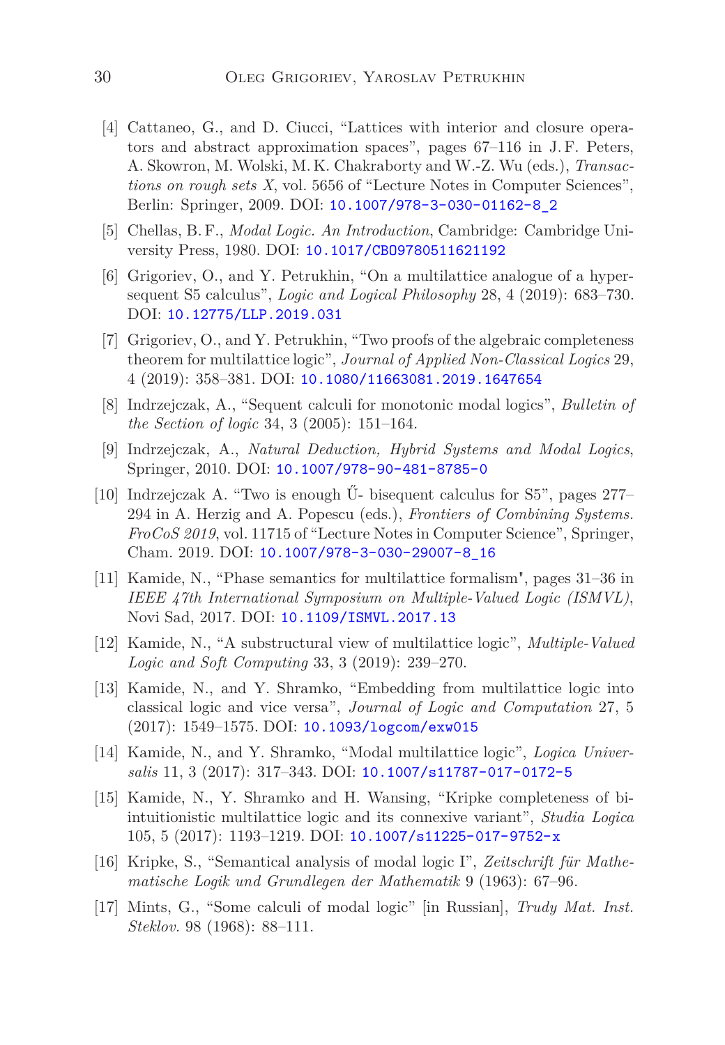[4] Cattaneo, G., and D. Ciucci, "Lattices with interior and closure operators and abstract approximation spaces", pages 67–116 in J. F. Peters, A. Skowron, M. Wolski, M. K. Chakraborty and W.-Z. Wu (eds.), *Transactions on rough sets X*, vol. 5656 of "Lecture Notes in Computer Sciences", Berlin: Springer, 2009. DOI: 10.1007/978-3-030-01162-8_2

[5] Chellas, B. F., *Modal Logic. An Introduction*, Cambridge: Cambridge University Press, 1980. DOI: 10.1017/CBO9780511621192

[6] Grigoriev, O., and Y. Petrukhin, "On a multilattice analogue of a hypersequent S5 calculus", *Logic and Logical Philosophy* 28, 4 (2019): 683–730. DOI: 10.12775/LLP.2019.031

[7] Grigoriev, O., and Y. Petrukhin, "Two proofs of the algebraic completeness theorem for multilattice logic", *Journal of Applied Non-Classical Logics* 29, 4 (2019): 358–381. DOI: 10.1080/11663081.2019.1647654

[8] Indrzejczak, A., "Sequent calculi for monotonic modal logics", *Bulletin of the Section of logic* 34, 3 (2005): 151–164.

[9] Indrzejczak, A., *Natural Deduction, Hybrid Systems and Modal Logics*, Springer, 2010. DOI: 10.1007/978-90-481-8785-0

[10] Indrzejczak A. "Two is enough Ű- bisequent calculus for S5", pages 277–294 in A. Herzig and A. Popescu (eds.), *Frontiers of Combining Systems. FroCoS 2019*, vol. 11715 of "Lecture Notes in Computer Science", Springer, Cham. 2019. DOI: 10.1007/978-3-030-29007-8_16

[11] Kamide, N., "Phase semantics for multilattice formalism", pages 31–36 in *IEEE 47th International Symposium on Multiple-Valued Logic (ISMVL)*, Novi Sad, 2017. DOI: 10.1109/ISMVL.2017.13

[12] Kamide, N., "A substructural view of multilattice logic", *Multiple-Valued Logic and Soft Computing* 33, 3 (2019): 239–270.

[13] Kamide, N., and Y. Shramko, "Embedding from multilattice logic into classical logic and vice versa", *Journal of Logic and Computation* 27, 5 (2017): 1549–1575. DOI: 10.1093/logcom/exw015

[14] Kamide, N., and Y. Shramko, "Modal multilattice logic", *Logica Universalis* 11, 3 (2017): 317–343. DOI: 10.1007/s11787-017-0172-5

[15] Kamide, N., Y. Shramko and H. Wansing, "Kripke completeness of bi-intuitionistic multilattice logic and its connexive variant", *Studia Logica* 105, 5 (2017): 1193–1219. DOI: 10.1007/s11225-017-9752-x

[16] Kripke, S., "Semantical analysis of modal logic I", *Zeitschrift für Mathematische Logik und Grundlegen der Mathematik* 9 (1963): 67–96.

[17] Mints, G., "Some calculi of modal logic" [in Russian], *Trudy Mat. Inst. Steklov.* 98 (1968): 88–111.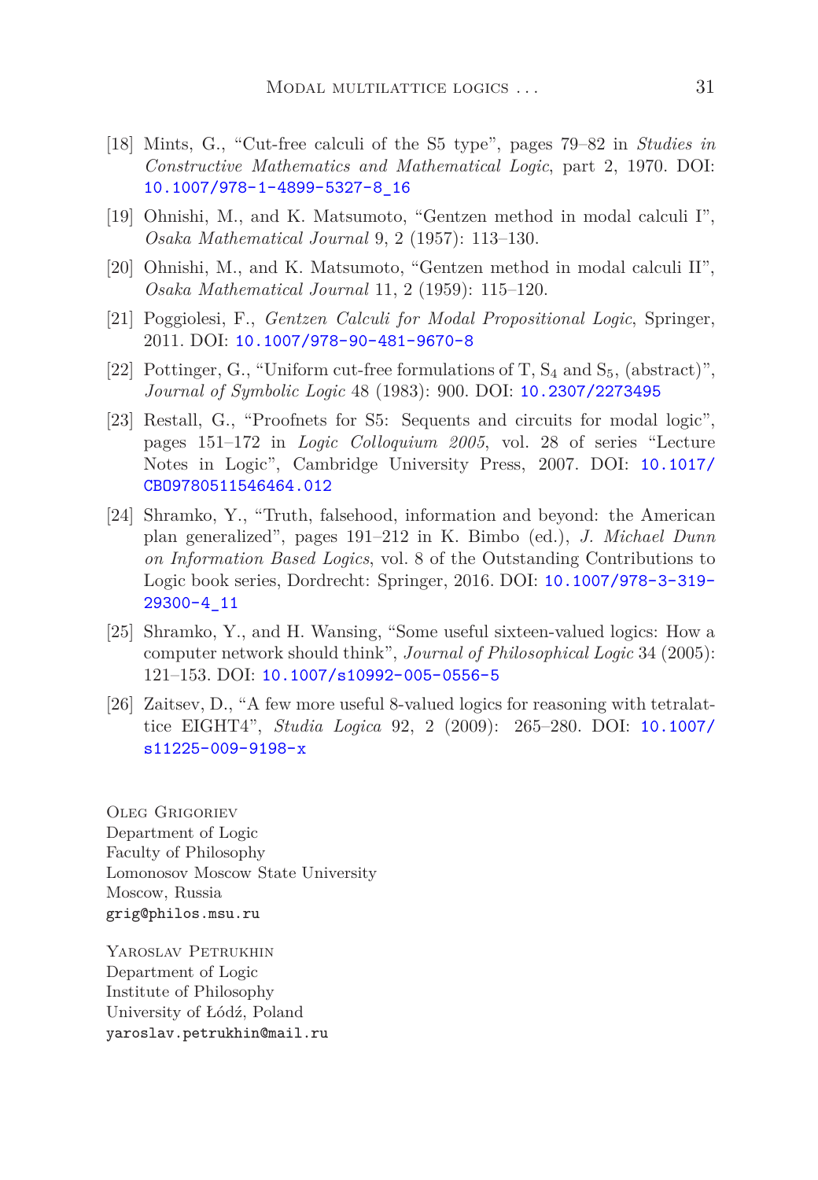[18] Mints, G., "Cut-free calculi of the S5 type", pages 79–82 in *Studies in Constructive Mathematics and Mathematical Logic*, part 2, 1970. DOI: 10.1007/978-1-4899-5327-8_16

[19] Ohnishi, M., and K. Matsumoto, "Gentzen method in modal calculi I", *Osaka Mathematical Journal* 9, 2 (1957): 113–130.

[20] Ohnishi, M., and K. Matsumoto, "Gentzen method in modal calculi II", *Osaka Mathematical Journal* 11, 2 (1959): 115–120.

[21] Poggiolesi, F., *Gentzen Calculi for Modal Propositional Logic*, Springer, 2011. DOI: 10.1007/978-90-481-9670-8

[22] Pottinger, G., "Uniform cut-free formulations of T, $S_4$ and $S_5$, (abstract)", *Journal of Symbolic Logic* 48 (1983): 900. DOI: 10.2307/2273495

[23] Restall, G., "Proofnets for S5: Sequents and circuits for modal logic", pages 151–172 in *Logic Colloquium 2005*, vol. 28 of series "Lecture Notes in Logic", Cambridge University Press, 2007. DOI: 10.1017/CBO9780511546464.012

[24] Shramko, Y., "Truth, falsehood, information and beyond: the American plan generalized", pages 191–212 in K. Bimbo (ed.), *J. Michael Dunn on Information Based Logics*, vol. 8 of the Outstanding Contributions to Logic book series, Dordrecht: Springer, 2016. DOI: 10.1007/978-3-319-29300-4_11

[25] Shramko, Y., and H. Wansing, "Some useful sixteen-valued logics: How a computer network should think", *Journal of Philosophical Logic* 34 (2005): 121–153. DOI: 10.1007/s10992-005-0556-5

[26] Zaitsev, D., "A few more useful 8-valued logics for reasoning with tetralattice EIGHT4", *Studia Logica* 92, 2 (2009): 265–280. DOI: 10.1007/s11225-009-9198-x

Oleg Grigoriev
Department of Logic
Faculty of Philosophy
Lomonosov Moscow State University
Moscow, Russia
grig@philos.msu.ru

Yaroslav Petrukhin
Department of Logic
Institute of Philosophy
University of Łódź, Poland
yaroslav.petrukhin@mail.ru